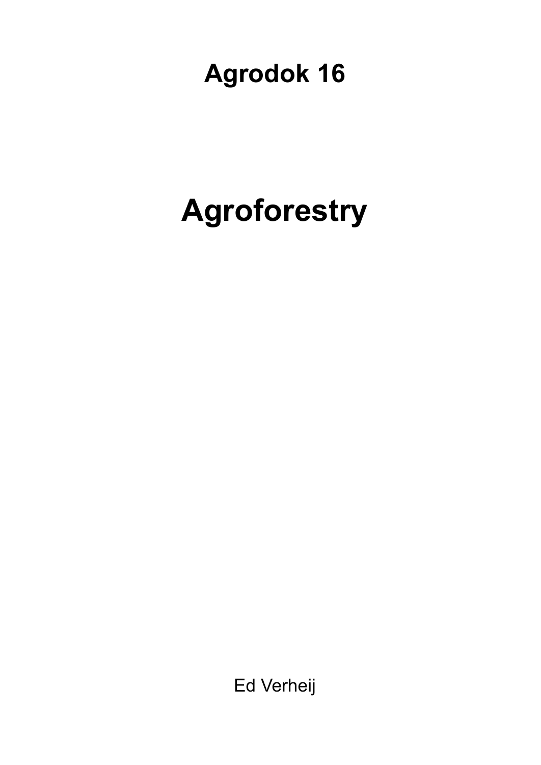# Agrodok 16

# Agroforestry

Ed Verheij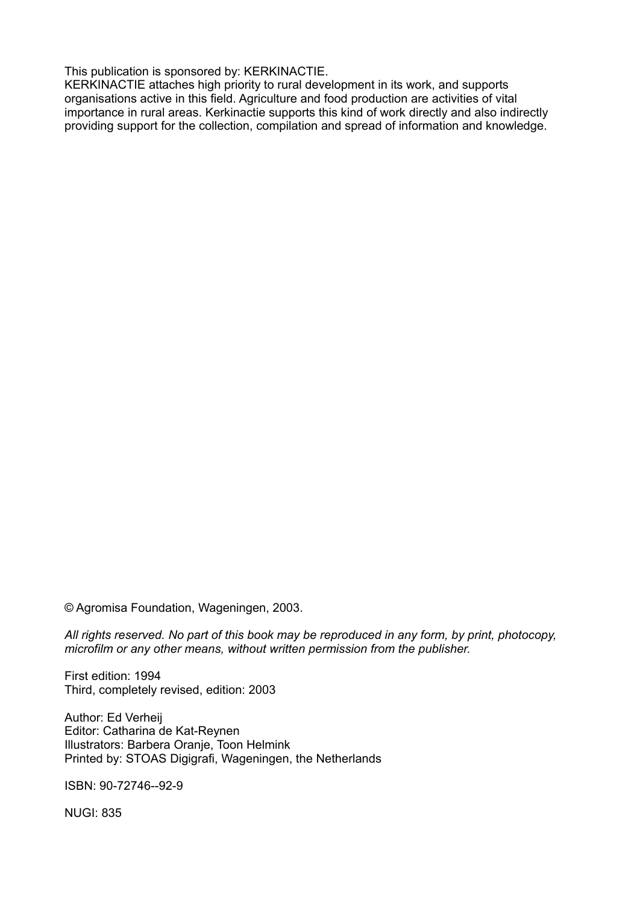This publication is sponsored by: KERKINACTIE.
KERKINACTIE attaches high priority to rural development in its work, and supports organisations active in this field. Agriculture and food production are activities of vital importance in rural areas. Kerkinactie supports this kind of work directly and also indirectly providing support for the collection, compilation and spread of information and knowledge.

© Agromisa Foundation, Wageningen, 2003.

*All rights reserved. No part of this book may be reproduced in any form, by print, photocopy, microfilm or any other means, without written permission from the publisher.*

First edition: 1994
Third, completely revised, edition: 2003

Author: Ed Verheij
Editor: Catharina de Kat-Reynen
Illustrators: Barbera Oranje, Toon Helmink
Printed by: STOAS Digigrafi, Wageningen, the Netherlands

ISBN: 90-72746--92-9

NUGI: 835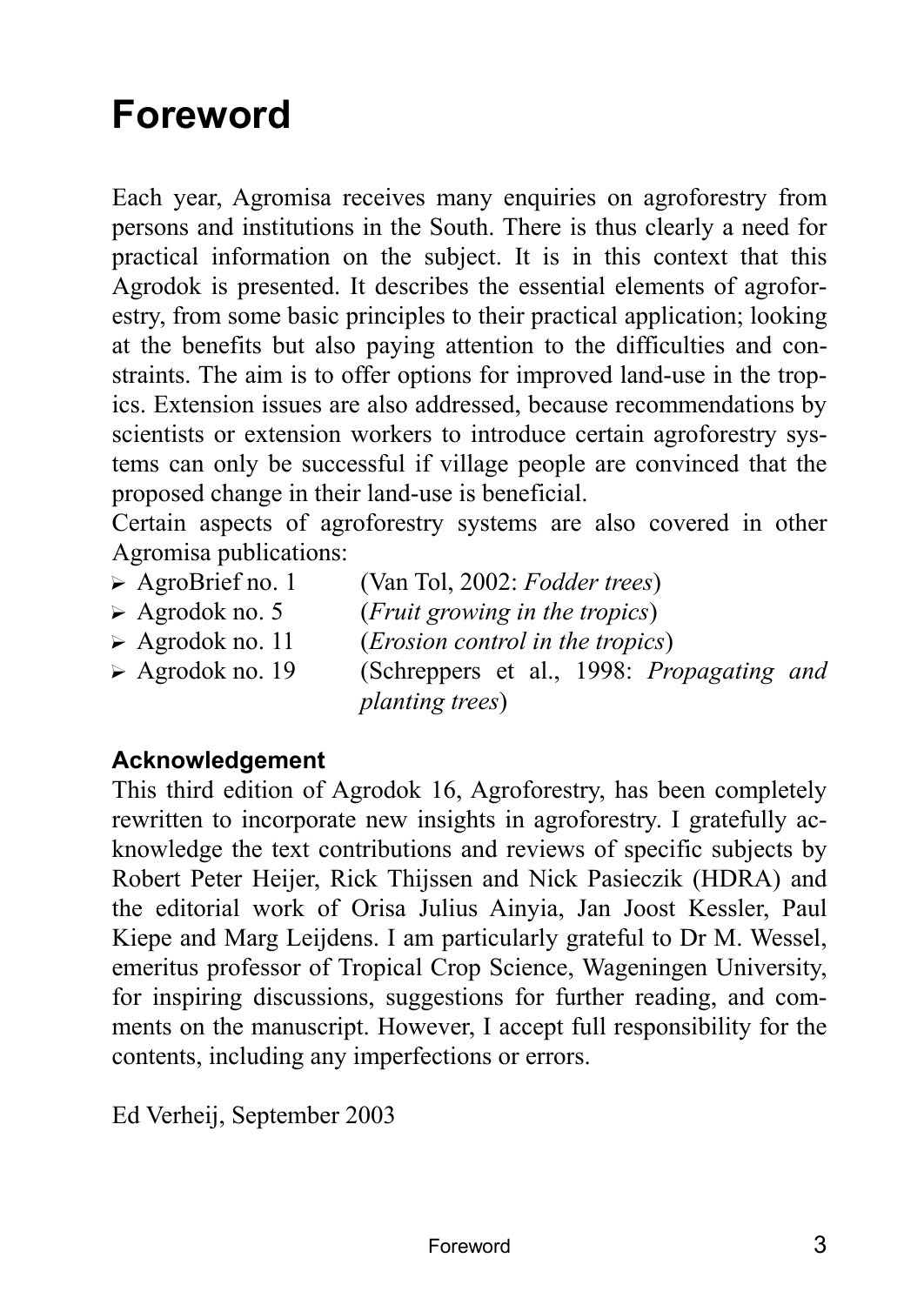# Foreword

Each year, Agromisa receives many enquiries on agroforestry from persons and institutions in the South. There is thus clearly a need for practical information on the subject. It is in this context that this Agrodok is presented. It describes the essential elements of agroforestry, from some basic principles to their practical application; looking at the benefits but also paying attention to the difficulties and constraints. The aim is to offer options for improved land-use in the tropics. Extension issues are also addressed, because recommendations by scientists or extension workers to introduce certain agroforestry systems can only be successful if village people are convinced that the proposed change in their land-use is beneficial.

Certain aspects of agroforestry systems are also covered in other Agromisa publications:

- AgroBrief no. 1 (Van Tol, 2002: *Fodder trees*)
- Agrodok no. 5 (*Fruit growing in the tropics*)
- Agrodok no. 11 (*Erosion control in the tropics*)
- Agrodok no. 19 (Schreppers et al., 1998: *Propagating and planting trees*)

### Acknowledgement

This third edition of Agrodok 16, Agroforestry, has been completely rewritten to incorporate new insights in agroforestry. I gratefully acknowledge the text contributions and reviews of specific subjects by Robert Peter Heijer, Rick Thijssen and Nick Pasieczik (HDRA) and the editorial work of Orisa Julius Ainyia, Jan Joost Kessler, Paul Kiepe and Marg Leijdens. I am particularly grateful to Dr M. Wessel, emeritus professor of Tropical Crop Science, Wageningen University, for inspiring discussions, suggestions for further reading, and comments on the manuscript. However, I accept full responsibility for the contents, including any imperfections or errors.

Ed Verheij, September 2003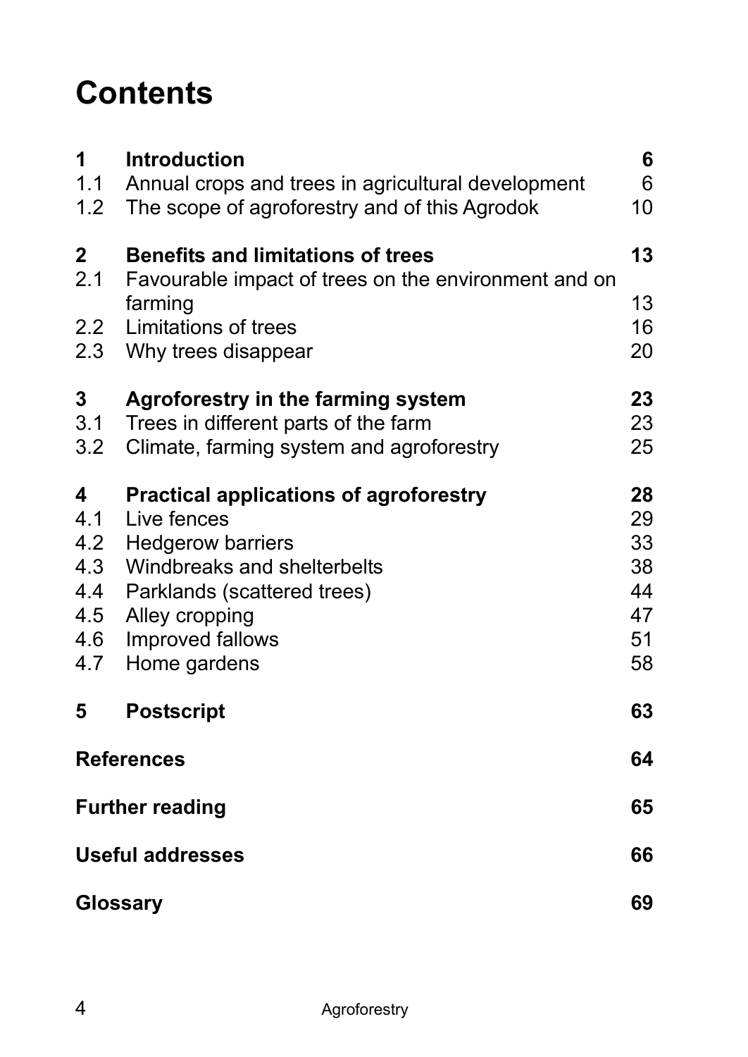# Contents

| | | |
|---|---|---|
| **1** | **Introduction** | **6** |
| 1.1 | Annual crops and trees in agricultural development | 6 |
| 1.2 | The scope of agroforestry and of this Agrodok | 10 |
| **2** | **Benefits and limitations of trees** | **13** |
| 2.1 | Favourable impact of trees on the environment and on farming | 13 |
| 2.2 | Limitations of trees | 16 |
| 2.3 | Why trees disappear | 20 |
| **3** | **Agroforestry in the farming system** | **23** |
| 3.1 | Trees in different parts of the farm | 23 |
| 3.2 | Climate, farming system and agroforestry | 25 |
| **4** | **Practical applications of agroforestry** | **28** |
| 4.1 | Live fences | 29 |
| 4.2 | Hedgerow barriers | 33 |
| 4.3 | Windbreaks and shelterbelts | 38 |
| 4.4 | Parklands (scattered trees) | 44 |
| 4.5 | Alley cropping | 47 |
| 4.6 | Improved fallows | 51 |
| 4.7 | Home gardens | 58 |
| **5** | **Postscript** | **63** |
| **References** | | **64** |
| **Further reading** | | **65** |
| **Useful addresses** | | **66** |
| **Glossary** | | **69** |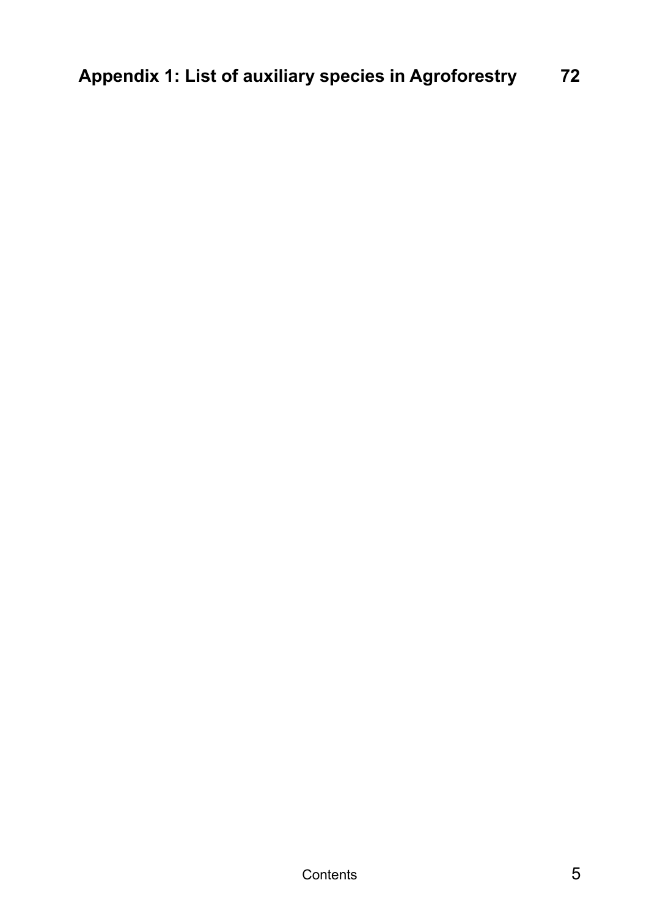**Appendix 1: List of auxiliary species in Agroforestry 72**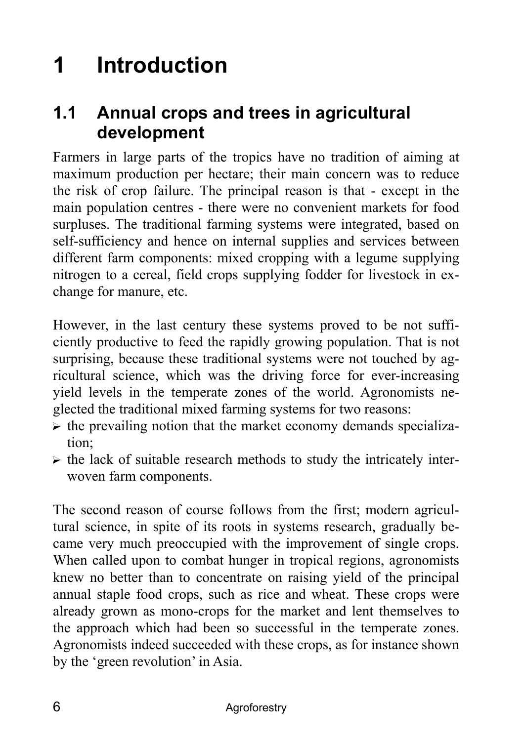# 1 Introduction

## 1.1 Annual crops and trees in agricultural development

Farmers in large parts of the tropics have no tradition of aiming at maximum production per hectare; their main concern was to reduce the risk of crop failure. The principal reason is that - except in the main population centres - there were no convenient markets for food surpluses. The traditional farming systems were integrated, based on self-sufficiency and hence on internal supplies and services between different farm components: mixed cropping with a legume supplying nitrogen to a cereal, field crops supplying fodder for livestock in exchange for manure, etc.

However, in the last century these systems proved to be not sufficiently productive to feed the rapidly growing population. That is not surprising, because these traditional systems were not touched by agricultural science, which was the driving force for ever-increasing yield levels in the temperate zones of the world. Agronomists neglected the traditional mixed farming systems for two reasons:

- the prevailing notion that the market economy demands specialization;
- the lack of suitable research methods to study the intricately interwoven farm components.

The second reason of course follows from the first; modern agricultural science, in spite of its roots in systems research, gradually became very much preoccupied with the improvement of single crops. When called upon to combat hunger in tropical regions, agronomists knew no better than to concentrate on raising yield of the principal annual staple food crops, such as rice and wheat. These crops were already grown as mono-crops for the market and lent themselves to the approach which had been so successful in the temperate zones. Agronomists indeed succeeded with these crops, as for instance shown by the 'green revolution' in Asia.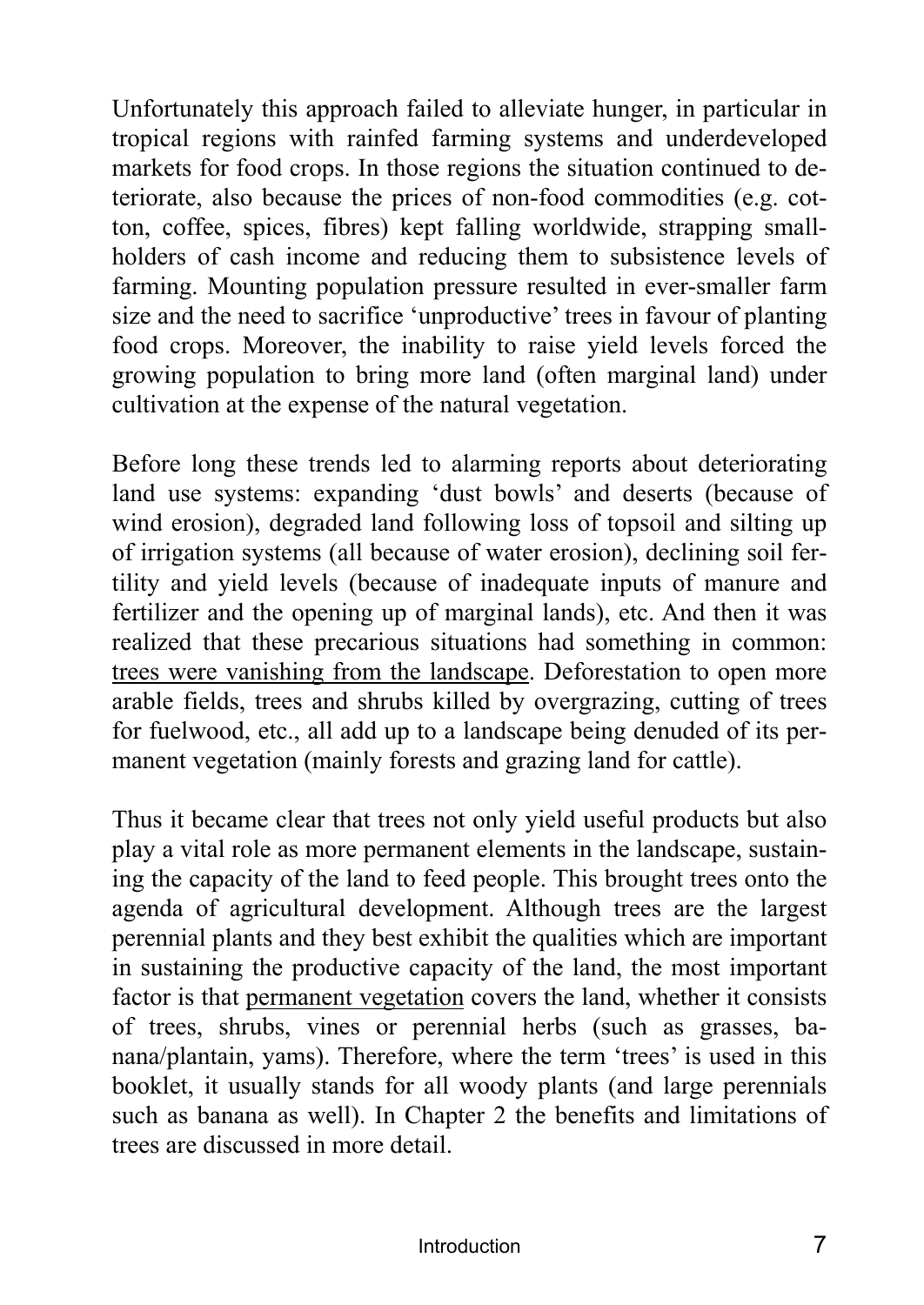Unfortunately this approach failed to alleviate hunger, in particular in tropical regions with rainfed farming systems and underdeveloped markets for food crops. In those regions the situation continued to deteriorate, also because the prices of non-food commodities (e.g. cotton, coffee, spices, fibres) kept falling worldwide, strapping smallholders of cash income and reducing them to subsistence levels of farming. Mounting population pressure resulted in ever-smaller farm size and the need to sacrifice 'unproductive' trees in favour of planting food crops. Moreover, the inability to raise yield levels forced the growing population to bring more land (often marginal land) under cultivation at the expense of the natural vegetation.

Before long these trends led to alarming reports about deteriorating land use systems: expanding 'dust bowls' and deserts (because of wind erosion), degraded land following loss of topsoil and silting up of irrigation systems (all because of water erosion), declining soil fertility and yield levels (because of inadequate inputs of manure and fertilizer and the opening up of marginal lands), etc. And then it was realized that these precarious situations had something in common: <u>trees were vanishing from the landscape</u>. Deforestation to open more arable fields, trees and shrubs killed by overgrazing, cutting of trees for fuelwood, etc., all add up to a landscape being denuded of its permanent vegetation (mainly forests and grazing land for cattle).

Thus it became clear that trees not only yield useful products but also play a vital role as more permanent elements in the landscape, sustaining the capacity of the land to feed people. This brought trees onto the agenda of agricultural development. Although trees are the largest perennial plants and they best exhibit the qualities which are important in sustaining the productive capacity of the land, the most important factor is that <u>permanent vegetation</u> covers the land, whether it consists of trees, shrubs, vines or perennial herbs (such as grasses, banana/plantain, yams). Therefore, where the term 'trees' is used in this booklet, it usually stands for all woody plants (and large perennials such as banana as well). In Chapter 2 the benefits and limitations of trees are discussed in more detail.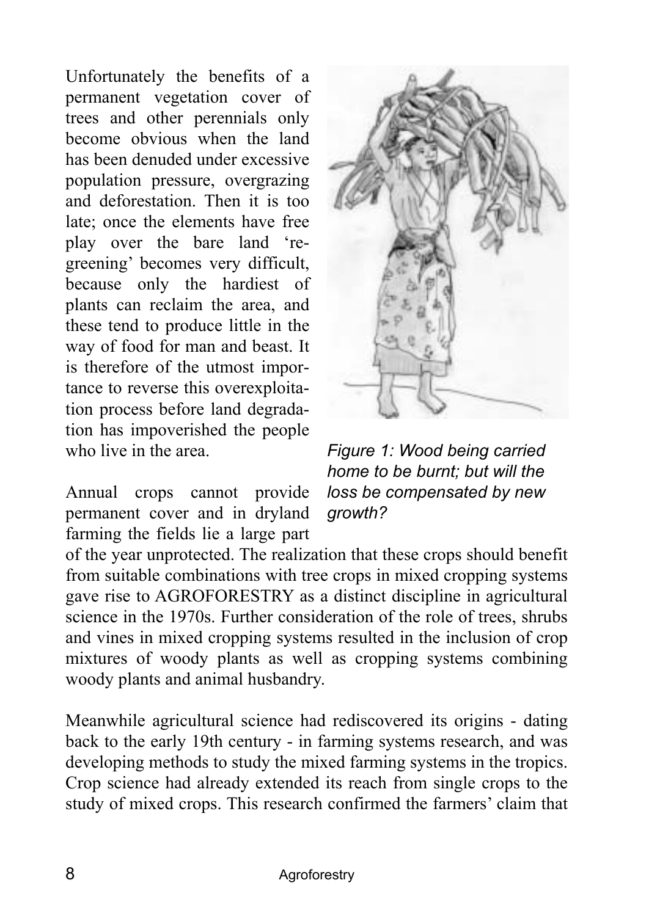Unfortunately the benefits of a permanent vegetation cover of trees and other perennials only become obvious when the land has been denuded under excessive population pressure, overgrazing and deforestation. Then it is too late; once the elements have free play over the bare land 're-greening' becomes very difficult, because only the hardiest of plants can reclaim the area, and these tend to produce little in the way of food for man and beast. It is therefore of the utmost importance to reverse this overexploitation process before land degradation has impoverished the people who live in the area.

*Figure 1: Wood being carried home to be burnt; but will the loss be compensated by new growth?*

Annual crops cannot provide permanent cover and in dryland farming the fields lie a large part of the year unprotected. The realization that these crops should benefit from suitable combinations with tree crops in mixed cropping systems gave rise to AGROFORESTRY as a distinct discipline in agricultural science in the 1970s. Further consideration of the role of trees, shrubs and vines in mixed cropping systems resulted in the inclusion of crop mixtures of woody plants as well as cropping systems combining woody plants and animal husbandry.

Meanwhile agricultural science had rediscovered its origins - dating back to the early 19th century - in farming systems research, and was developing methods to study the mixed farming systems in the tropics. Crop science had already extended its reach from single crops to the study of mixed crops. This research confirmed the farmers' claim that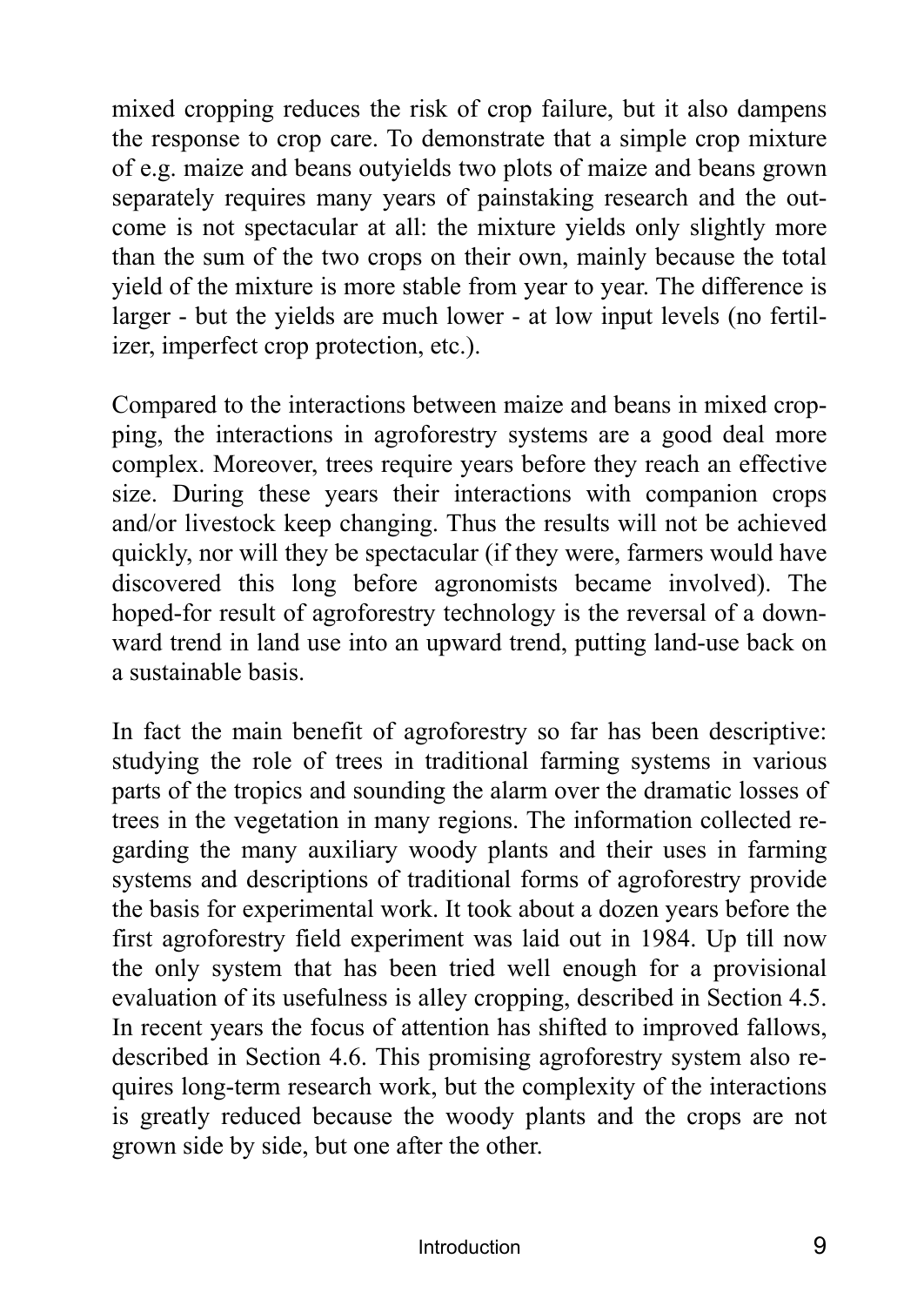mixed cropping reduces the risk of crop failure, but it also dampens the response to crop care. To demonstrate that a simple crop mixture of e.g. maize and beans outyields two plots of maize and beans grown separately requires many years of painstaking research and the outcome is not spectacular at all: the mixture yields only slightly more than the sum of the two crops on their own, mainly because the total yield of the mixture is more stable from year to year. The difference is larger - but the yields are much lower - at low input levels (no fertilizer, imperfect crop protection, etc.).

Compared to the interactions between maize and beans in mixed cropping, the interactions in agroforestry systems are a good deal more complex. Moreover, trees require years before they reach an effective size. During these years their interactions with companion crops and/or livestock keep changing. Thus the results will not be achieved quickly, nor will they be spectacular (if they were, farmers would have discovered this long before agronomists became involved). The hoped-for result of agroforestry technology is the reversal of a downward trend in land use into an upward trend, putting land-use back on a sustainable basis.

In fact the main benefit of agroforestry so far has been descriptive: studying the role of trees in traditional farming systems in various parts of the tropics and sounding the alarm over the dramatic losses of trees in the vegetation in many regions. The information collected regarding the many auxiliary woody plants and their uses in farming systems and descriptions of traditional forms of agroforestry provide the basis for experimental work. It took about a dozen years before the first agroforestry field experiment was laid out in 1984. Up till now the only system that has been tried well enough for a provisional evaluation of its usefulness is alley cropping, described in Section 4.5. In recent years the focus of attention has shifted to improved fallows, described in Section 4.6. This promising agroforestry system also requires long-term research work, but the complexity of the interactions is greatly reduced because the woody plants and the crops are not grown side by side, but one after the other.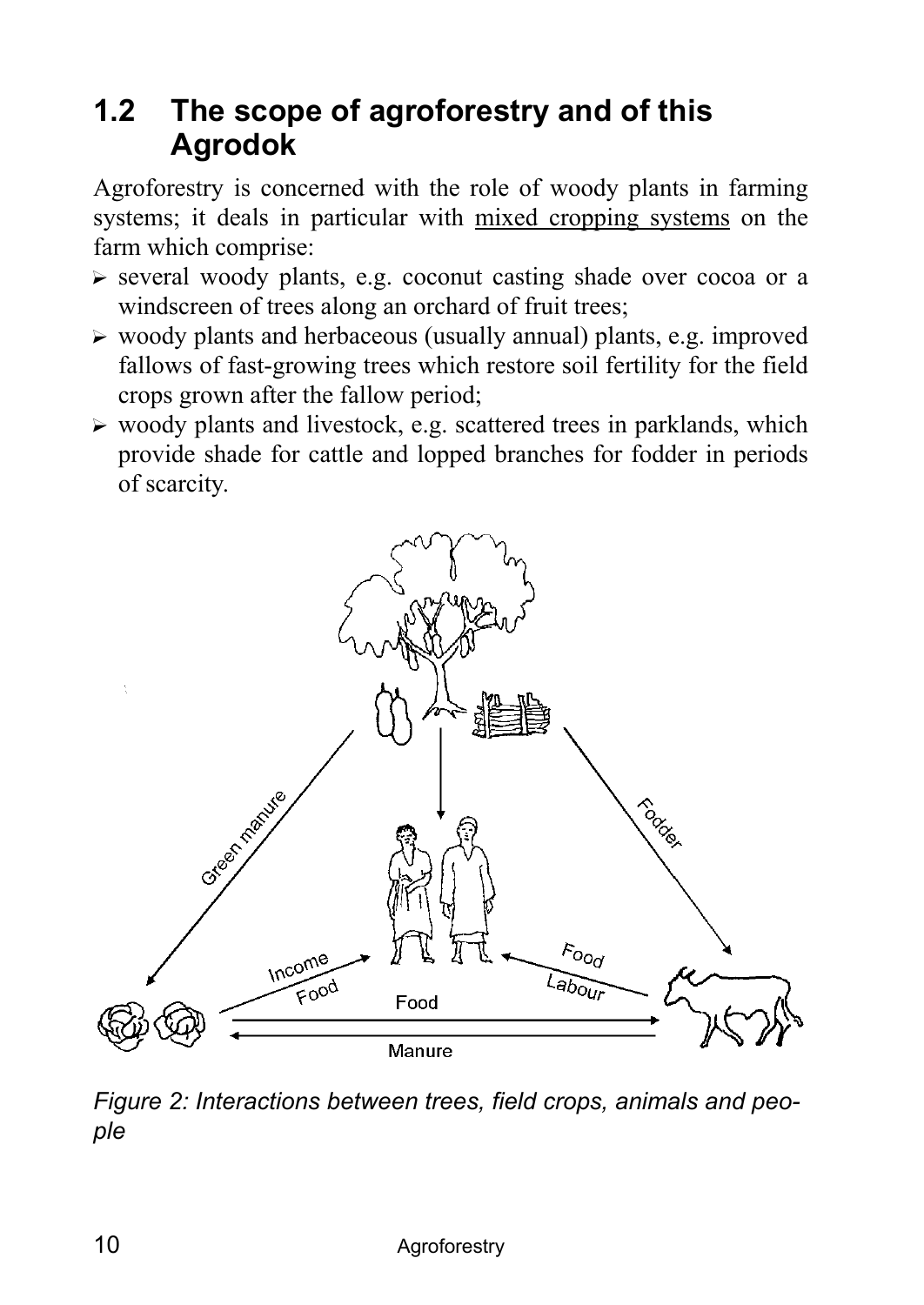## 1.2 The scope of agroforestry and of this Agrodok

Agroforestry is concerned with the role of woody plants in farming systems; it deals in particular with mixed cropping systems on the farm which comprise:

- several woody plants, e.g. coconut casting shade over cocoa or a windscreen of trees along an orchard of fruit trees;
- woody plants and herbaceous (usually annual) plants, e.g. improved fallows of fast-growing trees which restore soil fertility for the field crops grown after the fallow period;
- woody plants and livestock, e.g. scattered trees in parklands, which provide shade for cattle and lopped branches for fodder in periods of scarcity.

*Figure 2: Interactions between trees, field crops, animals and people*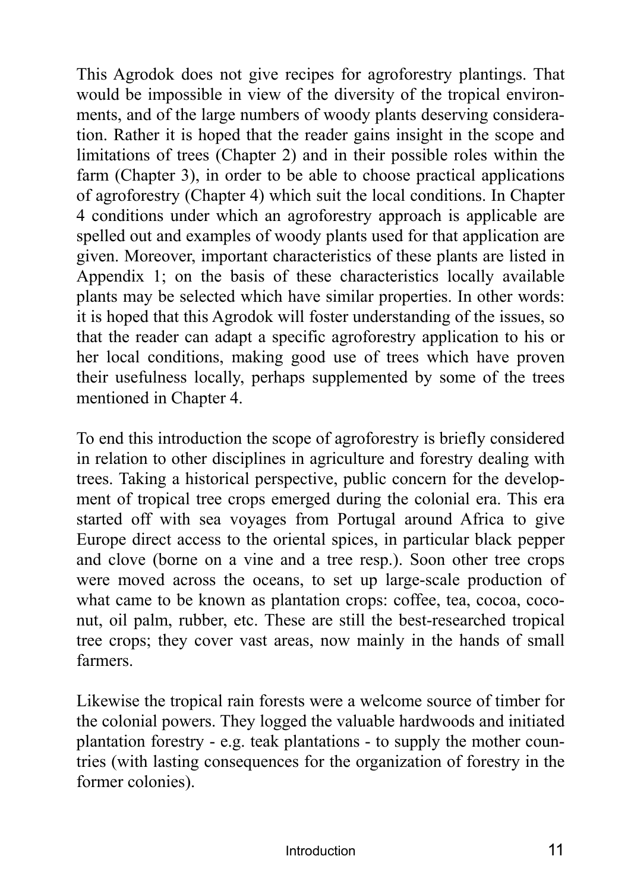This Agrodok does not give recipes for agroforestry plantings. That would be impossible in view of the diversity of the tropical environments, and of the large numbers of woody plants deserving consideration. Rather it is hoped that the reader gains insight in the scope and limitations of trees (Chapter 2) and in their possible roles within the farm (Chapter 3), in order to be able to choose practical applications of agroforestry (Chapter 4) which suit the local conditions. In Chapter 4 conditions under which an agroforestry approach is applicable are spelled out and examples of woody plants used for that application are given. Moreover, important characteristics of these plants are listed in Appendix 1; on the basis of these characteristics locally available plants may be selected which have similar properties. In other words: it is hoped that this Agrodok will foster understanding of the issues, so that the reader can adapt a specific agroforestry application to his or her local conditions, making good use of trees which have proven their usefulness locally, perhaps supplemented by some of the trees mentioned in Chapter 4.

To end this introduction the scope of agroforestry is briefly considered in relation to other disciplines in agriculture and forestry dealing with trees. Taking a historical perspective, public concern for the development of tropical tree crops emerged during the colonial era. This era started off with sea voyages from Portugal around Africa to give Europe direct access to the oriental spices, in particular black pepper and clove (borne on a vine and a tree resp.). Soon other tree crops were moved across the oceans, to set up large-scale production of what came to be known as plantation crops: coffee, tea, cocoa, coconut, oil palm, rubber, etc. These are still the best-researched tropical tree crops; they cover vast areas, now mainly in the hands of small farmers.

Likewise the tropical rain forests were a welcome source of timber for the colonial powers. They logged the valuable hardwoods and initiated plantation forestry - e.g. teak plantations - to supply the mother countries (with lasting consequences for the organization of forestry in the former colonies).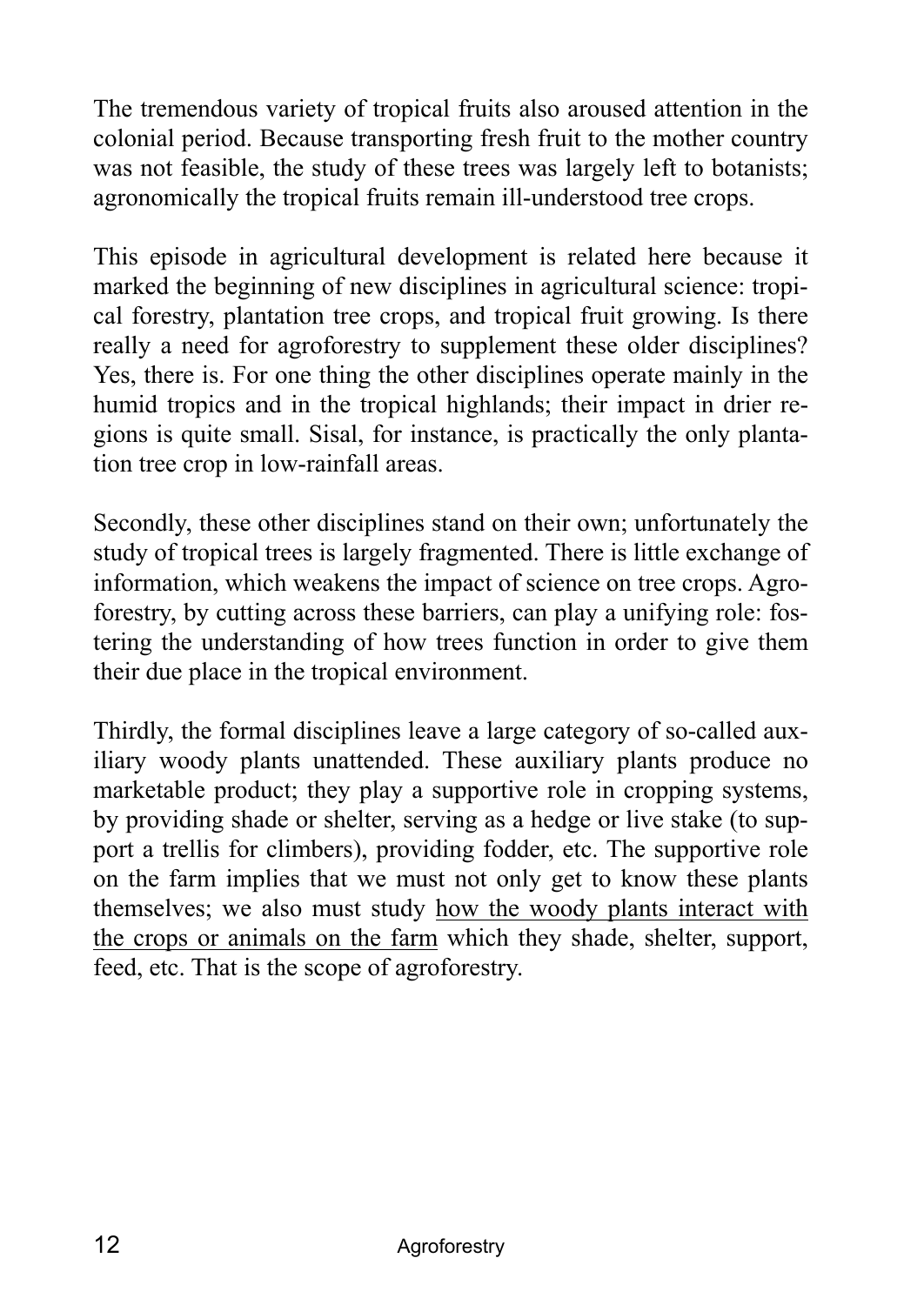The tremendous variety of tropical fruits also aroused attention in the colonial period. Because transporting fresh fruit to the mother country was not feasible, the study of these trees was largely left to botanists; agronomically the tropical fruits remain ill-understood tree crops.

This episode in agricultural development is related here because it marked the beginning of new disciplines in agricultural science: tropical forestry, plantation tree crops, and tropical fruit growing. Is there really a need for agroforestry to supplement these older disciplines? Yes, there is. For one thing the other disciplines operate mainly in the humid tropics and in the tropical highlands; their impact in drier regions is quite small. Sisal, for instance, is practically the only plantation tree crop in low-rainfall areas.

Secondly, these other disciplines stand on their own; unfortunately the study of tropical trees is largely fragmented. There is little exchange of information, which weakens the impact of science on tree crops. Agroforestry, by cutting across these barriers, can play a unifying role: fostering the understanding of how trees function in order to give them their due place in the tropical environment.

Thirdly, the formal disciplines leave a large category of so-called auxiliary woody plants unattended. These auxiliary plants produce no marketable product; they play a supportive role in cropping systems, by providing shade or shelter, serving as a hedge or live stake (to support a trellis for climbers), providing fodder, etc. The supportive role on the farm implies that we must not only get to know these plants themselves; we also must study <u>how the woody plants interact with the crops or animals on the farm</u> which they shade, shelter, support, feed, etc. That is the scope of agroforestry.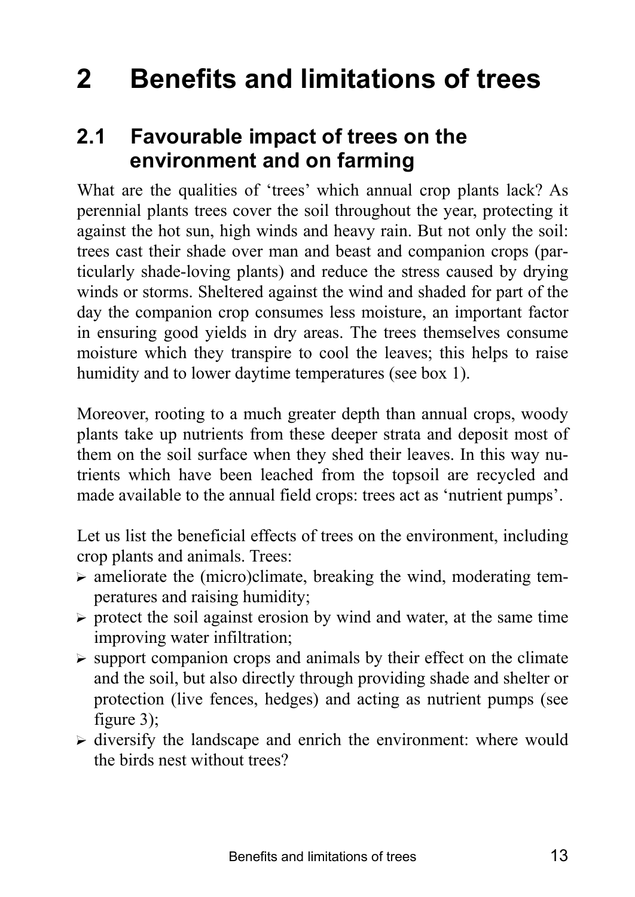# 2 Benefits and limitations of trees

## 2.1 Favourable impact of trees on the environment and on farming

What are the qualities of 'trees' which annual crop plants lack? As perennial plants trees cover the soil throughout the year, protecting it against the hot sun, high winds and heavy rain. But not only the soil: trees cast their shade over man and beast and companion crops (particularly shade-loving plants) and reduce the stress caused by drying winds or storms. Sheltered against the wind and shaded for part of the day the companion crop consumes less moisture, an important factor in ensuring good yields in dry areas. The trees themselves consume moisture which they transpire to cool the leaves; this helps to raise humidity and to lower daytime temperatures (see box 1).

Moreover, rooting to a much greater depth than annual crops, woody plants take up nutrients from these deeper strata and deposit most of them on the soil surface when they shed their leaves. In this way nutrients which have been leached from the topsoil are recycled and made available to the annual field crops: trees act as 'nutrient pumps'.

Let us list the beneficial effects of trees on the environment, including crop plants and animals. Trees:

- ameliorate the (micro)climate, breaking the wind, moderating temperatures and raising humidity;
- protect the soil against erosion by wind and water, at the same time improving water infiltration;
- support companion crops and animals by their effect on the climate and the soil, but also directly through providing shade and shelter or protection (live fences, hedges) and acting as nutrient pumps (see figure 3);
- diversify the landscape and enrich the environment: where would the birds nest without trees?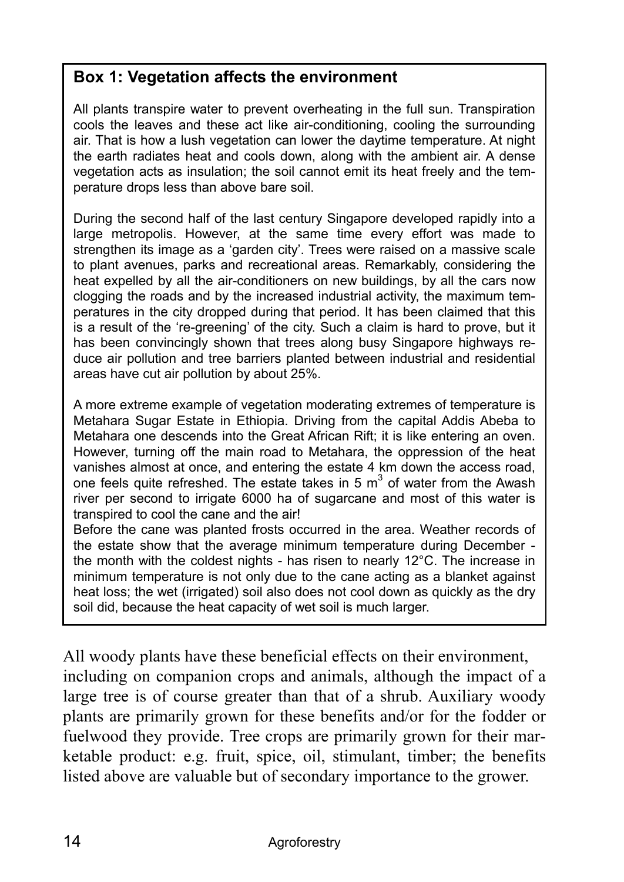**Box 1: Vegetation affects the environment**

All plants transpire water to prevent overheating in the full sun. Transpiration cools the leaves and these act like air-conditioning, cooling the surrounding air. That is how a lush vegetation can lower the daytime temperature. At night the earth radiates heat and cools down, along with the ambient air. A dense vegetation acts as insulation; the soil cannot emit its heat freely and the temperature drops less than above bare soil.

During the second half of the last century Singapore developed rapidly into a large metropolis. However, at the same time every effort was made to strengthen its image as a 'garden city'. Trees were raised on a massive scale to plant avenues, parks and recreational areas. Remarkably, considering the heat expelled by all the air-conditioners on new buildings, by all the cars now clogging the roads and by the increased industrial activity, the maximum temperatures in the city dropped during that period. It has been claimed that this is a result of the 're-greening' of the city. Such a claim is hard to prove, but it has been convincingly shown that trees along busy Singapore highways reduce air pollution and tree barriers planted between industrial and residential areas have cut air pollution by about 25%.

A more extreme example of vegetation moderating extremes of temperature is Metahara Sugar Estate in Ethiopia. Driving from the capital Addis Abeba to Metahara one descends into the Great African Rift; it is like entering an oven. However, turning off the main road to Metahara, the oppression of the heat vanishes almost at once, and entering the estate 4 km down the access road, one feels quite refreshed. The estate takes in 5 $m^3$ of water from the Awash river per second to irrigate 6000 ha of sugarcane and most of this water is transpired to cool the cane and the air!

Before the cane was planted frosts occurred in the area. Weather records of the estate show that the average minimum temperature during December - the month with the coldest nights - has risen to nearly 12°C. The increase in minimum temperature is not only due to the cane acting as a blanket against heat loss; the wet (irrigated) soil also does not cool down as quickly as the dry soil did, because the heat capacity of wet soil is much larger.

All woody plants have these beneficial effects on their environment, including on companion crops and animals, although the impact of a large tree is of course greater than that of a shrub. Auxiliary woody plants are primarily grown for these benefits and/or for the fodder or fuelwood they provide. Tree crops are primarily grown for their marketable product: e.g. fruit, spice, oil, stimulant, timber; the benefits listed above are valuable but of secondary importance to the grower.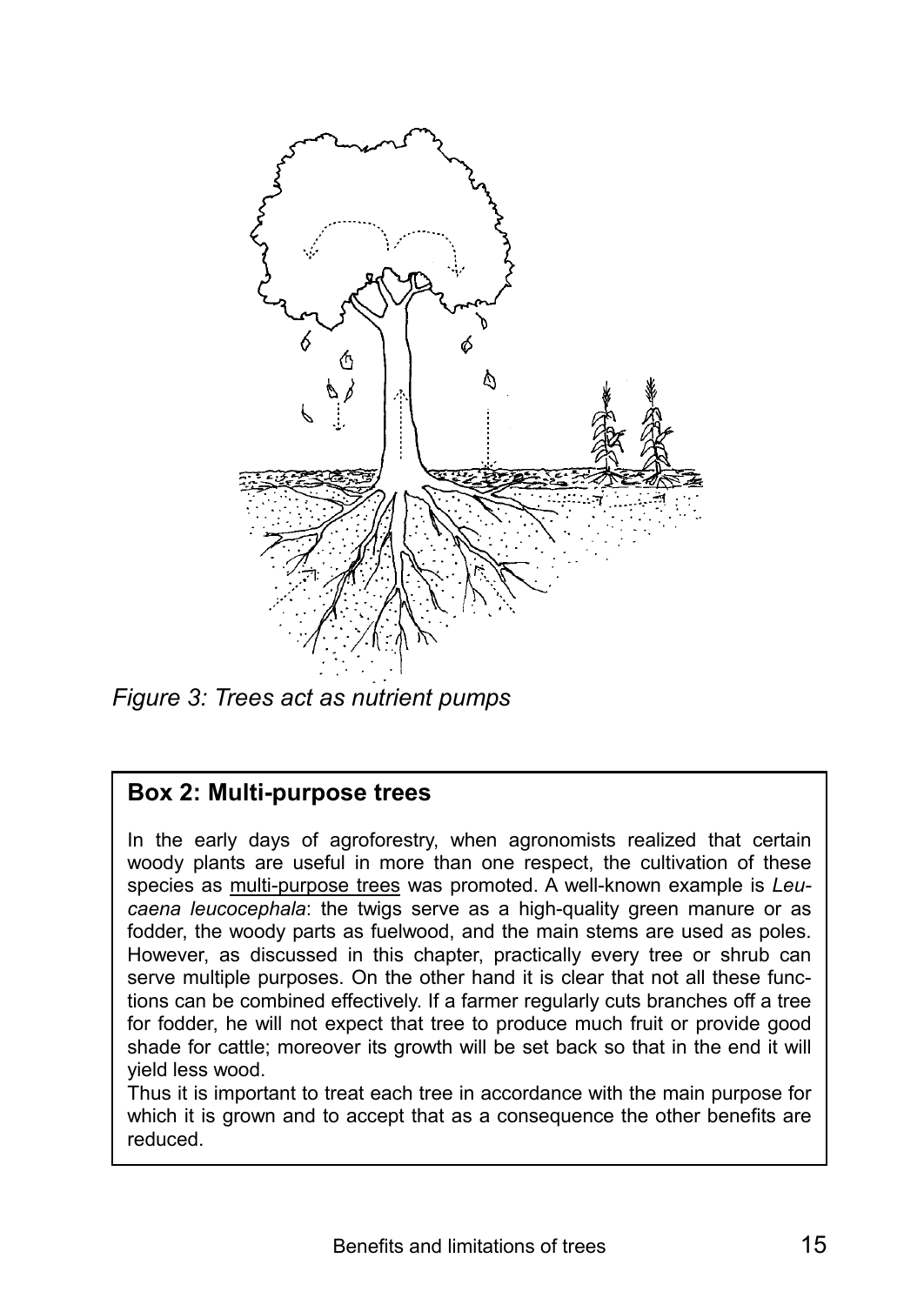*Figure 3: Trees act as nutrient pumps*

### Box 2: Multi-purpose trees

In the early days of agroforestry, when agronomists realized that certain woody plants are useful in more than one respect, the cultivation of these species as multi-purpose trees was promoted. A well-known example is *Leucaena leucocephala*: the twigs serve as a high-quality green manure or as fodder, the woody parts as fuelwood, and the main stems are used as poles. However, as discussed in this chapter, practically every tree or shrub can serve multiple purposes. On the other hand it is clear that not all these functions can be combined effectively. If a farmer regularly cuts branches off a tree for fodder, he will not expect that tree to produce much fruit or provide good shade for cattle; moreover its growth will be set back so that in the end it will yield less wood.

Thus it is important to treat each tree in accordance with the main purpose for which it is grown and to accept that as a consequence the other benefits are reduced.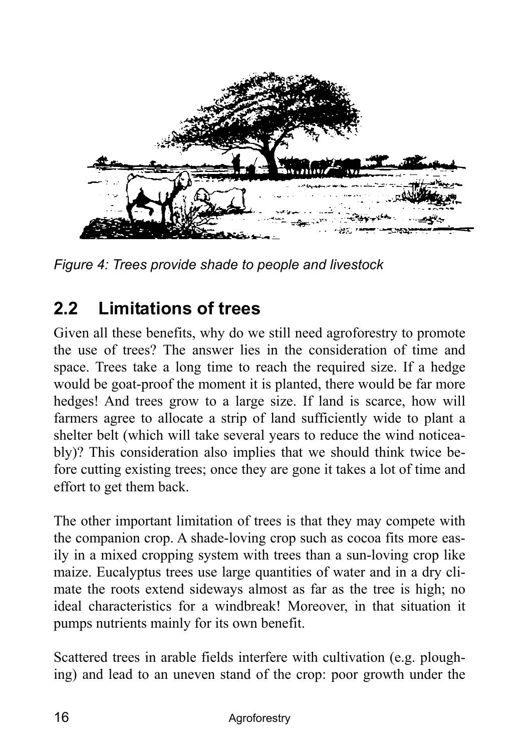*Figure 4: Trees provide shade to people and livestock*

## 2.2 Limitations of trees

Given all these benefits, why do we still need agroforestry to promote the use of trees? The answer lies in the consideration of time and space. Trees take a long time to reach the required size. If a hedge would be goat-proof the moment it is planted, there would be far more hedges! And trees grow to a large size. If land is scarce, how will farmers agree to allocate a strip of land sufficiently wide to plant a shelter belt (which will take several years to reduce the wind noticeably)? This consideration also implies that we should think twice before cutting existing trees; once they are gone it takes a lot of time and effort to get them back.

The other important limitation of trees is that they may compete with the companion crop. A shade-loving crop such as cocoa fits more easily in a mixed cropping system with trees than a sun-loving crop like maize. Eucalyptus trees use large quantities of water and in a dry climate the roots extend sideways almost as far as the tree is high; no ideal characteristics for a windbreak! Moreover, in that situation it pumps nutrients mainly for its own benefit.

Scattered trees in arable fields interfere with cultivation (e.g. ploughing) and lead to an uneven stand of the crop: poor growth under the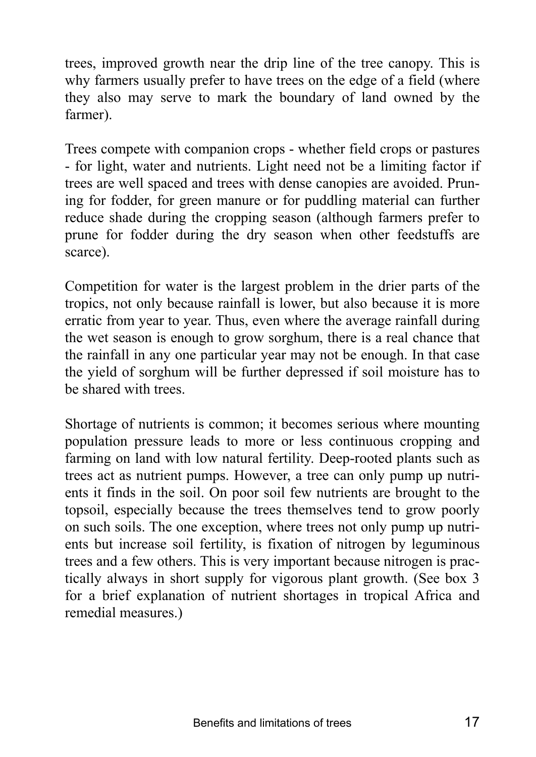trees, improved growth near the drip line of the tree canopy. This is why farmers usually prefer to have trees on the edge of a field (where they also may serve to mark the boundary of land owned by the farmer).

Trees compete with companion crops - whether field crops or pastures - for light, water and nutrients. Light need not be a limiting factor if trees are well spaced and trees with dense canopies are avoided. Pruning for fodder, for green manure or for puddling material can further reduce shade during the cropping season (although farmers prefer to prune for fodder during the dry season when other feedstuffs are scarce).

Competition for water is the largest problem in the drier parts of the tropics, not only because rainfall is lower, but also because it is more erratic from year to year. Thus, even where the average rainfall during the wet season is enough to grow sorghum, there is a real chance that the rainfall in any one particular year may not be enough. In that case the yield of sorghum will be further depressed if soil moisture has to be shared with trees.

Shortage of nutrients is common; it becomes serious where mounting population pressure leads to more or less continuous cropping and farming on land with low natural fertility. Deep-rooted plants such as trees act as nutrient pumps. However, a tree can only pump up nutrients it finds in the soil. On poor soil few nutrients are brought to the topsoil, especially because the trees themselves tend to grow poorly on such soils. The one exception, where trees not only pump up nutrients but increase soil fertility, is fixation of nitrogen by leguminous trees and a few others. This is very important because nitrogen is practically always in short supply for vigorous plant growth. (See box 3 for a brief explanation of nutrient shortages in tropical Africa and remedial measures.)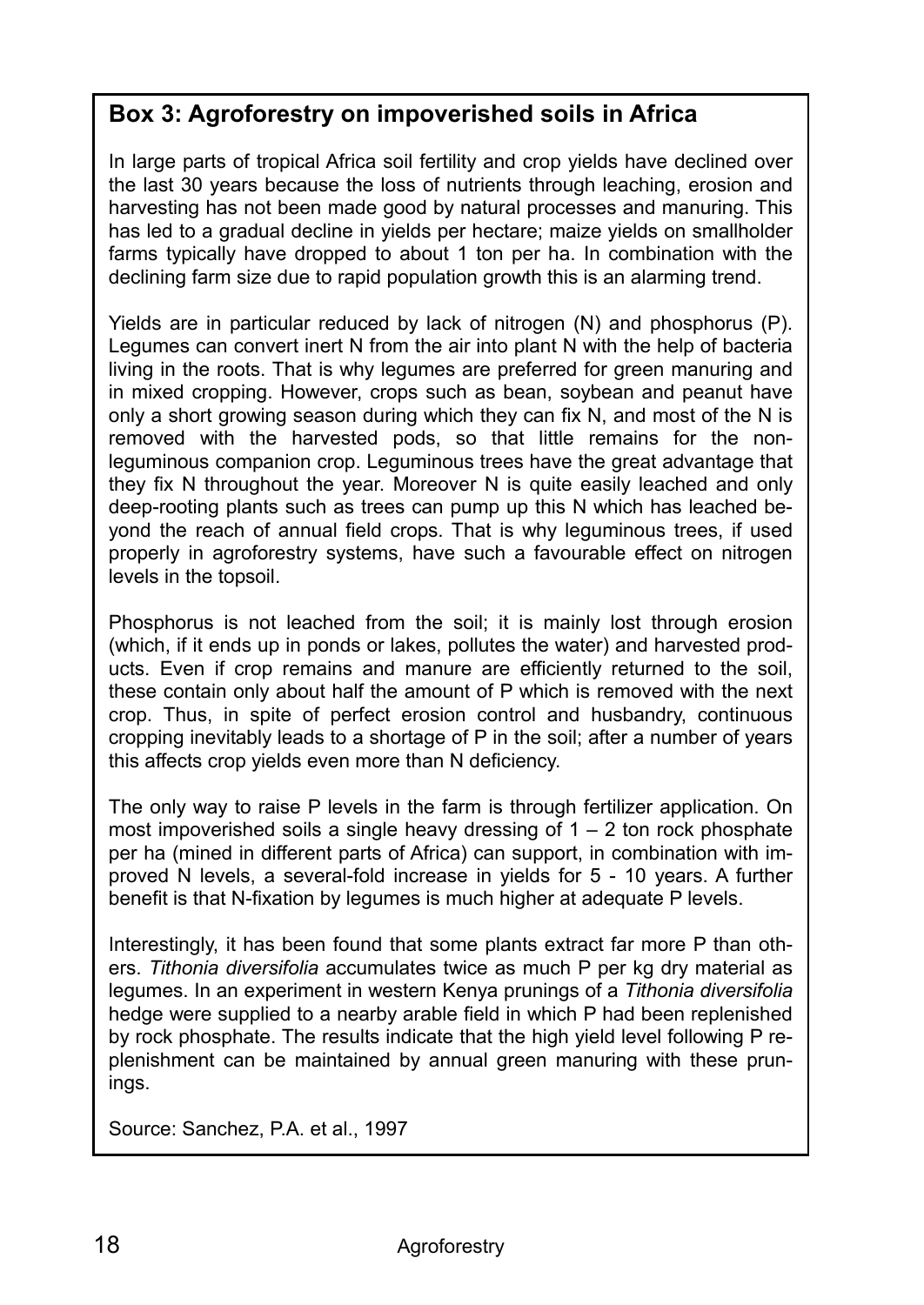## Box 3: Agroforestry on impoverished soils in Africa

In large parts of tropical Africa soil fertility and crop yields have declined over the last 30 years because the loss of nutrients through leaching, erosion and harvesting has not been made good by natural processes and manuring. This has led to a gradual decline in yields per hectare; maize yields on smallholder farms typically have dropped to about 1 ton per ha. In combination with the declining farm size due to rapid population growth this is an alarming trend.

Yields are in particular reduced by lack of nitrogen (N) and phosphorus (P). Legumes can convert inert N from the air into plant N with the help of bacteria living in the roots. That is why legumes are preferred for green manuring and in mixed cropping. However, crops such as bean, soybean and peanut have only a short growing season during which they can fix N, and most of the N is removed with the harvested pods, so that little remains for the non-leguminous companion crop. Leguminous trees have the great advantage that they fix N throughout the year. Moreover N is quite easily leached and only deep-rooting plants such as trees can pump up this N which has leached beyond the reach of annual field crops. That is why leguminous trees, if used properly in agroforestry systems, have such a favourable effect on nitrogen levels in the topsoil.

Phosphorus is not leached from the soil; it is mainly lost through erosion (which, if it ends up in ponds or lakes, pollutes the water) and harvested products. Even if crop remains and manure are efficiently returned to the soil, these contain only about half the amount of P which is removed with the next crop. Thus, in spite of perfect erosion control and husbandry, continuous cropping inevitably leads to a shortage of P in the soil; after a number of years this affects crop yields even more than N deficiency.

The only way to raise P levels in the farm is through fertilizer application. On most impoverished soils a single heavy dressing of 1 – 2 ton rock phosphate per ha (mined in different parts of Africa) can support, in combination with improved N levels, a several-fold increase in yields for 5 - 10 years. A further benefit is that N-fixation by legumes is much higher at adequate P levels.

Interestingly, it has been found that some plants extract far more P than others. *Tithonia diversifolia* accumulates twice as much P per kg dry material as legumes. In an experiment in western Kenya prunings of a *Tithonia diversifolia* hedge were supplied to a nearby arable field in which P had been replenished by rock phosphate. The results indicate that the high yield level following P replenishment can be maintained by annual green manuring with these prunings.

Source: Sanchez, P.A. et al., 1997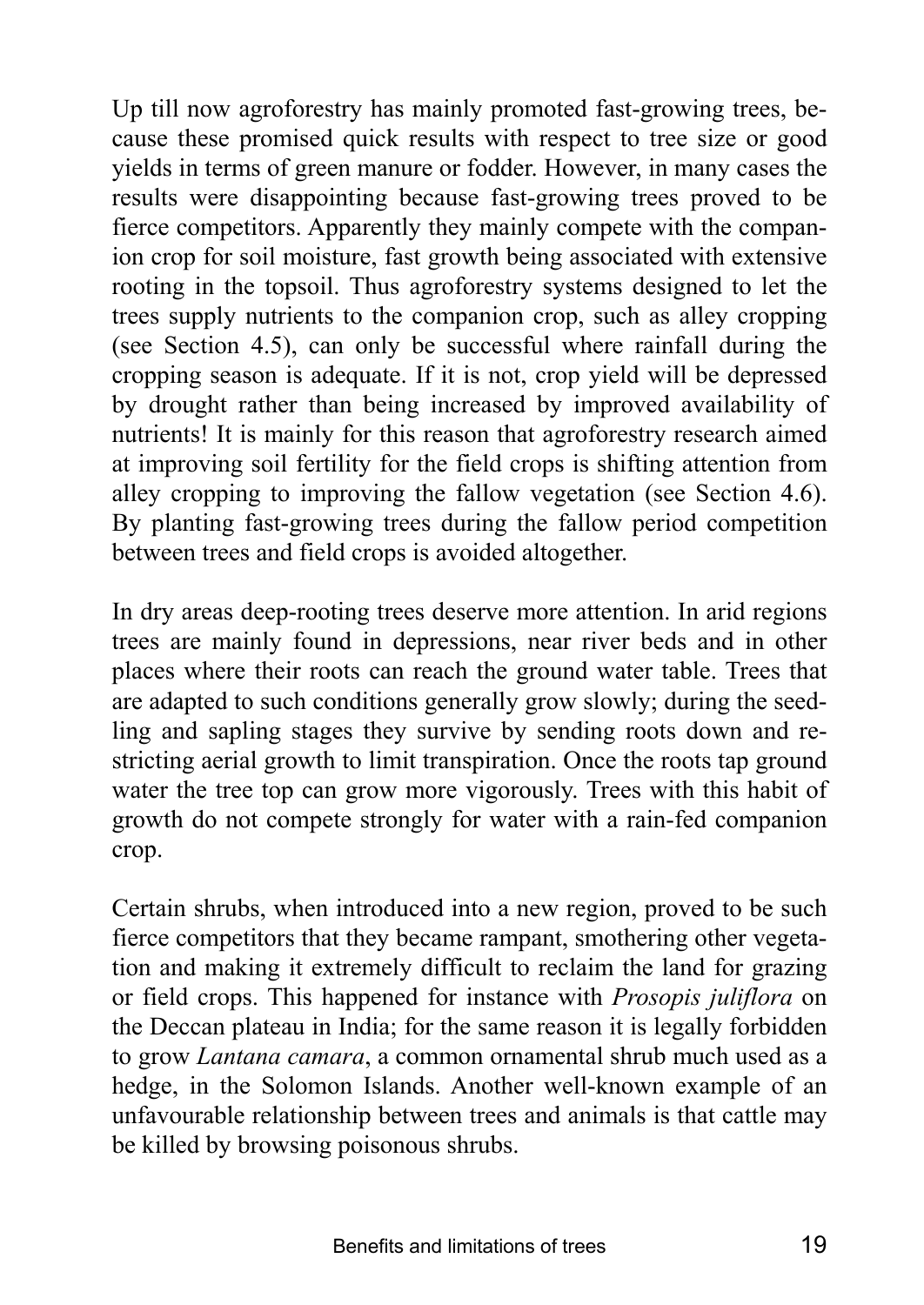Up till now agroforestry has mainly promoted fast-growing trees, because these promised quick results with respect to tree size or good yields in terms of green manure or fodder. However, in many cases the results were disappointing because fast-growing trees proved to be fierce competitors. Apparently they mainly compete with the companion crop for soil moisture, fast growth being associated with extensive rooting in the topsoil. Thus agroforestry systems designed to let the trees supply nutrients to the companion crop, such as alley cropping (see Section 4.5), can only be successful where rainfall during the cropping season is adequate. If it is not, crop yield will be depressed by drought rather than being increased by improved availability of nutrients! It is mainly for this reason that agroforestry research aimed at improving soil fertility for the field crops is shifting attention from alley cropping to improving the fallow vegetation (see Section 4.6). By planting fast-growing trees during the fallow period competition between trees and field crops is avoided altogether.

In dry areas deep-rooting trees deserve more attention. In arid regions trees are mainly found in depressions, near river beds and in other places where their roots can reach the ground water table. Trees that are adapted to such conditions generally grow slowly; during the seedling and sapling stages they survive by sending roots down and restricting aerial growth to limit transpiration. Once the roots tap ground water the tree top can grow more vigorously. Trees with this habit of growth do not compete strongly for water with a rain-fed companion crop.

Certain shrubs, when introduced into a new region, proved to be such fierce competitors that they became rampant, smothering other vegetation and making it extremely difficult to reclaim the land for grazing or field crops. This happened for instance with *Prosopis juliflora* on the Deccan plateau in India; for the same reason it is legally forbidden to grow *Lantana camara*, a common ornamental shrub much used as a hedge, in the Solomon Islands. Another well-known example of an unfavourable relationship between trees and animals is that cattle may be killed by browsing poisonous shrubs.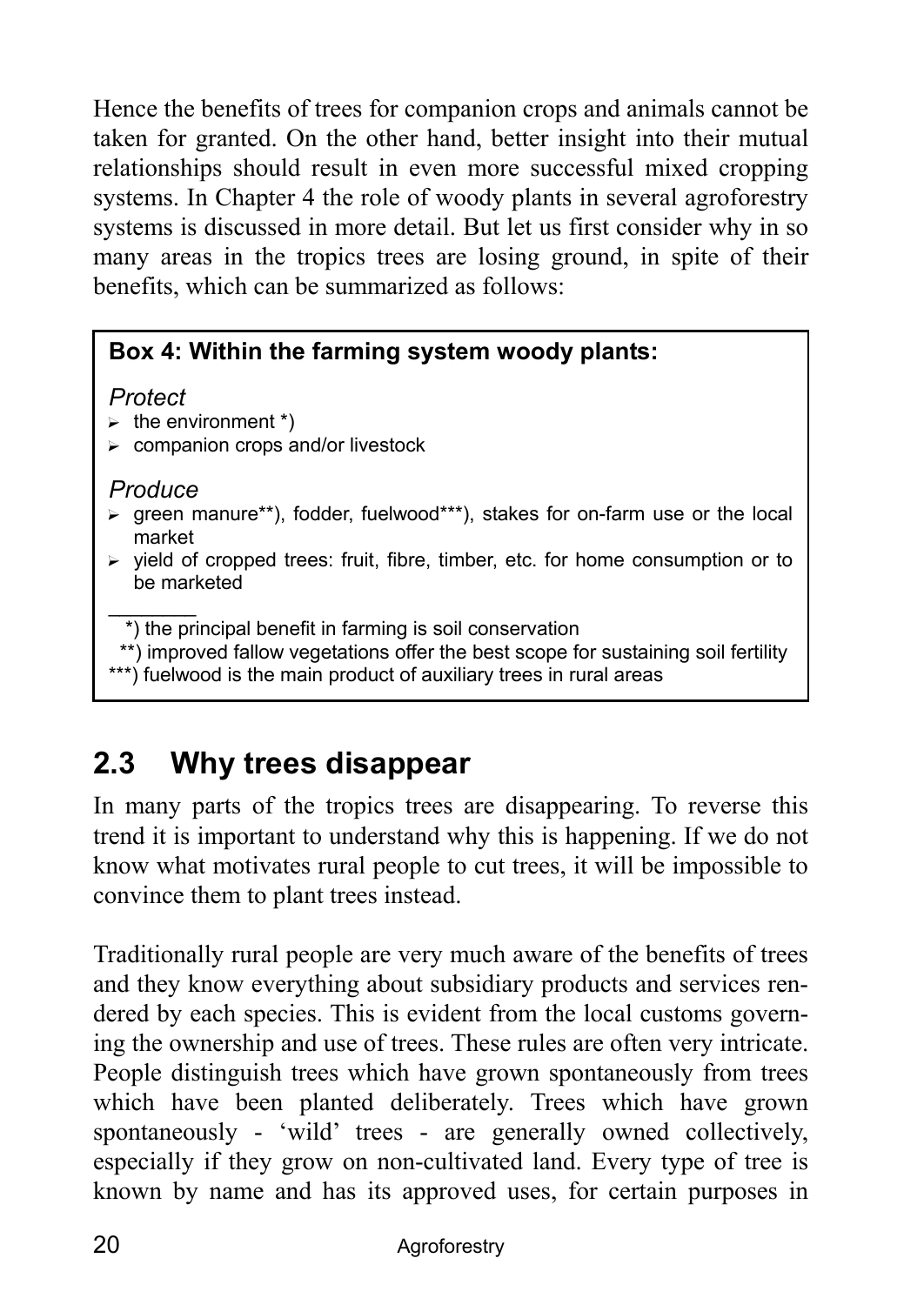Hence the benefits of trees for companion crops and animals cannot be taken for granted. On the other hand, better insight into their mutual relationships should result in even more successful mixed cropping systems. In Chapter 4 the role of woody plants in several agroforestry systems is discussed in more detail. But let us first consider why in so many areas in the tropics trees are losing ground, in spite of their benefits, which can be summarized as follows:

> **Box 4: Within the farming system woody plants:**
>
> *Protect*
>
> - the environment *)
> - companion crops and/or livestock
>
> *Produce*
>
> - green manure**), fodder, fuelwood***), stakes for on-farm use or the local market
> - yield of cropped trees: fruit, fibre, timber, etc. for home consumption or to be marketed
>
> ________
>
> *) the principal benefit in farming is soil conservation
> **) improved fallow vegetations offer the best scope for sustaining soil fertility
> ***) fuelwood is the main product of auxiliary trees in rural areas

## 2.3 Why trees disappear

In many parts of the tropics trees are disappearing. To reverse this trend it is important to understand why this is happening. If we do not know what motivates rural people to cut trees, it will be impossible to convince them to plant trees instead.

Traditionally rural people are very much aware of the benefits of trees and they know everything about subsidiary products and services rendered by each species. This is evident from the local customs governing the ownership and use of trees. These rules are often very intricate. People distinguish trees which have grown spontaneously from trees which have been planted deliberately. Trees which have grown spontaneously - 'wild' trees - are generally owned collectively, especially if they grow on non-cultivated land. Every type of tree is known by name and has its approved uses, for certain purposes in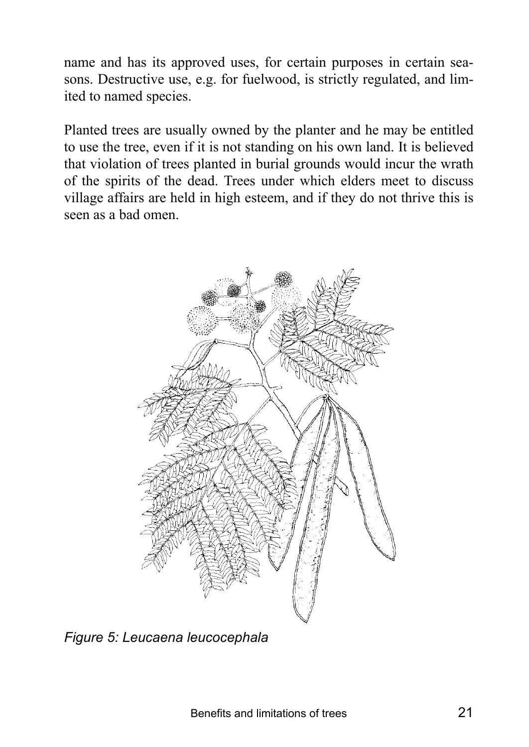name and has its approved uses, for certain purposes in certain seasons. Destructive use, e.g. for fuelwood, is strictly regulated, and limited to named species.

Planted trees are usually owned by the planter and he may be entitled to use the tree, even if it is not standing on his own land. It is believed that violation of trees planted in burial grounds would incur the wrath of the spirits of the dead. Trees under which elders meet to discuss village affairs are held in high esteem, and if they do not thrive this is seen as a bad omen.

*Figure 5: Leucaena leucocephala*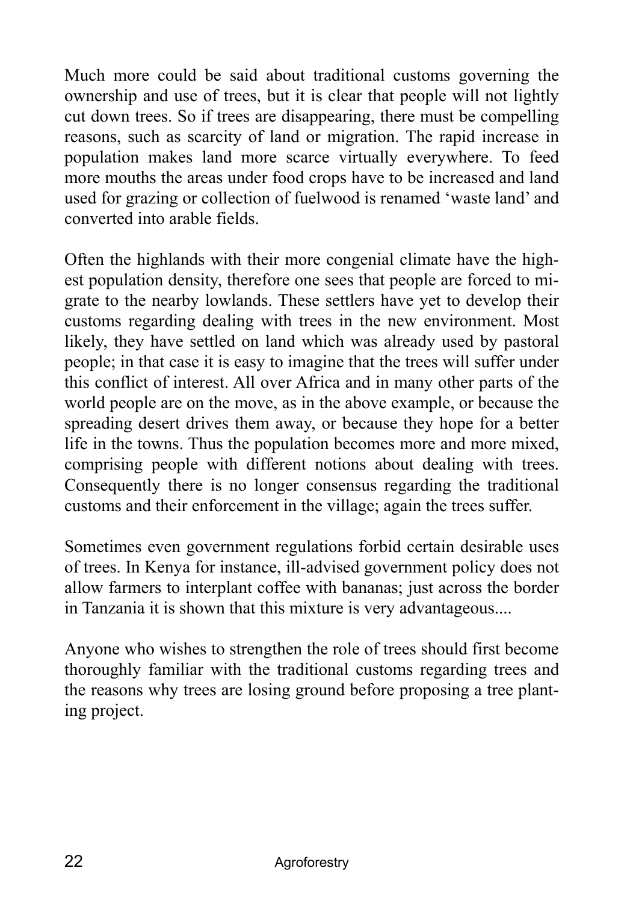Much more could be said about traditional customs governing the ownership and use of trees, but it is clear that people will not lightly cut down trees. So if trees are disappearing, there must be compelling reasons, such as scarcity of land or migration. The rapid increase in population makes land more scarce virtually everywhere. To feed more mouths the areas under food crops have to be increased and land used for grazing or collection of fuelwood is renamed 'waste land' and converted into arable fields.

Often the highlands with their more congenial climate have the highest population density, therefore one sees that people are forced to migrate to the nearby lowlands. These settlers have yet to develop their customs regarding dealing with trees in the new environment. Most likely, they have settled on land which was already used by pastoral people; in that case it is easy to imagine that the trees will suffer under this conflict of interest. All over Africa and in many other parts of the world people are on the move, as in the above example, or because the spreading desert drives them away, or because they hope for a better life in the towns. Thus the population becomes more and more mixed, comprising people with different notions about dealing with trees. Consequently there is no longer consensus regarding the traditional customs and their enforcement in the village; again the trees suffer.

Sometimes even government regulations forbid certain desirable uses of trees. In Kenya for instance, ill-advised government policy does not allow farmers to interplant coffee with bananas; just across the border in Tanzania it is shown that this mixture is very advantageous....

Anyone who wishes to strengthen the role of trees should first become thoroughly familiar with the traditional customs regarding trees and the reasons why trees are losing ground before proposing a tree planting project.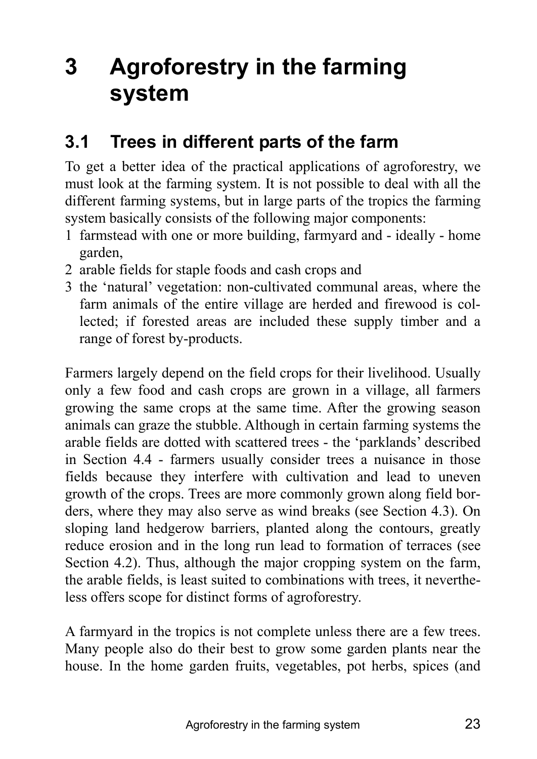# 3 Agroforestry in the farming system

## 3.1 Trees in different parts of the farm

To get a better idea of the practical applications of agroforestry, we must look at the farming system. It is not possible to deal with all the different farming systems, but in large parts of the tropics the farming system basically consists of the following major components:

1. farmstead with one or more building, farmyard and - ideally - home garden,
2. arable fields for staple foods and cash crops and
3. the 'natural' vegetation: non-cultivated communal areas, where the farm animals of the entire village are herded and firewood is collected; if forested areas are included these supply timber and a range of forest by-products.

Farmers largely depend on the field crops for their livelihood. Usually only a few food and cash crops are grown in a village, all farmers growing the same crops at the same time. After the growing season animals can graze the stubble. Although in certain farming systems the arable fields are dotted with scattered trees - the 'parklands' described in Section 4.4 - farmers usually consider trees a nuisance in those fields because they interfere with cultivation and lead to uneven growth of the crops. Trees are more commonly grown along field borders, where they may also serve as wind breaks (see Section 4.3). On sloping land hedgerow barriers, planted along the contours, greatly reduce erosion and in the long run lead to formation of terraces (see Section 4.2). Thus, although the major cropping system on the farm, the arable fields, is least suited to combinations with trees, it nevertheless offers scope for distinct forms of agroforestry.

A farmyard in the tropics is not complete unless there are a few trees. Many people also do their best to grow some garden plants near the house. In the home garden fruits, vegetables, pot herbs, spices (and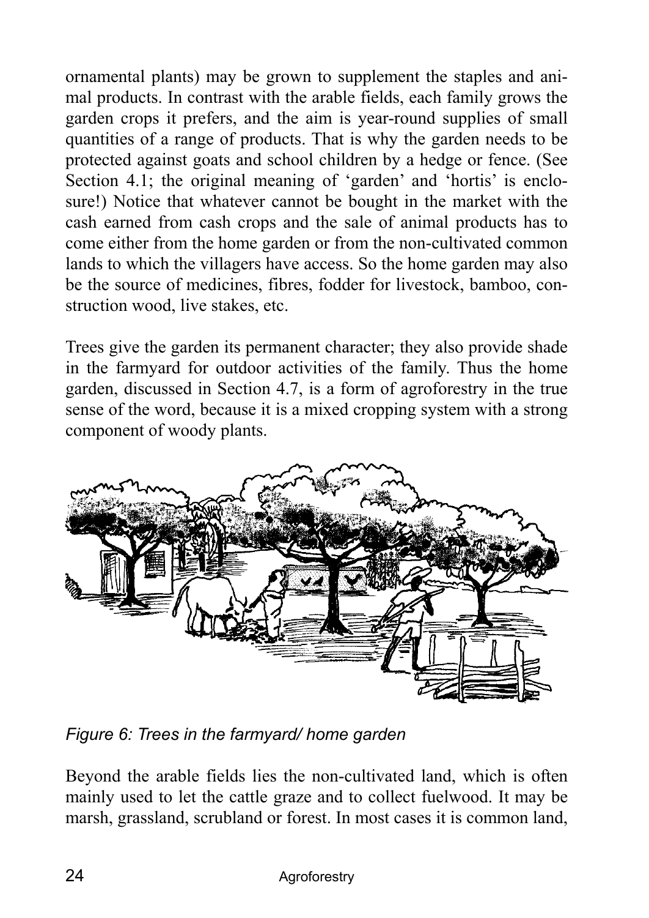ornamental plants) may be grown to supplement the staples and animal products. In contrast with the arable fields, each family grows the garden crops it prefers, and the aim is year-round supplies of small quantities of a range of products. That is why the garden needs to be protected against goats and school children by a hedge or fence. (See Section 4.1; the original meaning of 'garden' and 'hortis' is enclosure!) Notice that whatever cannot be bought in the market with the cash earned from cash crops and the sale of animal products has to come either from the home garden or from the non-cultivated common lands to which the villagers have access. So the home garden may also be the source of medicines, fibres, fodder for livestock, bamboo, construction wood, live stakes, etc.

Trees give the garden its permanent character; they also provide shade in the farmyard for outdoor activities of the family. Thus the home garden, discussed in Section 4.7, is a form of agroforestry in the true sense of the word, because it is a mixed cropping system with a strong component of woody plants.

*Figure 6: Trees in the farmyard/ home garden*

Beyond the arable fields lies the non-cultivated land, which is often mainly used to let the cattle graze and to collect fuelwood. It may be marsh, grassland, scrubland or forest. In most cases it is common land,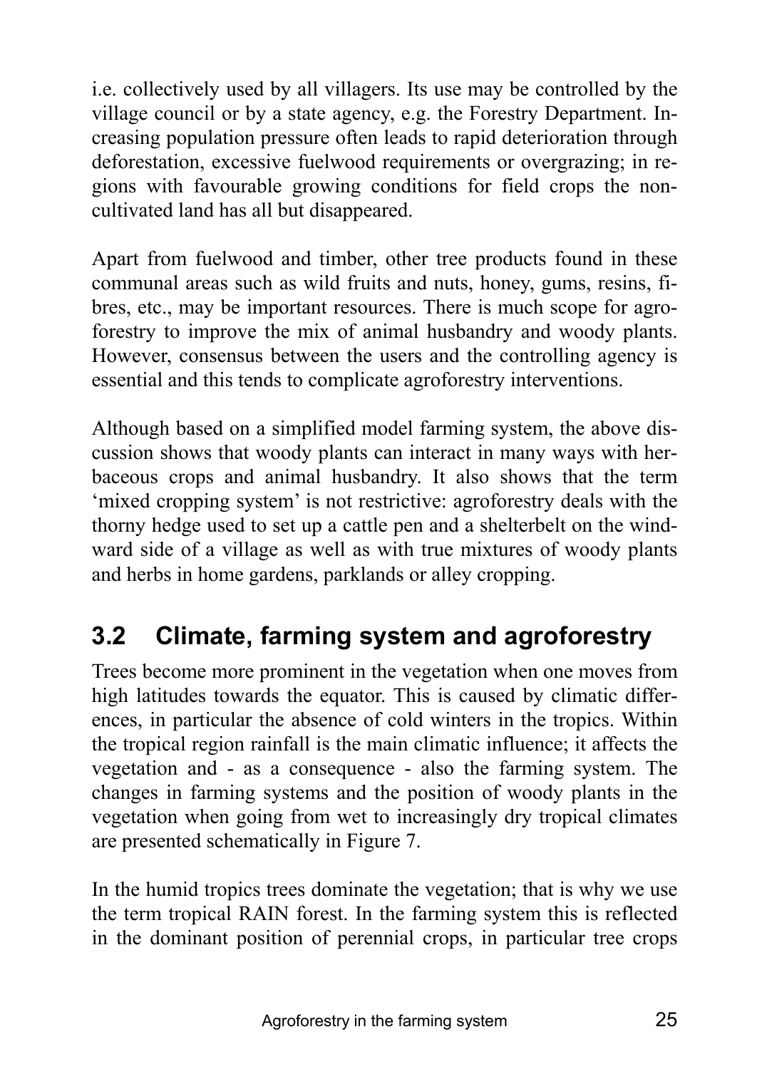i.e. collectively used by all villagers. Its use may be controlled by the village council or by a state agency, e.g. the Forestry Department. Increasing population pressure often leads to rapid deterioration through deforestation, excessive fuelwood requirements or overgrazing; in regions with favourable growing conditions for field crops the non-cultivated land has all but disappeared.

Apart from fuelwood and timber, other tree products found in these communal areas such as wild fruits and nuts, honey, gums, resins, fibres, etc., may be important resources. There is much scope for agroforestry to improve the mix of animal husbandry and woody plants. However, consensus between the users and the controlling agency is essential and this tends to complicate agroforestry interventions.

Although based on a simplified model farming system, the above discussion shows that woody plants can interact in many ways with herbaceous crops and animal husbandry. It also shows that the term 'mixed cropping system' is not restrictive: agroforestry deals with the thorny hedge used to set up a cattle pen and a shelterbelt on the windward side of a village as well as with true mixtures of woody plants and herbs in home gardens, parklands or alley cropping.

## 3.2 Climate, farming system and agroforestry

Trees become more prominent in the vegetation when one moves from high latitudes towards the equator. This is caused by climatic differences, in particular the absence of cold winters in the tropics. Within the tropical region rainfall is the main climatic influence; it affects the vegetation and - as a consequence - also the farming system. The changes in farming systems and the position of woody plants in the vegetation when going from wet to increasingly dry tropical climates are presented schematically in Figure 7.

In the humid tropics trees dominate the vegetation; that is why we use the term tropical RAIN forest. In the farming system this is reflected in the dominant position of perennial crops, in particular tree crops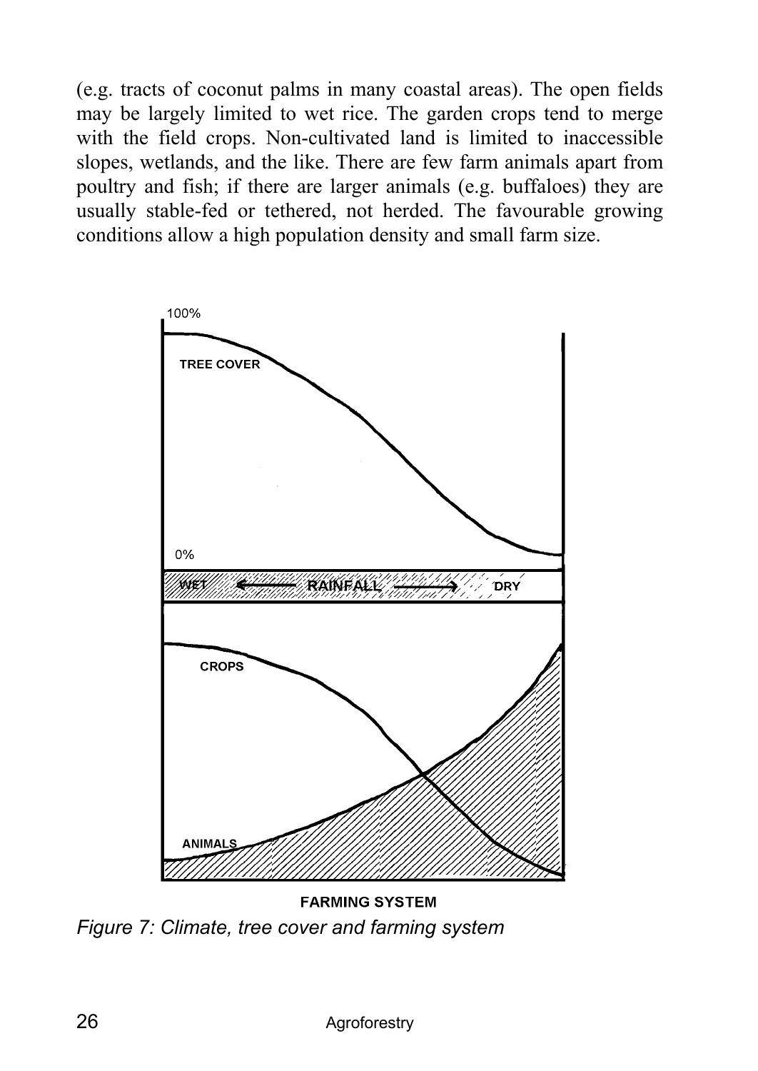(e.g. tracts of coconut palms in many coastal areas). The open fields may be largely limited to wet rice. The garden crops tend to merge with the field crops. Non-cultivated land is limited to inaccessible slopes, wetlands, and the like. There are few farm animals apart from poultry and fish; if there are larger animals (e.g. buffaloes) they are usually stable-fed or tethered, not herded. The favourable growing conditions allow a high population density and small farm size.

*Figure 7: Climate, tree cover and farming system*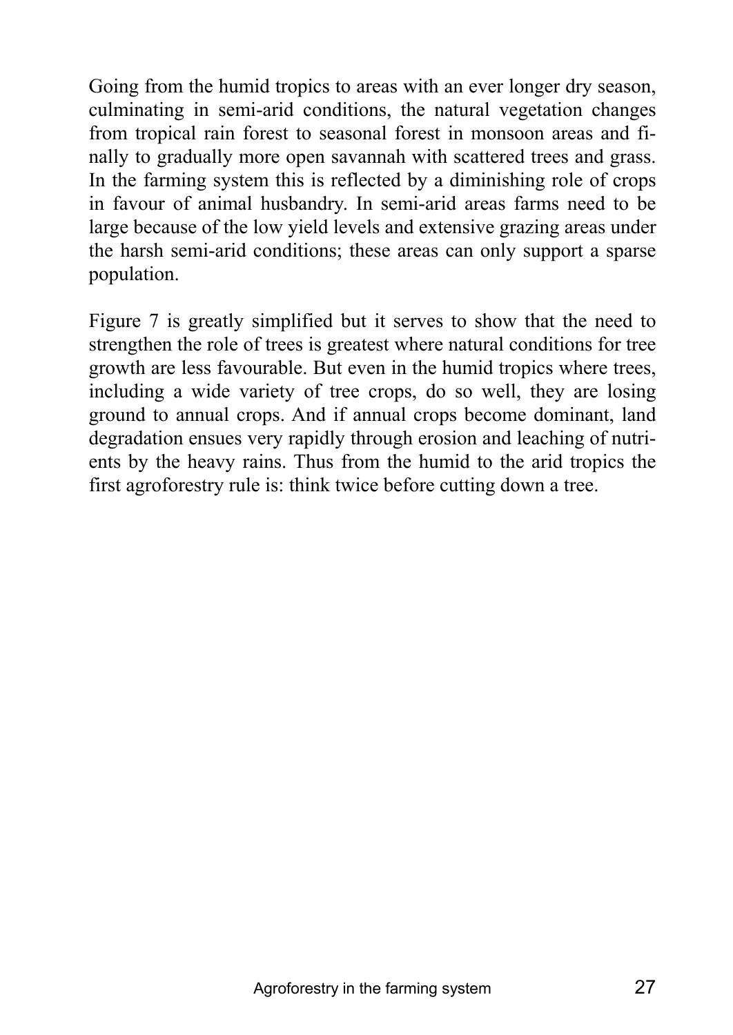Going from the humid tropics to areas with an ever longer dry season, culminating in semi-arid conditions, the natural vegetation changes from tropical rain forest to seasonal forest in monsoon areas and finally to gradually more open savannah with scattered trees and grass. In the farming system this is reflected by a diminishing role of crops in favour of animal husbandry. In semi-arid areas farms need to be large because of the low yield levels and extensive grazing areas under the harsh semi-arid conditions; these areas can only support a sparse population.

Figure 7 is greatly simplified but it serves to show that the need to strengthen the role of trees is greatest where natural conditions for tree growth are less favourable. But even in the humid tropics where trees, including a wide variety of tree crops, do so well, they are losing ground to annual crops. And if annual crops become dominant, land degradation ensues very rapidly through erosion and leaching of nutrients by the heavy rains. Thus from the humid to the arid tropics the first agroforestry rule is: think twice before cutting down a tree.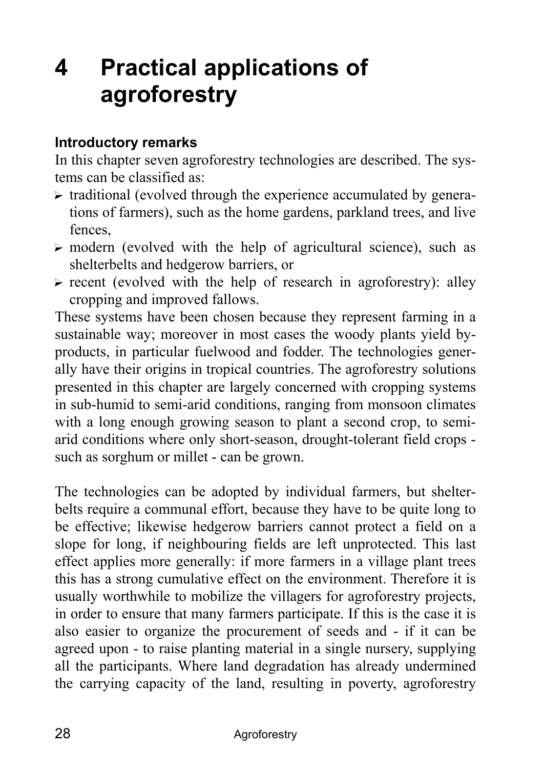# 4 Practical applications of agroforestry

### Introductory remarks

In this chapter seven agroforestry technologies are described. The systems can be classified as:

- traditional (evolved through the experience accumulated by generations of farmers), such as the home gardens, parkland trees, and live fences,
- modern (evolved with the help of agricultural science), such as shelterbelts and hedgerow barriers, or
- recent (evolved with the help of research in agroforestry): alley cropping and improved fallows.

These systems have been chosen because they represent farming in a sustainable way; moreover in most cases the woody plants yield by-products, in particular fuelwood and fodder. The technologies generally have their origins in tropical countries. The agroforestry solutions presented in this chapter are largely concerned with cropping systems in sub-humid to semi-arid conditions, ranging from monsoon climates with a long enough growing season to plant a second crop, to semi-arid conditions where only short-season, drought-tolerant field crops - such as sorghum or millet - can be grown.

The technologies can be adopted by individual farmers, but shelterbelts require a communal effort, because they have to be quite long to be effective; likewise hedgerow barriers cannot protect a field on a slope for long, if neighbouring fields are left unprotected. This last effect applies more generally: if more farmers in a village plant trees this has a strong cumulative effect on the environment. Therefore it is usually worthwhile to mobilize the villagers for agroforestry projects, in order to ensure that many farmers participate. If this is the case it is also easier to organize the procurement of seeds and - if it can be agreed upon - to raise planting material in a single nursery, supplying all the participants. Where land degradation has already undermined the carrying capacity of the land, resulting in poverty, agroforestry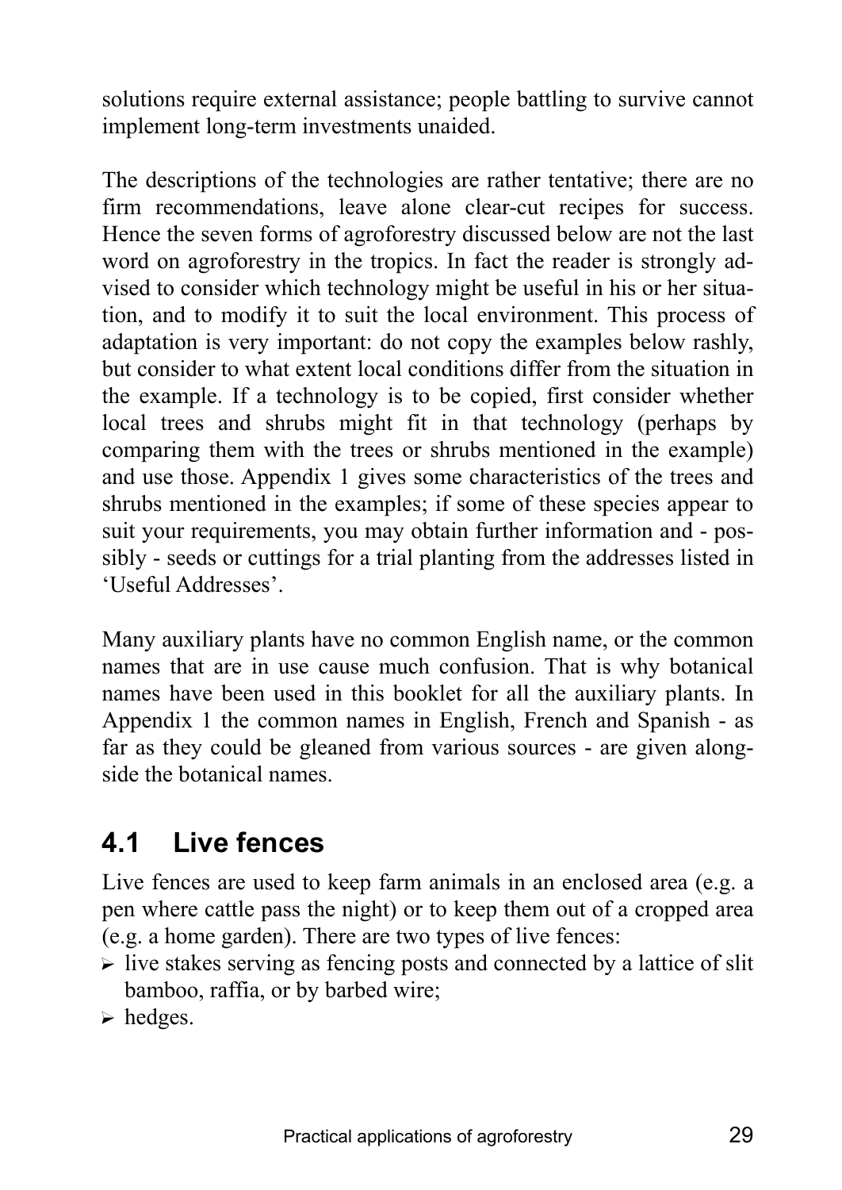solutions require external assistance; people battling to survive cannot implement long-term investments unaided.

The descriptions of the technologies are rather tentative; there are no firm recommendations, leave alone clear-cut recipes for success. Hence the seven forms of agroforestry discussed below are not the last word on agroforestry in the tropics. In fact the reader is strongly advised to consider which technology might be useful in his or her situation, and to modify it to suit the local environment. This process of adaptation is very important: do not copy the examples below rashly, but consider to what extent local conditions differ from the situation in the example. If a technology is to be copied, first consider whether local trees and shrubs might fit in that technology (perhaps by comparing them with the trees or shrubs mentioned in the example) and use those. Appendix 1 gives some characteristics of the trees and shrubs mentioned in the examples; if some of these species appear to suit your requirements, you may obtain further information and - possibly - seeds or cuttings for a trial planting from the addresses listed in 'Useful Addresses'.

Many auxiliary plants have no common English name, or the common names that are in use cause much confusion. That is why botanical names have been used in this booklet for all the auxiliary plants. In Appendix 1 the common names in English, French and Spanish - as far as they could be gleaned from various sources - are given alongside the botanical names.

## 4.1 Live fences

Live fences are used to keep farm animals in an enclosed area (e.g. a pen where cattle pass the night) or to keep them out of a cropped area (e.g. a home garden). There are two types of live fences:

- live stakes serving as fencing posts and connected by a lattice of slit bamboo, raffia, or by barbed wire;
- hedges.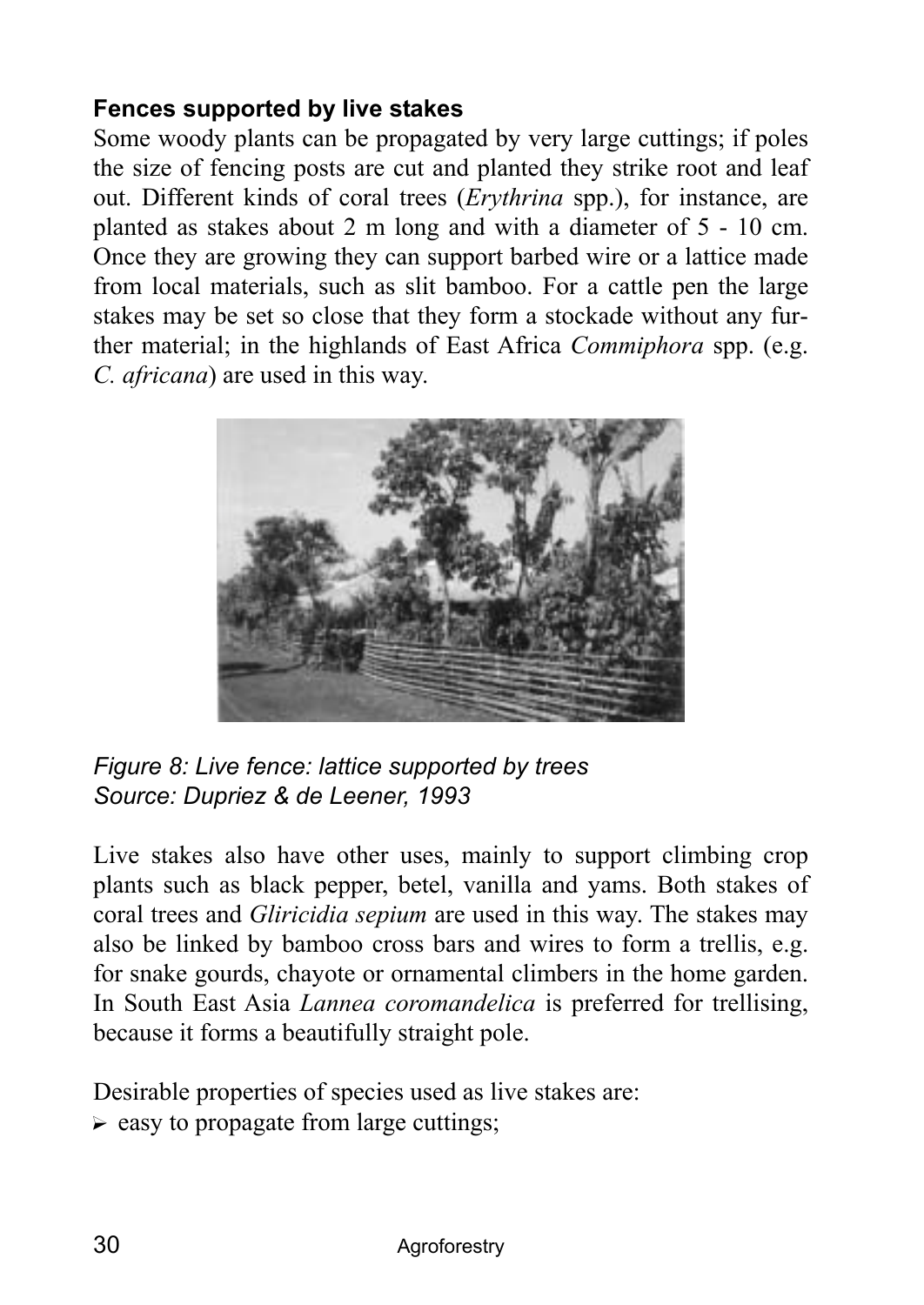### Fences supported by live stakes

Some woody plants can be propagated by very large cuttings; if poles the size of fencing posts are cut and planted they strike root and leaf out. Different kinds of coral trees (*Erythrina* spp.), for instance, are planted as stakes about 2 m long and with a diameter of 5 - 10 cm. Once they are growing they can support barbed wire or a lattice made from local materials, such as slit bamboo. For a cattle pen the large stakes may be set so close that they form a stockade without any further material; in the highlands of East Africa *Commiphora* spp. (e.g. *C. africana*) are used in this way.

*Figure 8: Live fence: lattice supported by trees*
*Source: Dupriez & de Leener, 1993*

Live stakes also have other uses, mainly to support climbing crop plants such as black pepper, betel, vanilla and yams. Both stakes of coral trees and *Gliricidia sepium* are used in this way. The stakes may also be linked by bamboo cross bars and wires to form a trellis, e.g. for snake gourds, chayote or ornamental climbers in the home garden. In South East Asia *Lannea coromandelica* is preferred for trellising, because it forms a beautifully straight pole.

Desirable properties of species used as live stakes are:

- easy to propagate from large cuttings;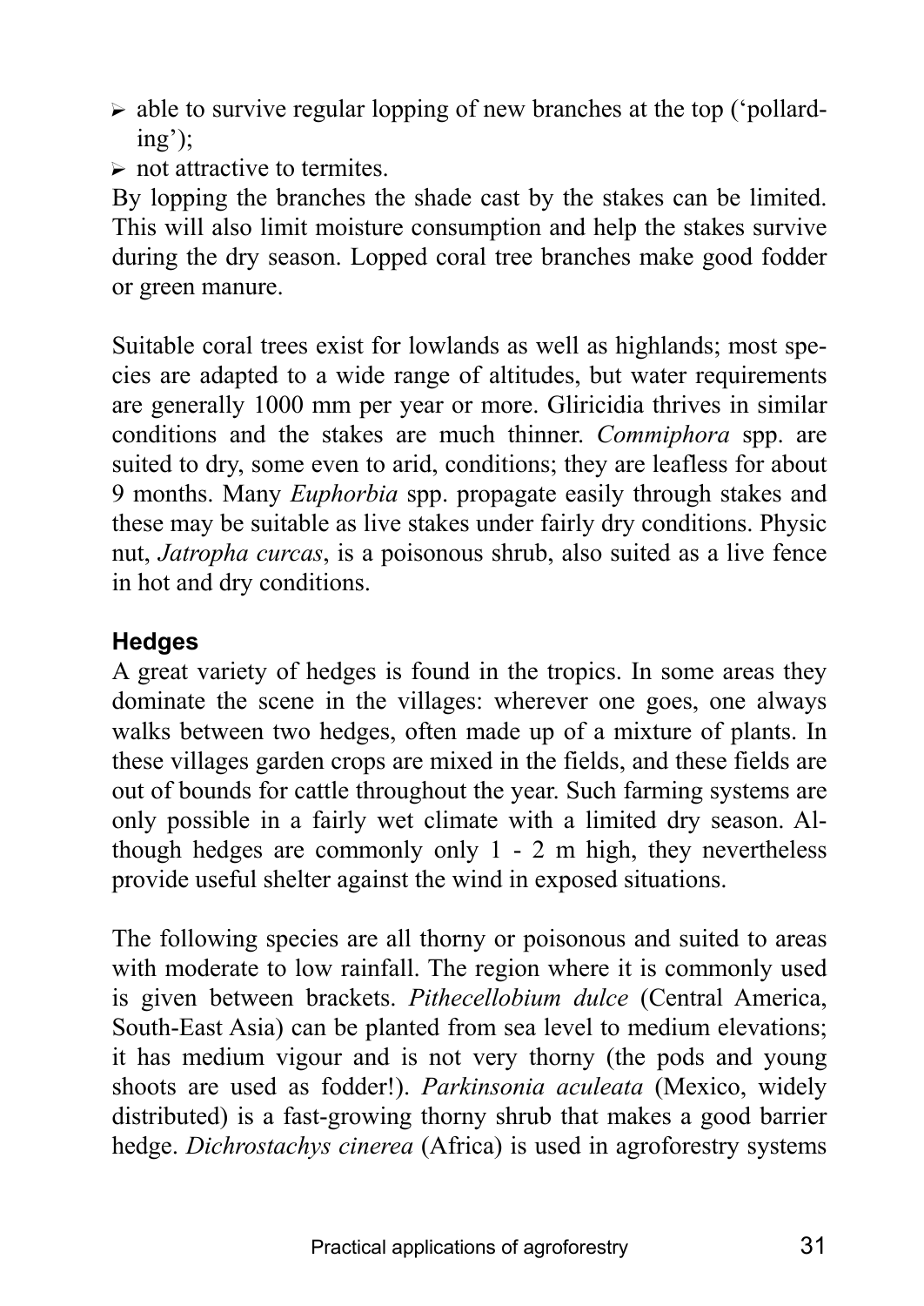- able to survive regular lopping of new branches at the top ('pollarding');
- not attractive to termites.

By lopping the branches the shade cast by the stakes can be limited. This will also limit moisture consumption and help the stakes survive during the dry season. Lopped coral tree branches make good fodder or green manure.

Suitable coral trees exist for lowlands as well as highlands; most species are adapted to a wide range of altitudes, but water requirements are generally 1000 mm per year or more. Gliricidia thrives in similar conditions and the stakes are much thinner. *Commiphora* spp. are suited to dry, some even to arid, conditions; they are leafless for about 9 months. Many *Euphorbia* spp. propagate easily through stakes and these may be suitable as live stakes under fairly dry conditions. Physic nut, *Jatropha curcas*, is a poisonous shrub, also suited as a live fence in hot and dry conditions.

### Hedges

A great variety of hedges is found in the tropics. In some areas they dominate the scene in the villages: wherever one goes, one always walks between two hedges, often made up of a mixture of plants. In these villages garden crops are mixed in the fields, and these fields are out of bounds for cattle throughout the year. Such farming systems are only possible in a fairly wet climate with a limited dry season. Although hedges are commonly only 1 - 2 m high, they nevertheless provide useful shelter against the wind in exposed situations.

The following species are all thorny or poisonous and suited to areas with moderate to low rainfall. The region where it is commonly used is given between brackets. *Pithecellobium dulce* (Central America, South-East Asia) can be planted from sea level to medium elevations; it has medium vigour and is not very thorny (the pods and young shoots are used as fodder!). *Parkinsonia aculeata* (Mexico, widely distributed) is a fast-growing thorny shrub that makes a good barrier hedge. *Dichrostachys cinerea* (Africa) is used in agroforestry systems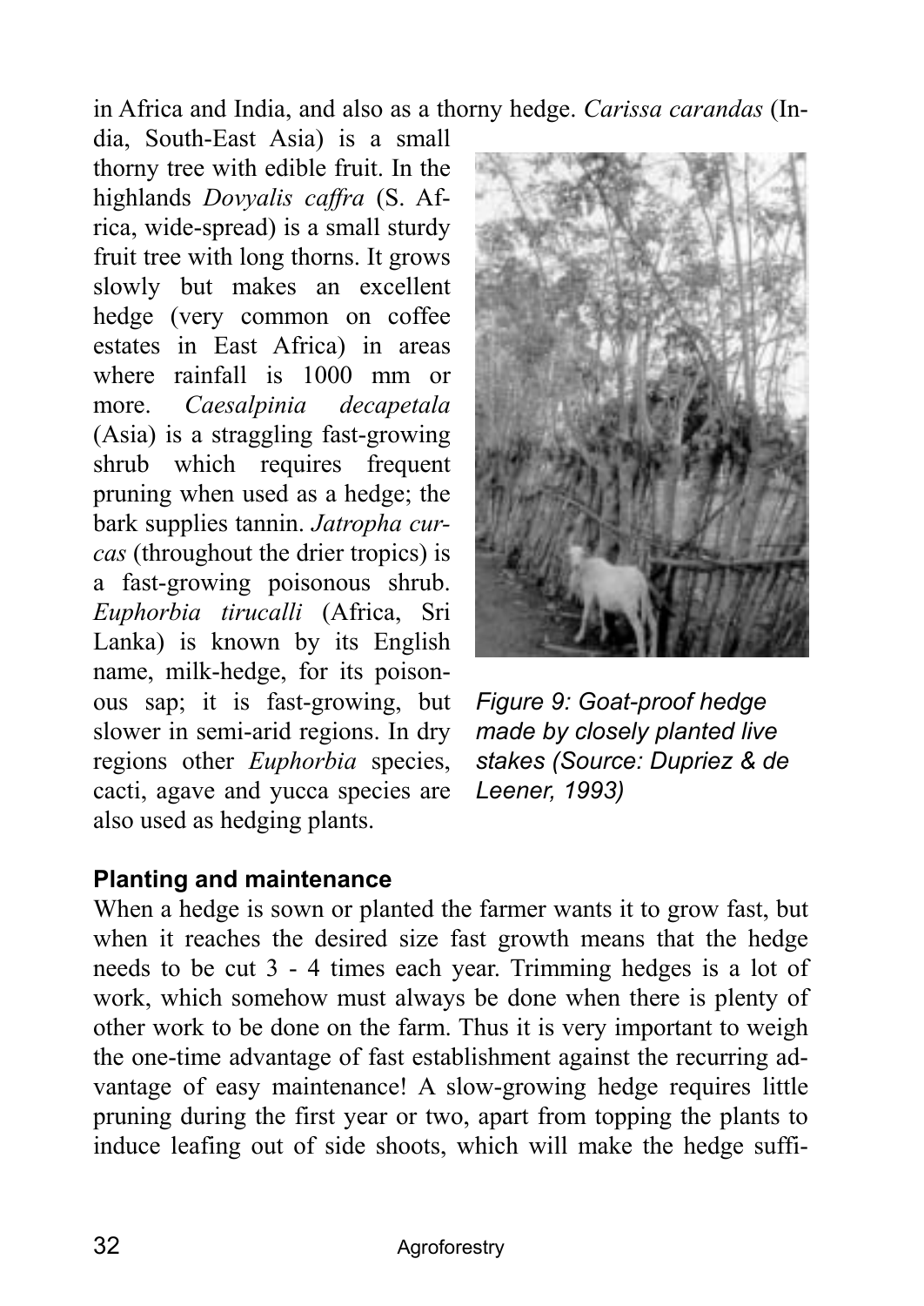in Africa and India, and also as a thorny hedge. *Carissa carandas* (India, South-East Asia) is a small thorny tree with edible fruit. In the highlands *Dovyalis caffra* (S. Africa, wide-spread) is a small sturdy fruit tree with long thorns. It grows slowly but makes an excellent hedge (very common on coffee estates in East Africa) in areas where rainfall is 1000 mm or more. *Caesalpinia decapetala* (Asia) is a straggling fast-growing shrub which requires frequent pruning when used as a hedge; the bark supplies tannin. *Jatropha curcas* (throughout the drier tropics) is a fast-growing poisonous shrub. *Euphorbia tirucalli* (Africa, Sri Lanka) is known by its English name, milk-hedge, for its poisonous sap; it is fast-growing, but slower in semi-arid regions. In dry regions other *Euphorbia* species, cacti, agave and yucca species are also used as hedging plants.

*Figure 9: Goat-proof hedge made by closely planted live stakes (Source: Dupriez & de Leener, 1993)*

**Planting and maintenance**

When a hedge is sown or planted the farmer wants it to grow fast, but when it reaches the desired size fast growth means that the hedge needs to be cut 3 - 4 times each year. Trimming hedges is a lot of work, which somehow must always be done when there is plenty of other work to be done on the farm. Thus it is very important to weigh the one-time advantage of fast establishment against the recurring advantage of easy maintenance! A slow-growing hedge requires little pruning during the first year or two, apart from topping the plants to induce leafing out of side shoots, which will make the hedge suffi-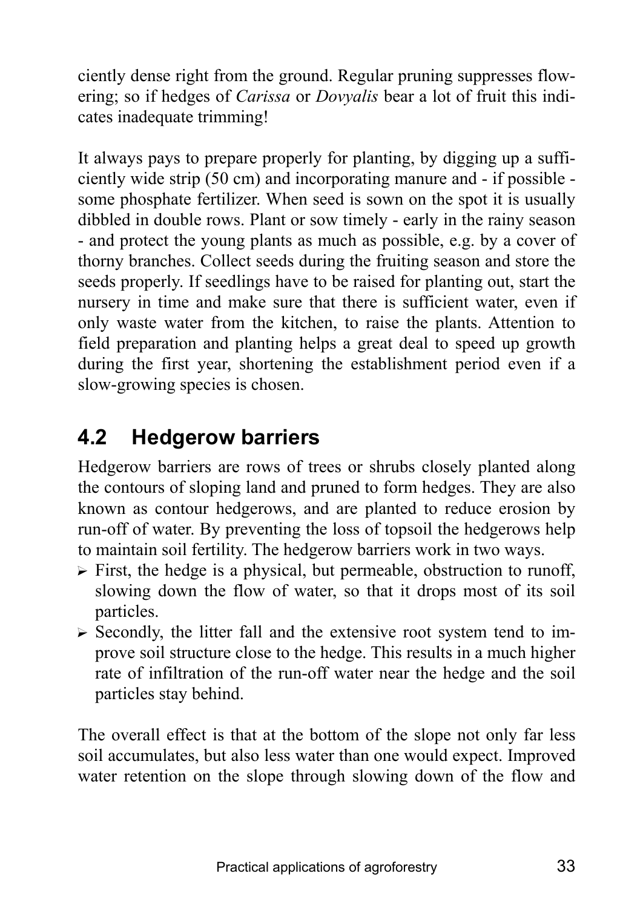ciently dense right from the ground. Regular pruning suppresses flowering; so if hedges of *Carissa* or *Dovyalis* bear a lot of fruit this indicates inadequate trimming!

It always pays to prepare properly for planting, by digging up a sufficiently wide strip (50 cm) and incorporating manure and - if possible - some phosphate fertilizer. When seed is sown on the spot it is usually dibbled in double rows. Plant or sow timely - early in the rainy season - and protect the young plants as much as possible, e.g. by a cover of thorny branches. Collect seeds during the fruiting season and store the seeds properly. If seedlings have to be raised for planting out, start the nursery in time and make sure that there is sufficient water, even if only waste water from the kitchen, to raise the plants. Attention to field preparation and planting helps a great deal to speed up growth during the first year, shortening the establishment period even if a slow-growing species is chosen.

## 4.2 Hedgerow barriers

Hedgerow barriers are rows of trees or shrubs closely planted along the contours of sloping land and pruned to form hedges. They are also known as contour hedgerows, and are planted to reduce erosion by run-off of water. By preventing the loss of topsoil the hedgerows help to maintain soil fertility. The hedgerow barriers work in two ways.

- First, the hedge is a physical, but permeable, obstruction to runoff, slowing down the flow of water, so that it drops most of its soil particles.
- Secondly, the litter fall and the extensive root system tend to improve soil structure close to the hedge. This results in a much higher rate of infiltration of the run-off water near the hedge and the soil particles stay behind.

The overall effect is that at the bottom of the slope not only far less soil accumulates, but also less water than one would expect. Improved water retention on the slope through slowing down of the flow and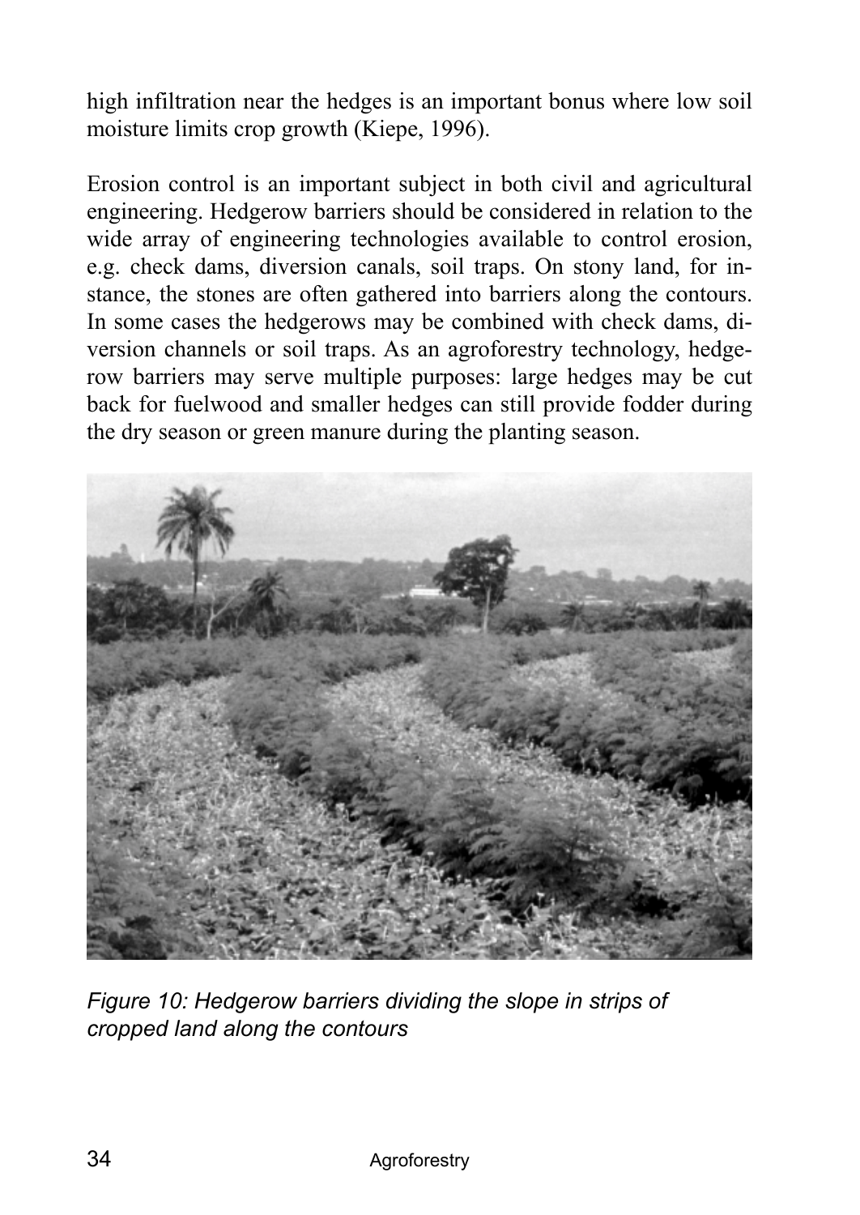high infiltration near the hedges is an important bonus where low soil moisture limits crop growth (Kiepe, 1996).

Erosion control is an important subject in both civil and agricultural engineering. Hedgerow barriers should be considered in relation to the wide array of engineering technologies available to control erosion, e.g. check dams, diversion canals, soil traps. On stony land, for instance, the stones are often gathered into barriers along the contours. In some cases the hedgerows may be combined with check dams, diversion channels or soil traps. As an agroforestry technology, hedgerow barriers may serve multiple purposes: large hedges may be cut back for fuelwood and smaller hedges can still provide fodder during the dry season or green manure during the planting season.

*Figure 10: Hedgerow barriers dividing the slope in strips of cropped land along the contours*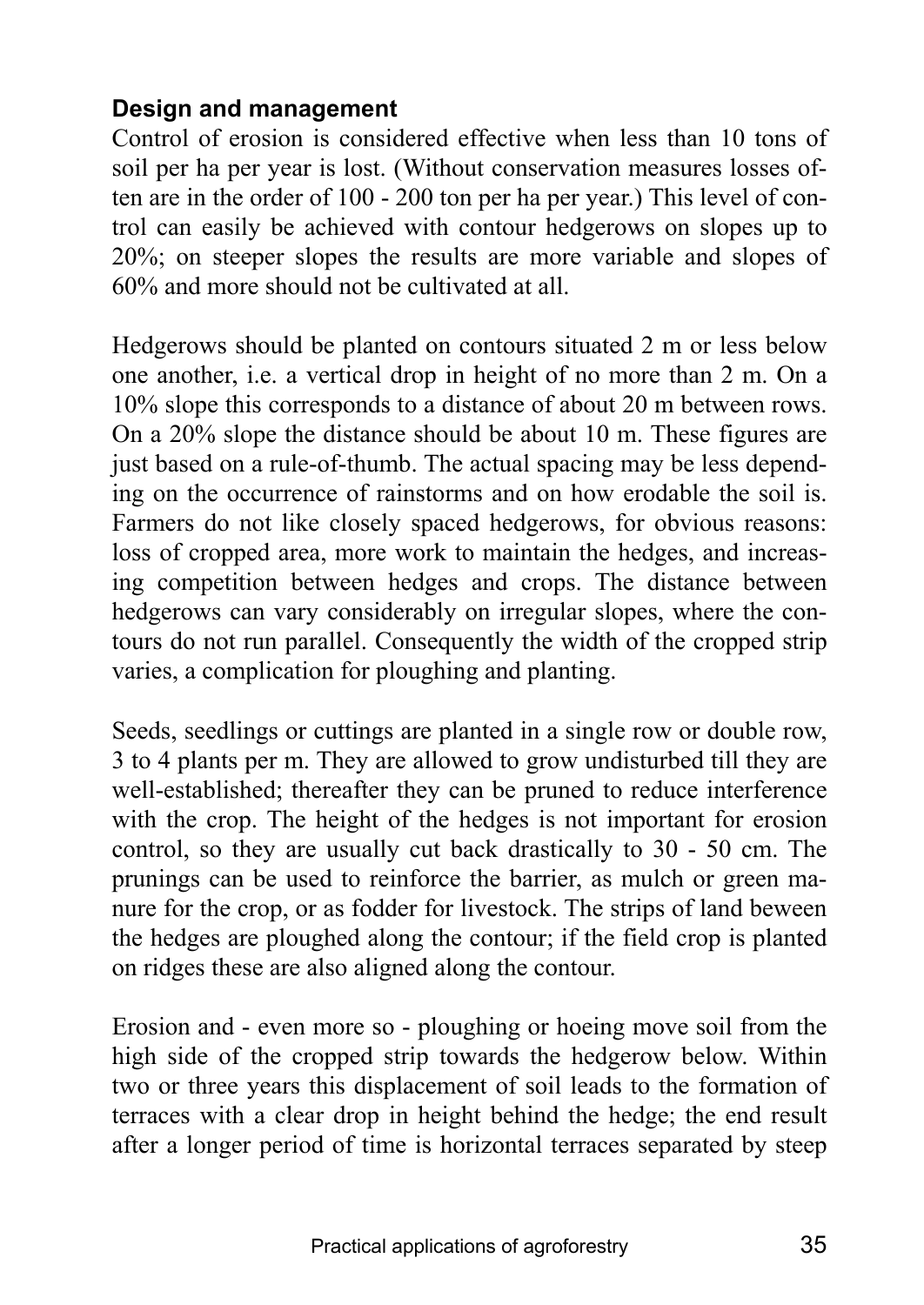### Design and management

Control of erosion is considered effective when less than 10 tons of soil per ha per year is lost. (Without conservation measures losses often are in the order of 100 - 200 ton per ha per year.) This level of control can easily be achieved with contour hedgerows on slopes up to 20%; on steeper slopes the results are more variable and slopes of 60% and more should not be cultivated at all.

Hedgerows should be planted on contours situated 2 m or less below one another, i.e. a vertical drop in height of no more than 2 m. On a 10% slope this corresponds to a distance of about 20 m between rows. On a 20% slope the distance should be about 10 m. These figures are just based on a rule-of-thumb. The actual spacing may be less depending on the occurrence of rainstorms and on how erodable the soil is. Farmers do not like closely spaced hedgerows, for obvious reasons: loss of cropped area, more work to maintain the hedges, and increasing competition between hedges and crops. The distance between hedgerows can vary considerably on irregular slopes, where the contours do not run parallel. Consequently the width of the cropped strip varies, a complication for ploughing and planting.

Seeds, seedlings or cuttings are planted in a single row or double row, 3 to 4 plants per m. They are allowed to grow undisturbed till they are well-established; thereafter they can be pruned to reduce interference with the crop. The height of the hedges is not important for erosion control, so they are usually cut back drastically to 30 - 50 cm. The prunings can be used to reinforce the barrier, as mulch or green manure for the crop, or as fodder for livestock. The strips of land beween the hedges are ploughed along the contour; if the field crop is planted on ridges these are also aligned along the contour.

Erosion and - even more so - ploughing or hoeing move soil from the high side of the cropped strip towards the hedgerow below. Within two or three years this displacement of soil leads to the formation of terraces with a clear drop in height behind the hedge; the end result after a longer period of time is horizontal terraces separated by steep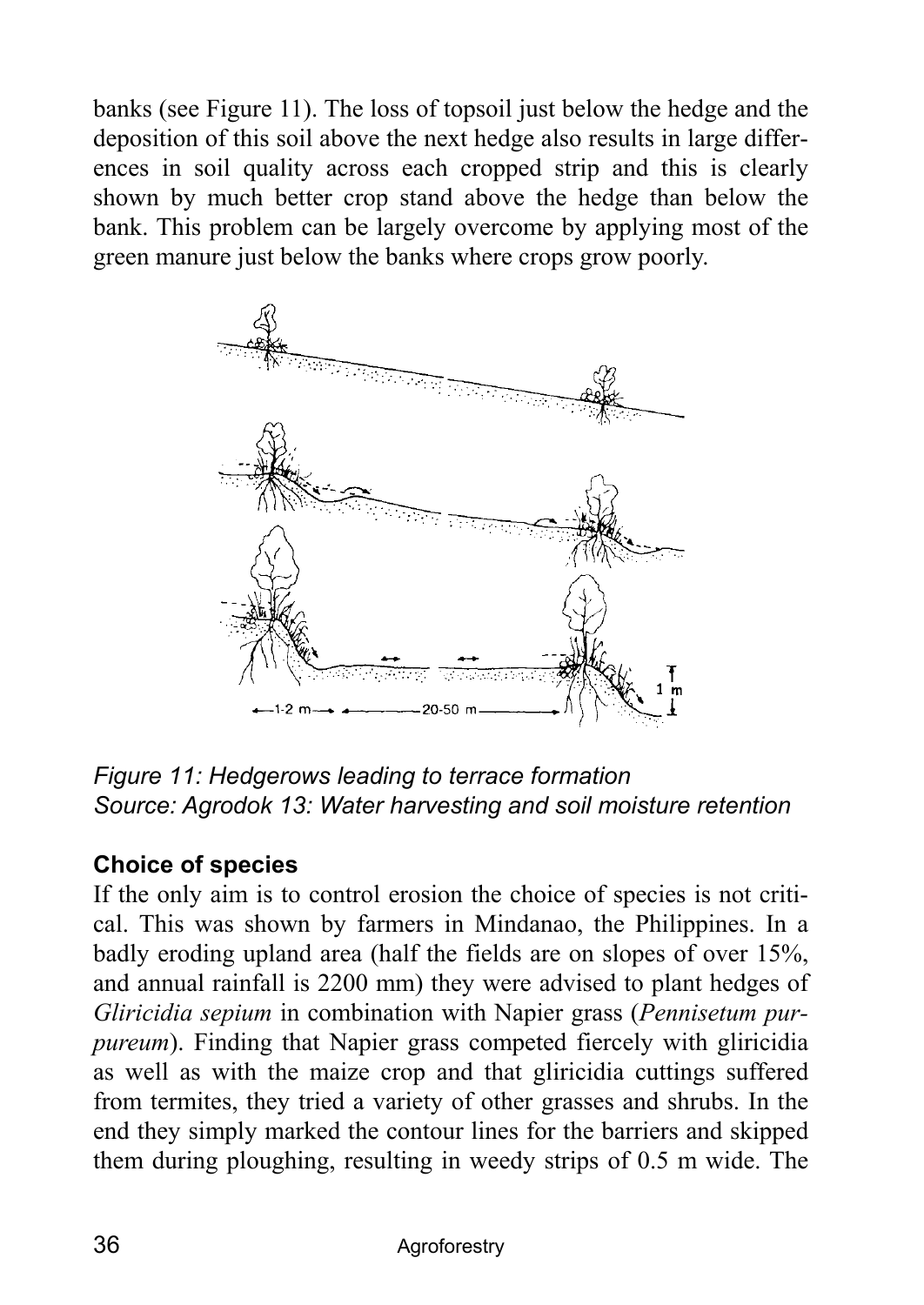banks (see Figure 11). The loss of topsoil just below the hedge and the deposition of this soil above the next hedge also results in large differences in soil quality across each cropped strip and this is clearly shown by much better crop stand above the hedge than below the bank. This problem can be largely overcome by applying most of the green manure just below the banks where crops grow poorly.

*Figure 11: Hedgerows leading to terrace formation*
*Source: Agrodok 13: Water harvesting and soil moisture retention*

### Choice of species

If the only aim is to control erosion the choice of species is not critical. This was shown by farmers in Mindanao, the Philippines. In a badly eroding upland area (half the fields are on slopes of over 15%, and annual rainfall is 2200 mm) they were advised to plant hedges of *Gliricidia sepium* in combination with Napier grass (*Pennisetum purpureum*). Finding that Napier grass competed fiercely with gliricidia as well as with the maize crop and that gliricidia cuttings suffered from termites, they tried a variety of other grasses and shrubs. In the end they simply marked the contour lines for the barriers and skipped them during ploughing, resulting in weedy strips of 0.5 m wide. The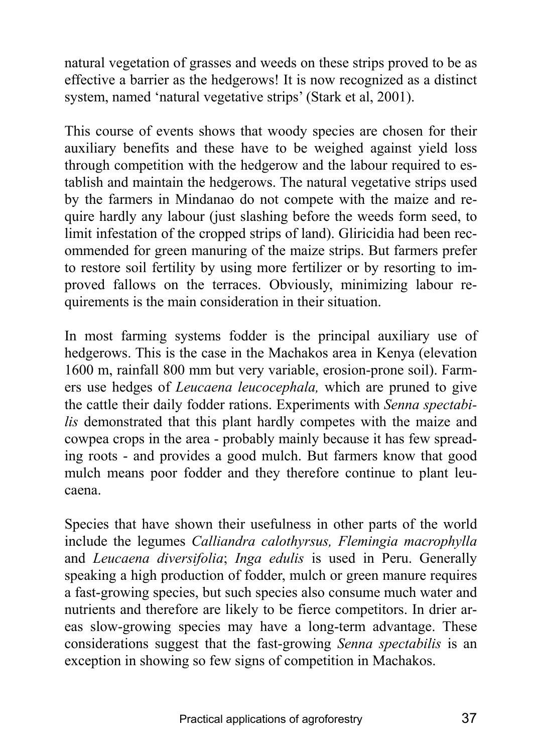natural vegetation of grasses and weeds on these strips proved to be as effective a barrier as the hedgerows! It is now recognized as a distinct system, named 'natural vegetative strips' (Stark et al, 2001).

This course of events shows that woody species are chosen for their auxiliary benefits and these have to be weighed against yield loss through competition with the hedgerow and the labour required to establish and maintain the hedgerows. The natural vegetative strips used by the farmers in Mindanao do not compete with the maize and require hardly any labour (just slashing before the weeds form seed, to limit infestation of the cropped strips of land). Gliricidia had been recommended for green manuring of the maize strips. But farmers prefer to restore soil fertility by using more fertilizer or by resorting to improved fallows on the terraces. Obviously, minimizing labour requirements is the main consideration in their situation.

In most farming systems fodder is the principal auxiliary use of hedgerows. This is the case in the Machakos area in Kenya (elevation 1600 m, rainfall 800 mm but very variable, erosion-prone soil). Farmers use hedges of *Leucaena leucocephala,* which are pruned to give the cattle their daily fodder rations. Experiments with *Senna spectabilis* demonstrated that this plant hardly competes with the maize and cowpea crops in the area - probably mainly because it has few spreading roots - and provides a good mulch. But farmers know that good mulch means poor fodder and they therefore continue to plant leucaena.

Species that have shown their usefulness in other parts of the world include the legumes *Calliandra calothyrsus, Flemingia macrophylla* and *Leucaena diversifolia*; *Inga edulis* is used in Peru. Generally speaking a high production of fodder, mulch or green manure requires a fast-growing species, but such species also consume much water and nutrients and therefore are likely to be fierce competitors. In drier areas slow-growing species may have a long-term advantage. These considerations suggest that the fast-growing *Senna spectabilis* is an exception in showing so few signs of competition in Machakos.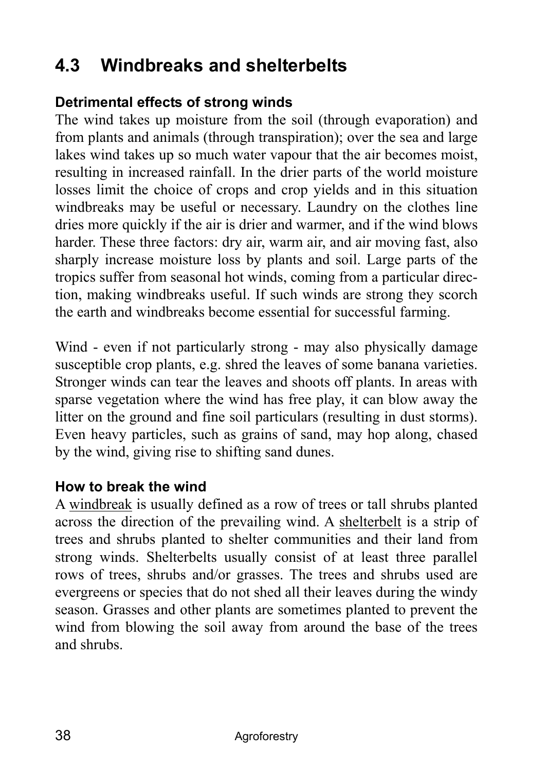## 4.3 Windbreaks and shelterbelts

### Detrimental effects of strong winds

The wind takes up moisture from the soil (through evaporation) and from plants and animals (through transpiration); over the sea and large lakes wind takes up so much water vapour that the air becomes moist, resulting in increased rainfall. In the drier parts of the world moisture losses limit the choice of crops and crop yields and in this situation windbreaks may be useful or necessary. Laundry on the clothes line dries more quickly if the air is drier and warmer, and if the wind blows harder. These three factors: dry air, warm air, and air moving fast, also sharply increase moisture loss by plants and soil. Large parts of the tropics suffer from seasonal hot winds, coming from a particular direction, making windbreaks useful. If such winds are strong they scorch the earth and windbreaks become essential for successful farming.

Wind - even if not particularly strong - may also physically damage susceptible crop plants, e.g. shred the leaves of some banana varieties. Stronger winds can tear the leaves and shoots off plants. In areas with sparse vegetation where the wind has free play, it can blow away the litter on the ground and fine soil particulars (resulting in dust storms). Even heavy particles, such as grains of sand, may hop along, chased by the wind, giving rise to shifting sand dunes.

### How to break the wind

A windbreak is usually defined as a row of trees or tall shrubs planted across the direction of the prevailing wind. A shelterbelt is a strip of trees and shrubs planted to shelter communities and their land from strong winds. Shelterbelts usually consist of at least three parallel rows of trees, shrubs and/or grasses. The trees and shrubs used are evergreens or species that do not shed all their leaves during the windy season. Grasses and other plants are sometimes planted to prevent the wind from blowing the soil away from around the base of the trees and shrubs.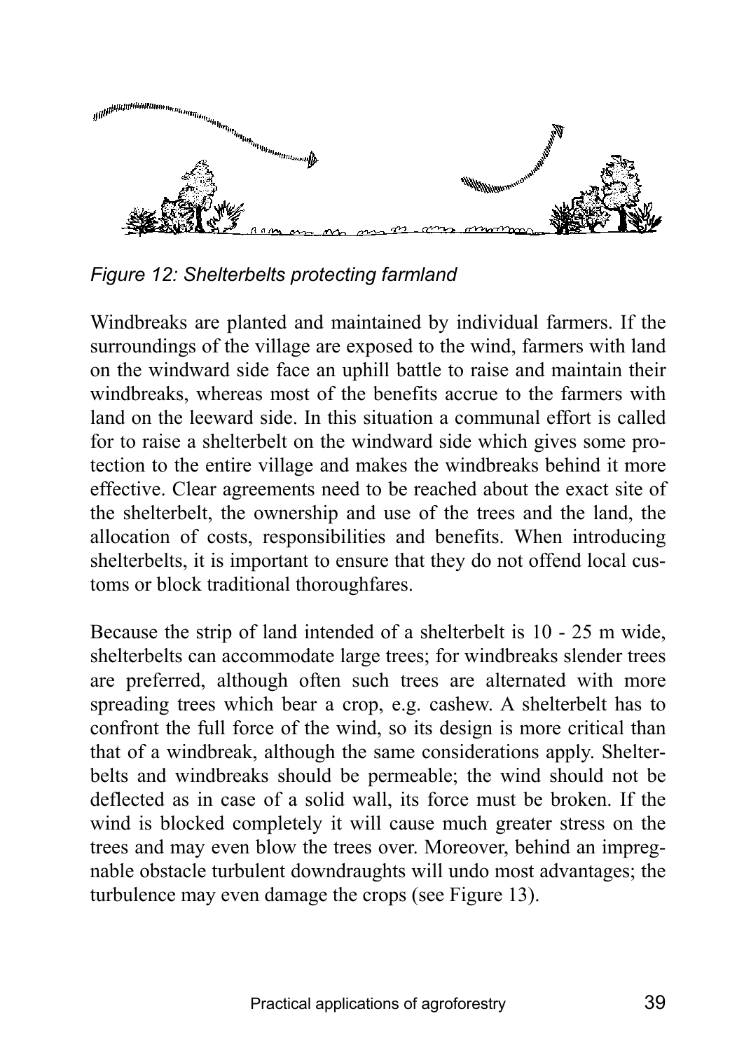*Figure 12: Shelterbelts protecting farmland*

Windbreaks are planted and maintained by individual farmers. If the surroundings of the village are exposed to the wind, farmers with land on the windward side face an uphill battle to raise and maintain their windbreaks, whereas most of the benefits accrue to the farmers with land on the leeward side. In this situation a communal effort is called for to raise a shelterbelt on the windward side which gives some protection to the entire village and makes the windbreaks behind it more effective. Clear agreements need to be reached about the exact site of the shelterbelt, the ownership and use of the trees and the land, the allocation of costs, responsibilities and benefits. When introducing shelterbelts, it is important to ensure that they do not offend local customs or block traditional thoroughfares.

Because the strip of land intended of a shelterbelt is 10 - 25 m wide, shelterbelts can accommodate large trees; for windbreaks slender trees are preferred, although often such trees are alternated with more spreading trees which bear a crop, e.g. cashew. A shelterbelt has to confront the full force of the wind, so its design is more critical than that of a windbreak, although the same considerations apply. Shelterbelts and windbreaks should be permeable; the wind should not be deflected as in case of a solid wall, its force must be broken. If the wind is blocked completely it will cause much greater stress on the trees and may even blow the trees over. Moreover, behind an impregnable obstacle turbulent downdraughts will undo most advantages; the turbulence may even damage the crops (see Figure 13).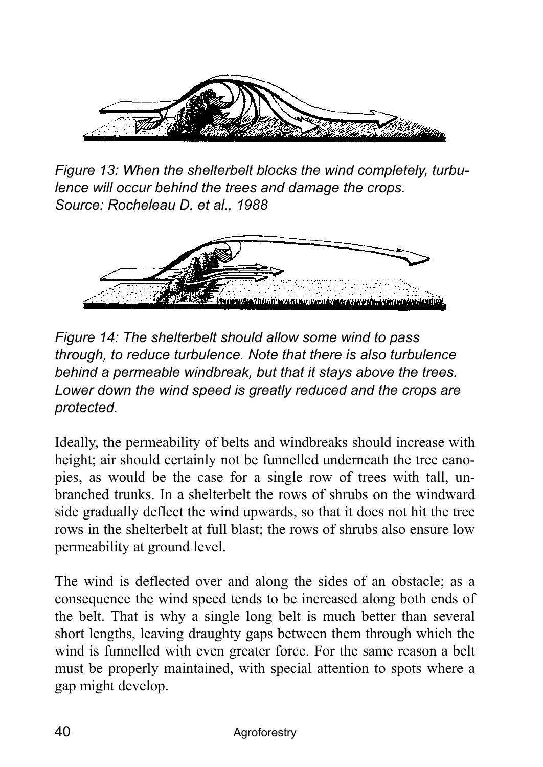*Figure 13: When the shelterbelt blocks the wind completely, turbulence will occur behind the trees and damage the crops.*
*Source: Rocheleau D. et al., 1988*

*Figure 14: The shelterbelt should allow some wind to pass through, to reduce turbulence. Note that there is also turbulence behind a permeable windbreak, but that it stays above the trees. Lower down the wind speed is greatly reduced and the crops are protected.*

Ideally, the permeability of belts and windbreaks should increase with height; air should certainly not be funnelled underneath the tree canopies, as would be the case for a single row of trees with tall, unbranched trunks. In a shelterbelt the rows of shrubs on the windward side gradually deflect the wind upwards, so that it does not hit the tree rows in the shelterbelt at full blast; the rows of shrubs also ensure low permeability at ground level.

The wind is deflected over and along the sides of an obstacle; as a consequence the wind speed tends to be increased along both ends of the belt. That is why a single long belt is much better than several short lengths, leaving draughty gaps between them through which the wind is funnelled with even greater force. For the same reason a belt must be properly maintained, with special attention to spots where a gap might develop.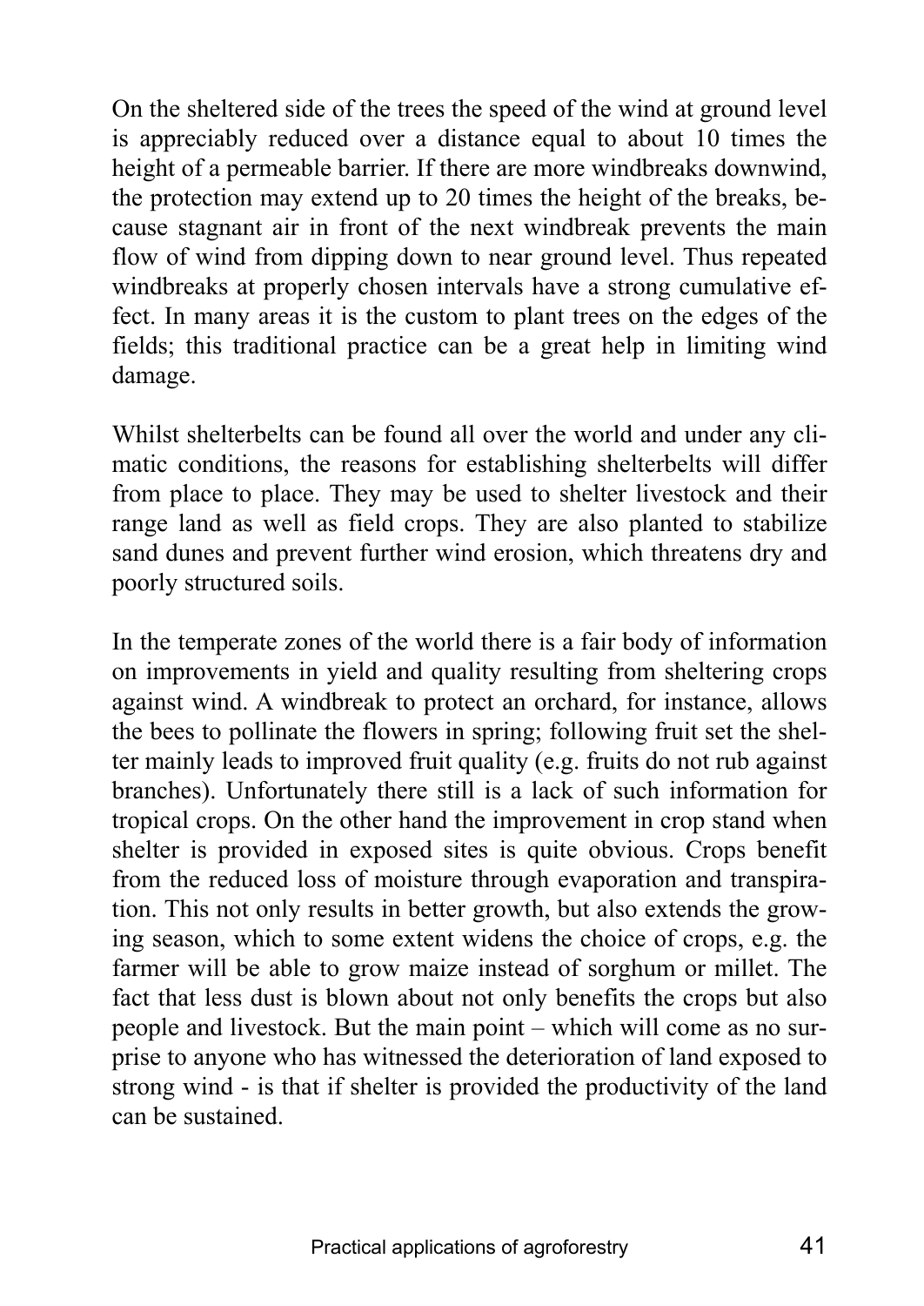On the sheltered side of the trees the speed of the wind at ground level is appreciably reduced over a distance equal to about 10 times the height of a permeable barrier. If there are more windbreaks downwind, the protection may extend up to 20 times the height of the breaks, because stagnant air in front of the next windbreak prevents the main flow of wind from dipping down to near ground level. Thus repeated windbreaks at properly chosen intervals have a strong cumulative effect. In many areas it is the custom to plant trees on the edges of the fields; this traditional practice can be a great help in limiting wind damage.

Whilst shelterbelts can be found all over the world and under any climatic conditions, the reasons for establishing shelterbelts will differ from place to place. They may be used to shelter livestock and their range land as well as field crops. They are also planted to stabilize sand dunes and prevent further wind erosion, which threatens dry and poorly structured soils.

In the temperate zones of the world there is a fair body of information on improvements in yield and quality resulting from sheltering crops against wind. A windbreak to protect an orchard, for instance, allows the bees to pollinate the flowers in spring; following fruit set the shelter mainly leads to improved fruit quality (e.g. fruits do not rub against branches). Unfortunately there still is a lack of such information for tropical crops. On the other hand the improvement in crop stand when shelter is provided in exposed sites is quite obvious. Crops benefit from the reduced loss of moisture through evaporation and transpiration. This not only results in better growth, but also extends the growing season, which to some extent widens the choice of crops, e.g. the farmer will be able to grow maize instead of sorghum or millet. The fact that less dust is blown about not only benefits the crops but also people and livestock. But the main point – which will come as no surprise to anyone who has witnessed the deterioration of land exposed to strong wind - is that if shelter is provided the productivity of the land can be sustained.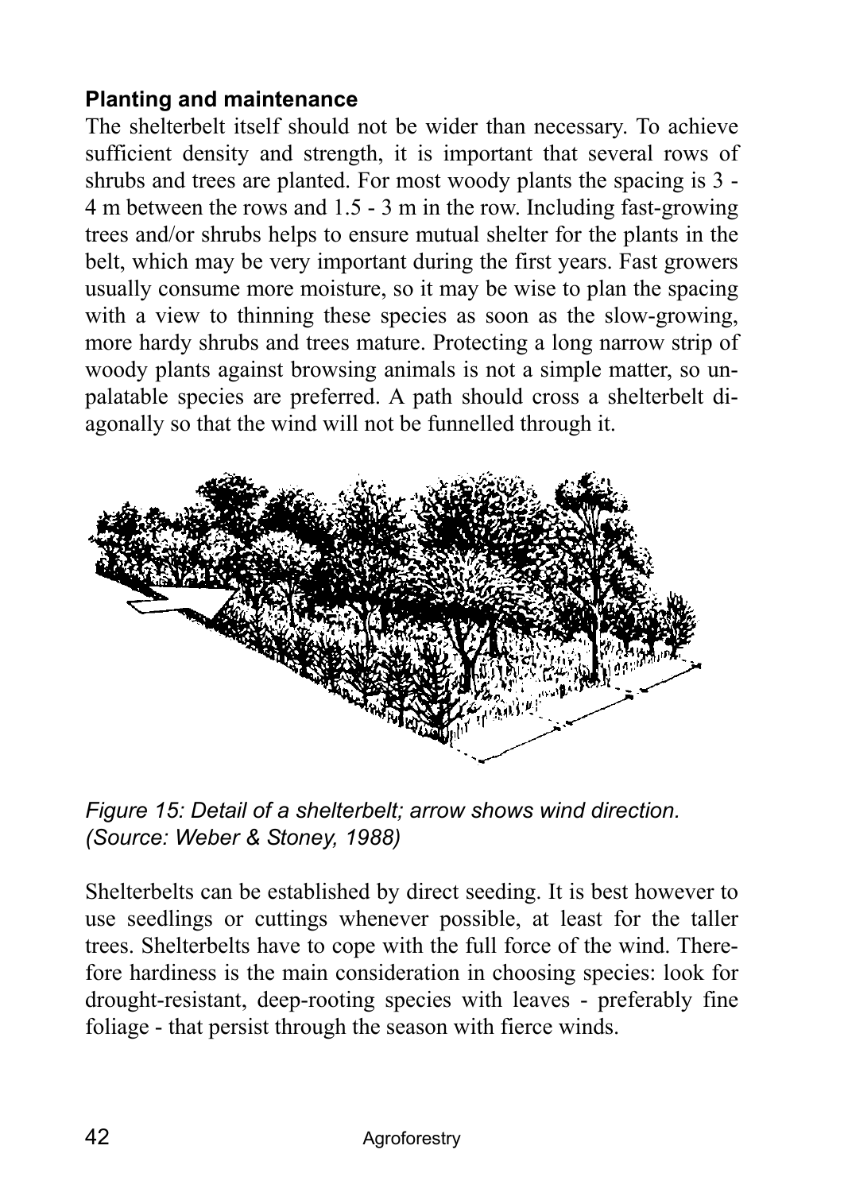### Planting and maintenance

The shelterbelt itself should not be wider than necessary. To achieve sufficient density and strength, it is important that several rows of shrubs and trees are planted. For most woody plants the spacing is 3 - 4 m between the rows and 1.5 - 3 m in the row. Including fast-growing trees and/or shrubs helps to ensure mutual shelter for the plants in the belt, which may be very important during the first years. Fast growers usually consume more moisture, so it may be wise to plan the spacing with a view to thinning these species as soon as the slow-growing, more hardy shrubs and trees mature. Protecting a long narrow strip of woody plants against browsing animals is not a simple matter, so unpalatable species are preferred. A path should cross a shelterbelt diagonally so that the wind will not be funnelled through it.

*Figure 15: Detail of a shelterbelt; arrow shows wind direction. (Source: Weber & Stoney, 1988)*

Shelterbelts can be established by direct seeding. It is best however to use seedlings or cuttings whenever possible, at least for the taller trees. Shelterbelts have to cope with the full force of the wind. Therefore hardiness is the main consideration in choosing species: look for drought-resistant, deep-rooting species with leaves - preferably fine foliage - that persist through the season with fierce winds.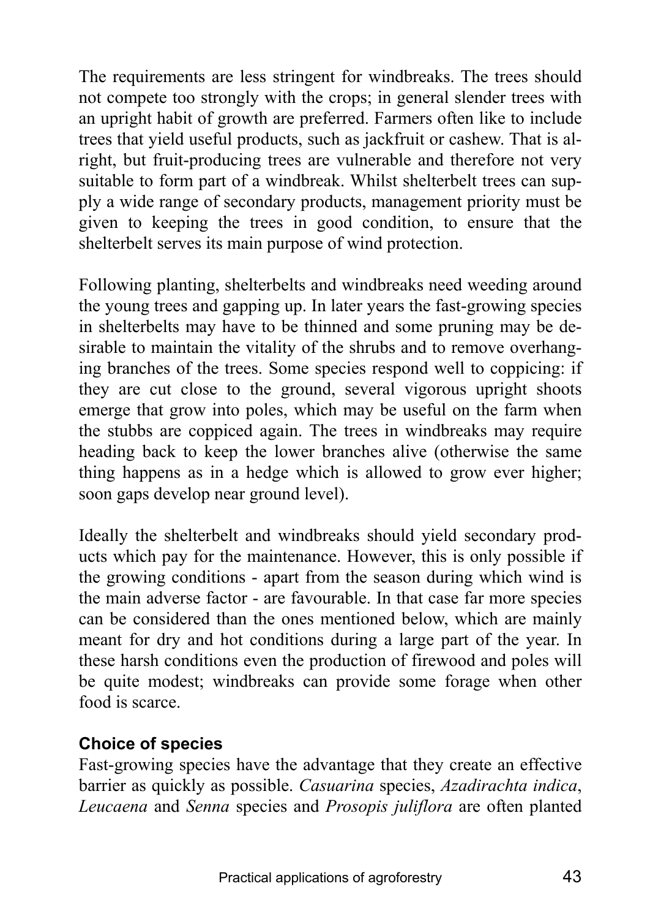The requirements are less stringent for windbreaks. The trees should not compete too strongly with the crops; in general slender trees with an upright habit of growth are preferred. Farmers often like to include trees that yield useful products, such as jackfruit or cashew. That is alright, but fruit-producing trees are vulnerable and therefore not very suitable to form part of a windbreak. Whilst shelterbelt trees can supply a wide range of secondary products, management priority must be given to keeping the trees in good condition, to ensure that the shelterbelt serves its main purpose of wind protection.

Following planting, shelterbelts and windbreaks need weeding around the young trees and gapping up. In later years the fast-growing species in shelterbelts may have to be thinned and some pruning may be desirable to maintain the vitality of the shrubs and to remove overhanging branches of the trees. Some species respond well to coppicing: if they are cut close to the ground, several vigorous upright shoots emerge that grow into poles, which may be useful on the farm when the stubbs are coppiced again. The trees in windbreaks may require heading back to keep the lower branches alive (otherwise the same thing happens as in a hedge which is allowed to grow ever higher; soon gaps develop near ground level).

Ideally the shelterbelt and windbreaks should yield secondary products which pay for the maintenance. However, this is only possible if the growing conditions - apart from the season during which wind is the main adverse factor - are favourable. In that case far more species can be considered than the ones mentioned below, which are mainly meant for dry and hot conditions during a large part of the year. In these harsh conditions even the production of firewood and poles will be quite modest; windbreaks can provide some forage when other food is scarce.

**Choice of species**

Fast-growing species have the advantage that they create an effective barrier as quickly as possible. *Casuarina* species, *Azadirachta indica*, *Leucaena* and *Senna* species and *Prosopis juliflora* are often planted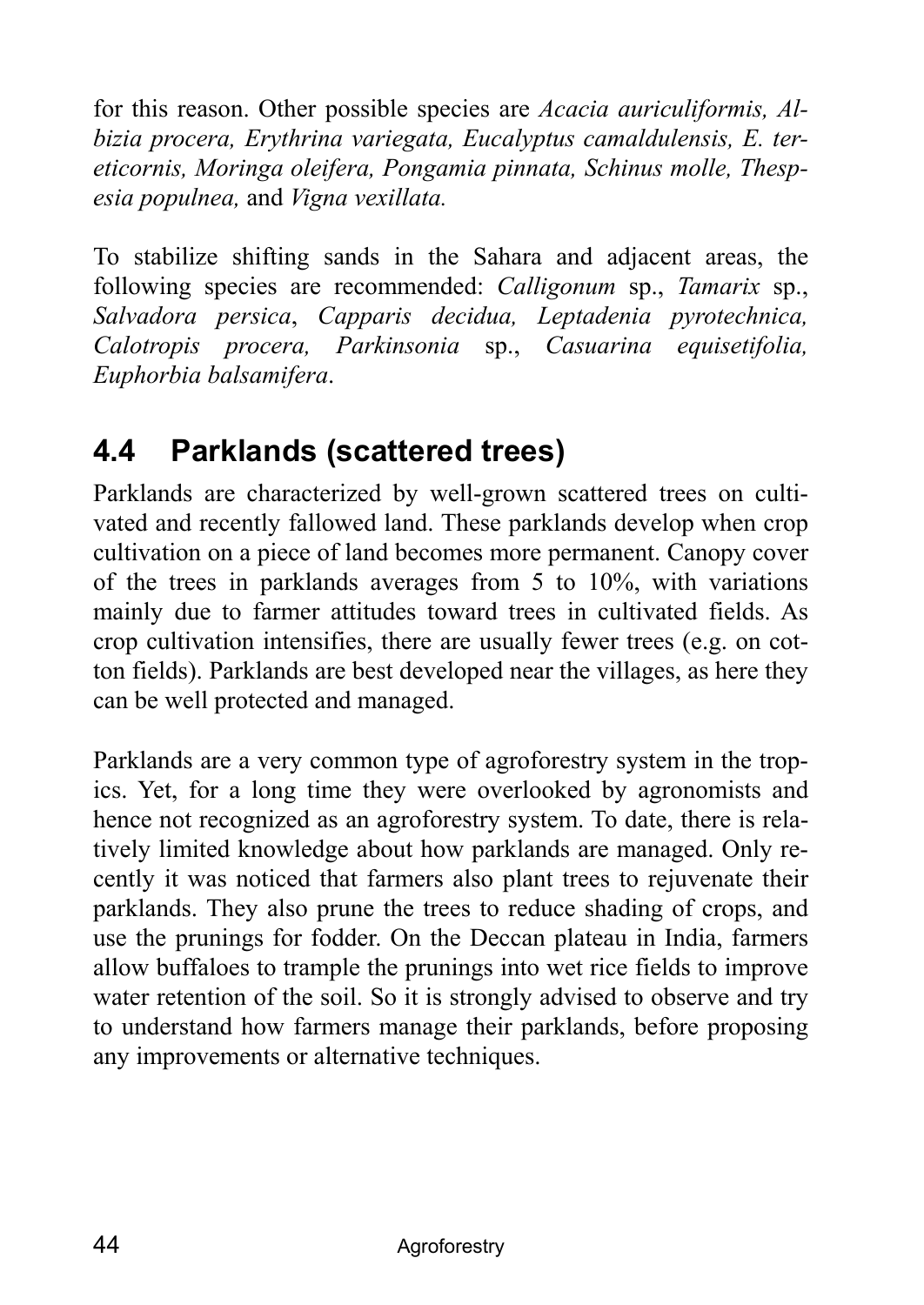for this reason. Other possible species are *Acacia auriculiformis, Albizia procera, Erythrina variegata, Eucalyptus camaldulensis, E. tereticornis, Moringa oleifera, Pongamia pinnata, Schinus molle, Thespesia populnea,* and *Vigna vexillata.*

To stabilize shifting sands in the Sahara and adjacent areas, the following species are recommended: *Calligonum* sp., *Tamarix* sp., *Salvadora persica*, *Capparis decidua, Leptadenia pyrotechnica, Calotropis procera, Parkinsonia* sp., *Casuarina equisetifolia, Euphorbia balsamifera*.

## 4.4 Parklands (scattered trees)

Parklands are characterized by well-grown scattered trees on cultivated and recently fallowed land. These parklands develop when crop cultivation on a piece of land becomes more permanent. Canopy cover of the trees in parklands averages from 5 to 10%, with variations mainly due to farmer attitudes toward trees in cultivated fields. As crop cultivation intensifies, there are usually fewer trees (e.g. on cotton fields). Parklands are best developed near the villages, as here they can be well protected and managed.

Parklands are a very common type of agroforestry system in the tropics. Yet, for a long time they were overlooked by agronomists and hence not recognized as an agroforestry system. To date, there is relatively limited knowledge about how parklands are managed. Only recently it was noticed that farmers also plant trees to rejuvenate their parklands. They also prune the trees to reduce shading of crops, and use the prunings for fodder. On the Deccan plateau in India, farmers allow buffaloes to trample the prunings into wet rice fields to improve water retention of the soil. So it is strongly advised to observe and try to understand how farmers manage their parklands, before proposing any improvements or alternative techniques.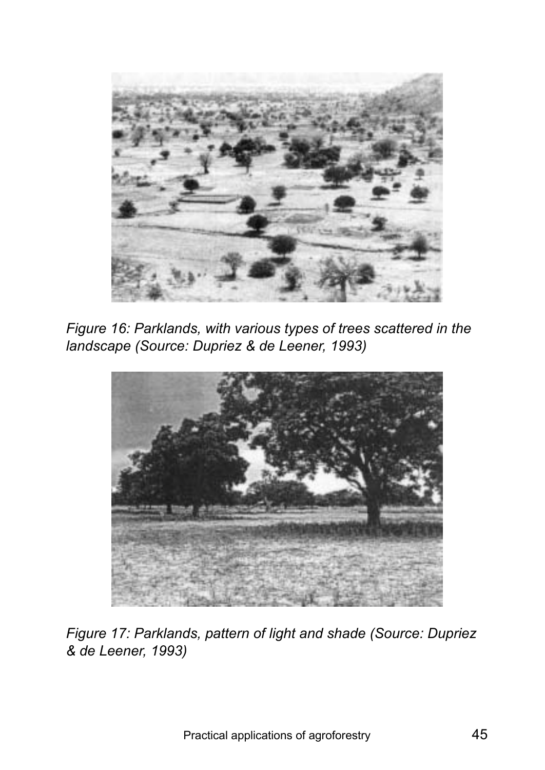*Figure 16: Parklands, with various types of trees scattered in the landscape (Source: Dupriez & de Leener, 1993)*

*Figure 17: Parklands, pattern of light and shade (Source: Dupriez & de Leener, 1993)*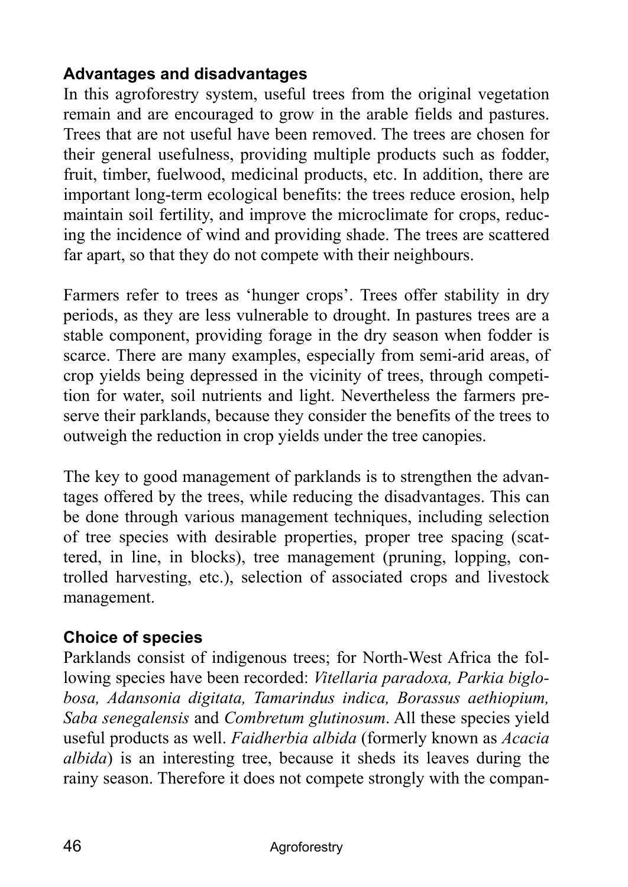### Advantages and disadvantages

In this agroforestry system, useful trees from the original vegetation remain and are encouraged to grow in the arable fields and pastures. Trees that are not useful have been removed. The trees are chosen for their general usefulness, providing multiple products such as fodder, fruit, timber, fuelwood, medicinal products, etc. In addition, there are important long-term ecological benefits: the trees reduce erosion, help maintain soil fertility, and improve the microclimate for crops, reducing the incidence of wind and providing shade. The trees are scattered far apart, so that they do not compete with their neighbours.

Farmers refer to trees as 'hunger crops'. Trees offer stability in dry periods, as they are less vulnerable to drought. In pastures trees are a stable component, providing forage in the dry season when fodder is scarce. There are many examples, especially from semi-arid areas, of crop yields being depressed in the vicinity of trees, through competition for water, soil nutrients and light. Nevertheless the farmers preserve their parklands, because they consider the benefits of the trees to outweigh the reduction in crop yields under the tree canopies.

The key to good management of parklands is to strengthen the advantages offered by the trees, while reducing the disadvantages. This can be done through various management techniques, including selection of tree species with desirable properties, proper tree spacing (scattered, in line, in blocks), tree management (pruning, lopping, controlled harvesting, etc.), selection of associated crops and livestock management.

### Choice of species

Parklands consist of indigenous trees; for North-West Africa the following species have been recorded: *Vitellaria paradoxa, Parkia biglobosa, Adansonia digitata, Tamarindus indica, Borassus aethiopium, Saba senegalensis* and *Combretum glutinosum*. All these species yield useful products as well. *Faidherbia albida* (formerly known as *Acacia albida*) is an interesting tree, because it sheds its leaves during the rainy season. Therefore it does not compete strongly with the compan-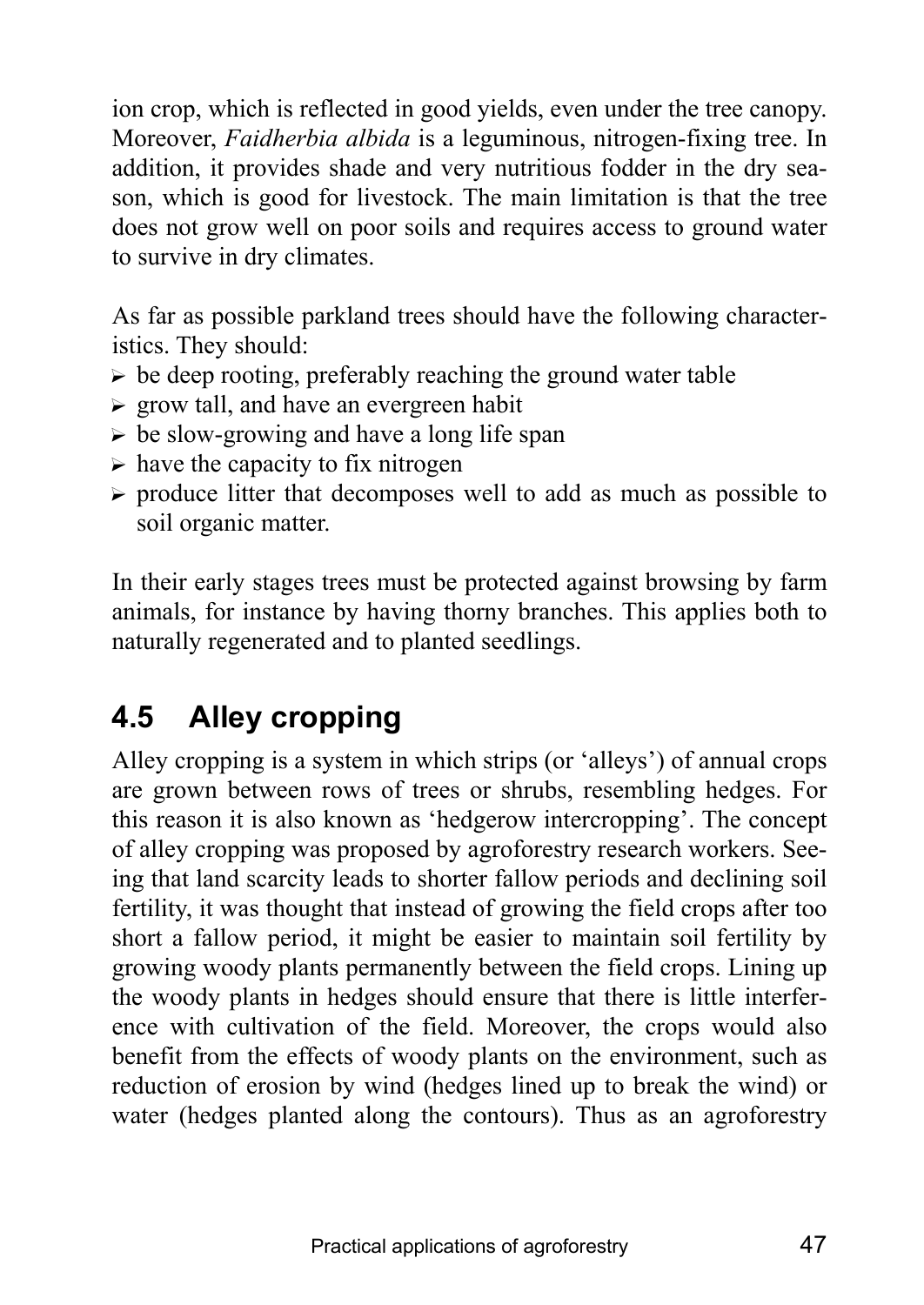ion crop, which is reflected in good yields, even under the tree canopy. Moreover, *Faidherbia albida* is a leguminous, nitrogen-fixing tree. In addition, it provides shade and very nutritious fodder in the dry season, which is good for livestock. The main limitation is that the tree does not grow well on poor soils and requires access to ground water to survive in dry climates.

As far as possible parkland trees should have the following characteristics. They should:

- be deep rooting, preferably reaching the ground water table
- grow tall, and have an evergreen habit
- be slow-growing and have a long life span
- have the capacity to fix nitrogen
- produce litter that decomposes well to add as much as possible to soil organic matter.

In their early stages trees must be protected against browsing by farm animals, for instance by having thorny branches. This applies both to naturally regenerated and to planted seedlings.

## 4.5 Alley cropping

Alley cropping is a system in which strips (or 'alleys') of annual crops are grown between rows of trees or shrubs, resembling hedges. For this reason it is also known as 'hedgerow intercropping'. The concept of alley cropping was proposed by agroforestry research workers. Seeing that land scarcity leads to shorter fallow periods and declining soil fertility, it was thought that instead of growing the field crops after too short a fallow period, it might be easier to maintain soil fertility by growing woody plants permanently between the field crops. Lining up the woody plants in hedges should ensure that there is little interference with cultivation of the field. Moreover, the crops would also benefit from the effects of woody plants on the environment, such as reduction of erosion by wind (hedges lined up to break the wind) or water (hedges planted along the contours). Thus as an agroforestry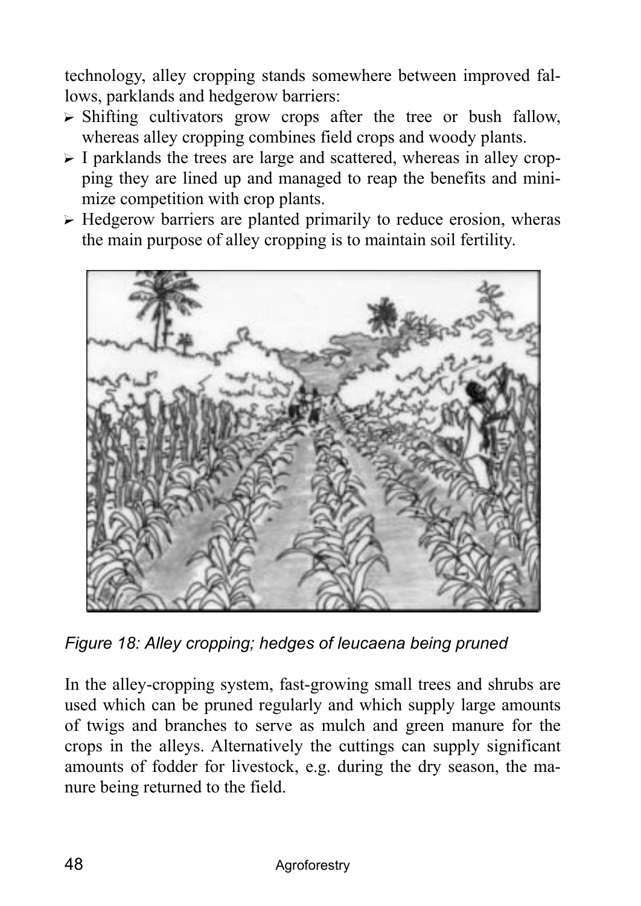technology, alley cropping stands somewhere between improved fallows, parklands and hedgerow barriers:

- Shifting cultivators grow crops after the tree or bush fallow, whereas alley cropping combines field crops and woody plants.
- I parklands the trees are large and scattered, whereas in alley cropping they are lined up and managed to reap the benefits and minimize competition with crop plants.
- Hedgerow barriers are planted primarily to reduce erosion, wheras the main purpose of alley cropping is to maintain soil fertility.

*Figure 18: Alley cropping; hedges of leucaena being pruned*

In the alley-cropping system, fast-growing small trees and shrubs are used which can be pruned regularly and which supply large amounts of twigs and branches to serve as mulch and green manure for the crops in the alleys. Alternatively the cuttings can supply significant amounts of fodder for livestock, e.g. during the dry season, the manure being returned to the field.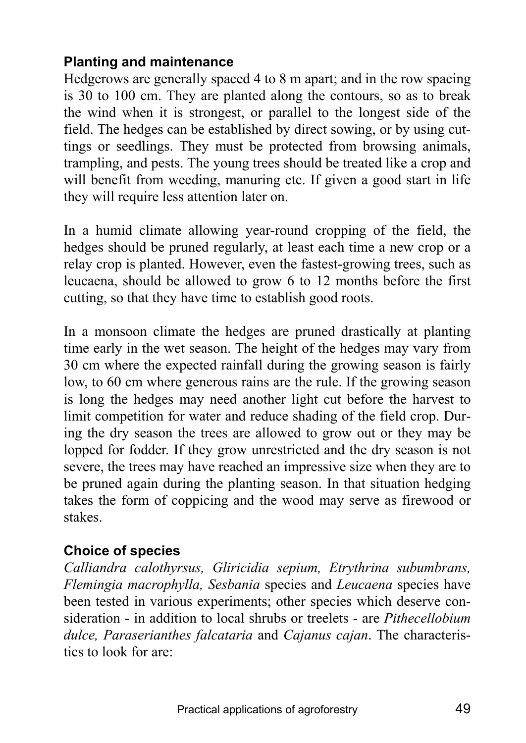### Planting and maintenance

Hedgerows are generally spaced 4 to 8 m apart; and in the row spacing is 30 to 100 cm. They are planted along the contours, so as to break the wind when it is strongest, or parallel to the longest side of the field. The hedges can be established by direct sowing, or by using cuttings or seedlings. They must be protected from browsing animals, trampling, and pests. The young trees should be treated like a crop and will benefit from weeding, manuring etc. If given a good start in life they will require less attention later on.

In a humid climate allowing year-round cropping of the field, the hedges should be pruned regularly, at least each time a new crop or a relay crop is planted. However, even the fastest-growing trees, such as leucaena, should be allowed to grow 6 to 12 months before the first cutting, so that they have time to establish good roots.

In a monsoon climate the hedges are pruned drastically at planting time early in the wet season. The height of the hedges may vary from 30 cm where the expected rainfall during the growing season is fairly low, to 60 cm where generous rains are the rule. If the growing season is long the hedges may need another light cut before the harvest to limit competition for water and reduce shading of the field crop. During the dry season the trees are allowed to grow out or they may be lopped for fodder. If they grow unrestricted and the dry season is not severe, the trees may have reached an impressive size when they are to be pruned again during the planting season. In that situation hedging takes the form of coppicing and the wood may serve as firewood or stakes.

### Choice of species

*Calliandra calothyrsus, Gliricidia sepium, Etrythrina subumbrans, Flemingia macrophylla, Sesbania* species and *Leucaena* species have been tested in various experiments; other species which deserve consideration - in addition to local shrubs or treelets - are *Pithecellobium dulce, Paraserianthes falcataria* and *Cajanus cajan*. The characteristics to look for are: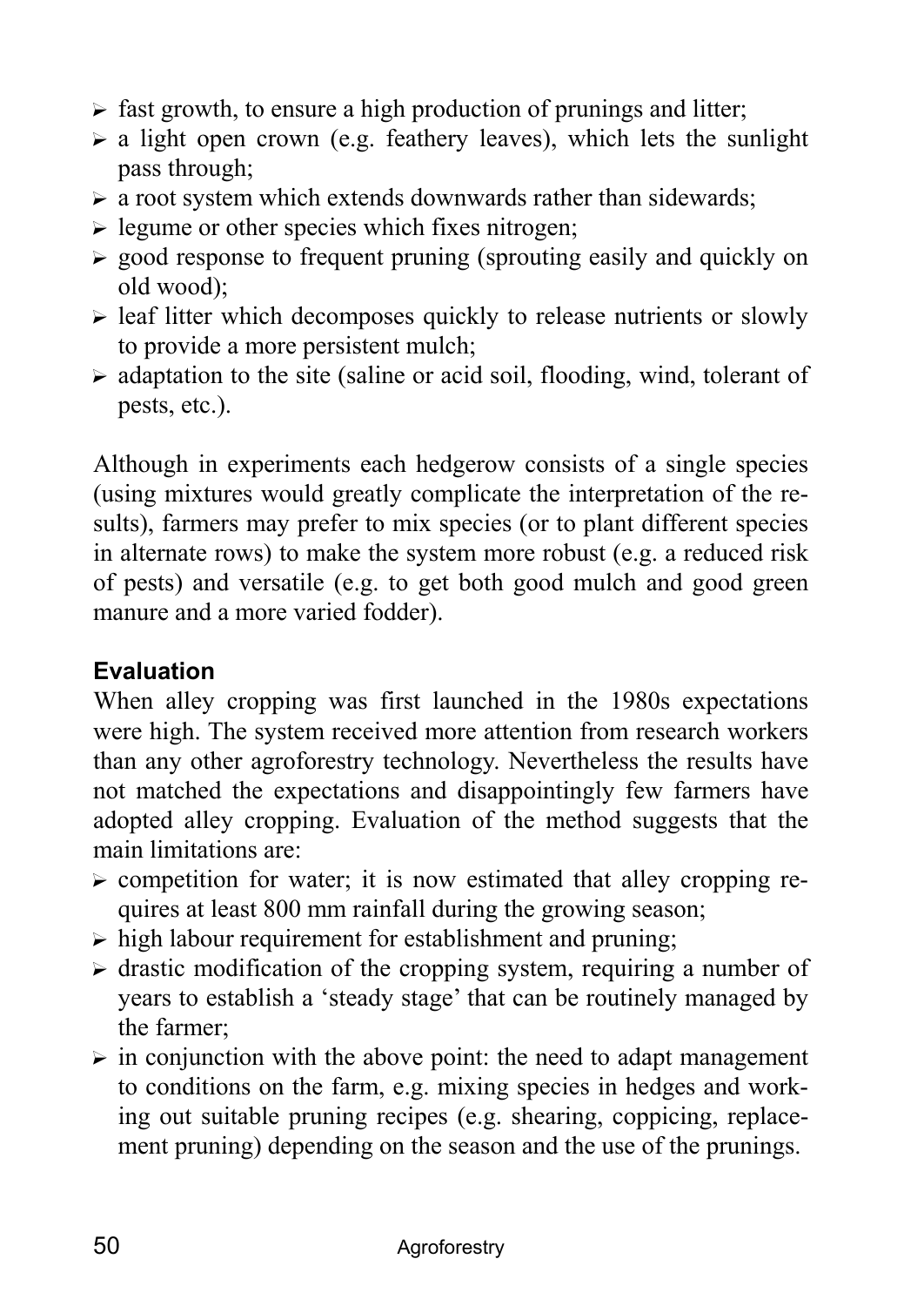- fast growth, to ensure a high production of prunings and litter;
- a light open crown (e.g. feathery leaves), which lets the sunlight pass through;
- a root system which extends downwards rather than sidewards;
- legume or other species which fixes nitrogen;
- good response to frequent pruning (sprouting easily and quickly on old wood);
- leaf litter which decomposes quickly to release nutrients or slowly to provide a more persistent mulch;
- adaptation to the site (saline or acid soil, flooding, wind, tolerant of pests, etc.).

Although in experiments each hedgerow consists of a single species (using mixtures would greatly complicate the interpretation of the results), farmers may prefer to mix species (or to plant different species in alternate rows) to make the system more robust (e.g. a reduced risk of pests) and versatile (e.g. to get both good mulch and good green manure and a more varied fodder).

### Evaluation

When alley cropping was first launched in the 1980s expectations were high. The system received more attention from research workers than any other agroforestry technology. Nevertheless the results have not matched the expectations and disappointingly few farmers have adopted alley cropping. Evaluation of the method suggests that the main limitations are:

- competition for water; it is now estimated that alley cropping requires at least 800 mm rainfall during the growing season;
- high labour requirement for establishment and pruning;
- drastic modification of the cropping system, requiring a number of years to establish a 'steady stage' that can be routinely managed by the farmer;
- in conjunction with the above point: the need to adapt management to conditions on the farm, e.g. mixing species in hedges and working out suitable pruning recipes (e.g. shearing, coppicing, replacement pruning) depending on the season and the use of the prunings.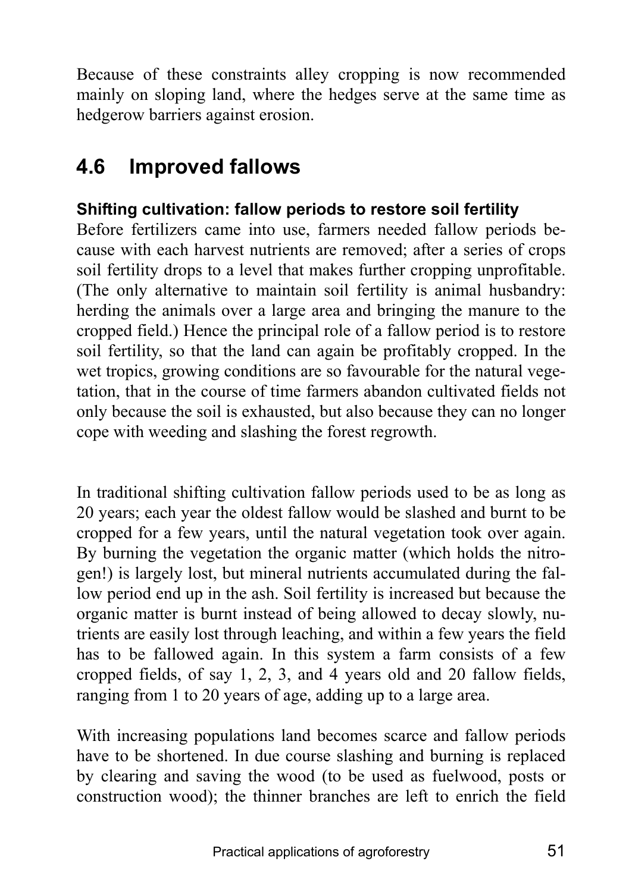Because of these constraints alley cropping is now recommended mainly on sloping land, where the hedges serve at the same time as hedgerow barriers against erosion.

## 4.6 Improved fallows

**Shifting cultivation: fallow periods to restore soil fertility**

Before fertilizers came into use, farmers needed fallow periods because with each harvest nutrients are removed; after a series of crops soil fertility drops to a level that makes further cropping unprofitable. (The only alternative to maintain soil fertility is animal husbandry: herding the animals over a large area and bringing the manure to the cropped field.) Hence the principal role of a fallow period is to restore soil fertility, so that the land can again be profitably cropped. In the wet tropics, growing conditions are so favourable for the natural vegetation, that in the course of time farmers abandon cultivated fields not only because the soil is exhausted, but also because they can no longer cope with weeding and slashing the forest regrowth.

In traditional shifting cultivation fallow periods used to be as long as 20 years; each year the oldest fallow would be slashed and burnt to be cropped for a few years, until the natural vegetation took over again. By burning the vegetation the organic matter (which holds the nitrogen!) is largely lost, but mineral nutrients accumulated during the fallow period end up in the ash. Soil fertility is increased but because the organic matter is burnt instead of being allowed to decay slowly, nutrients are easily lost through leaching, and within a few years the field has to be fallowed again. In this system a farm consists of a few cropped fields, of say 1, 2, 3, and 4 years old and 20 fallow fields, ranging from 1 to 20 years of age, adding up to a large area.

With increasing populations land becomes scarce and fallow periods have to be shortened. In due course slashing and burning is replaced by clearing and saving the wood (to be used as fuelwood, posts or construction wood); the thinner branches are left to enrich the field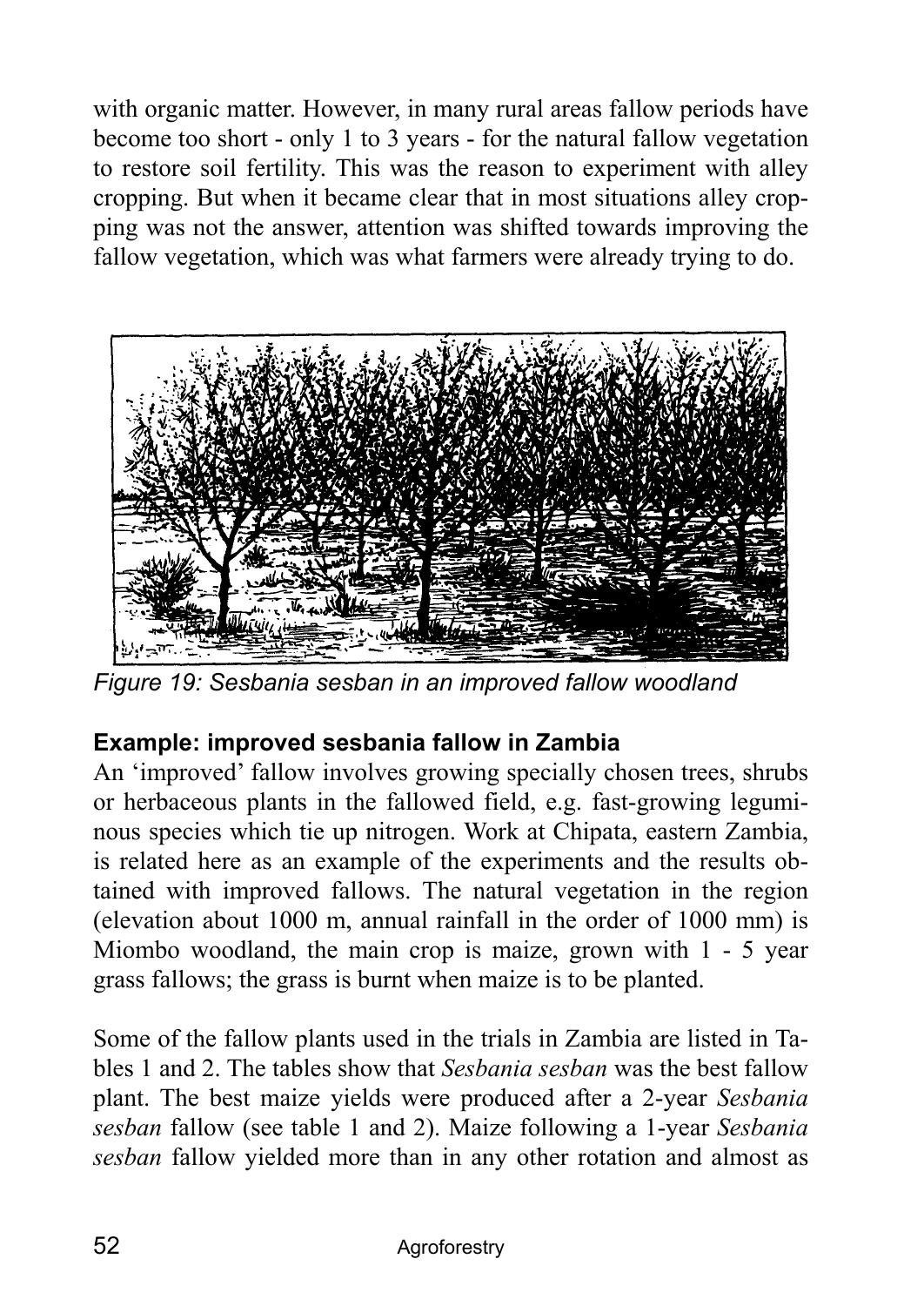with organic matter. However, in many rural areas fallow periods have become too short - only 1 to 3 years - for the natural fallow vegetation to restore soil fertility. This was the reason to experiment with alley cropping. But when it became clear that in most situations alley cropping was not the answer, attention was shifted towards improving the fallow vegetation, which was what farmers were already trying to do.

*Figure 19: Sesbania sesban in an improved fallow woodland*

### Example: improved sesbania fallow in Zambia

An 'improved' fallow involves growing specially chosen trees, shrubs or herbaceous plants in the fallowed field, e.g. fast-growing leguminous species which tie up nitrogen. Work at Chipata, eastern Zambia, is related here as an example of the experiments and the results obtained with improved fallows. The natural vegetation in the region (elevation about 1000 m, annual rainfall in the order of 1000 mm) is Miombo woodland, the main crop is maize, grown with 1 - 5 year grass fallows; the grass is burnt when maize is to be planted.

Some of the fallow plants used in the trials in Zambia are listed in Tables 1 and 2. The tables show that *Sesbania sesban* was the best fallow plant. The best maize yields were produced after a 2-year *Sesbania sesban* fallow (see table 1 and 2). Maize following a 1-year *Sesbania sesban* fallow yielded more than in any other rotation and almost as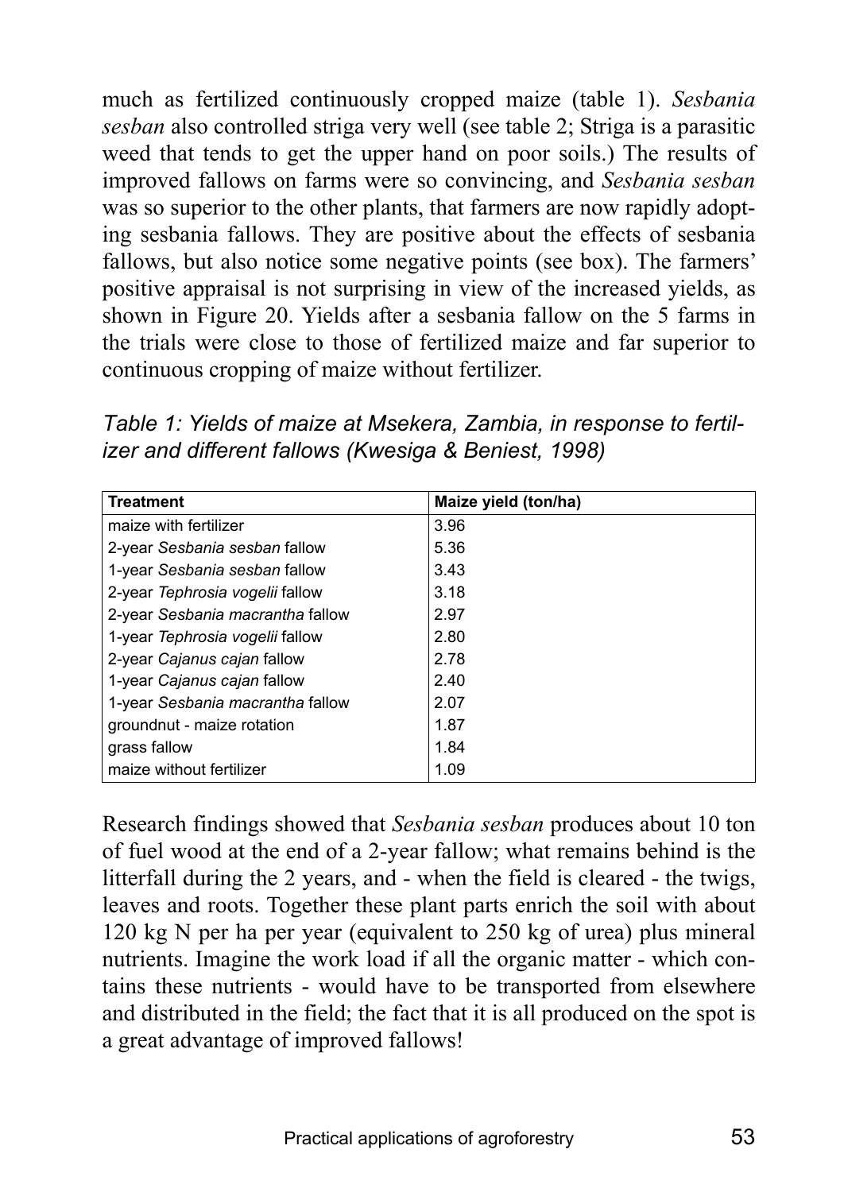much as fertilized continuously cropped maize (table 1). *Sesbania sesban* also controlled striga very well (see table 2; Striga is a parasitic weed that tends to get the upper hand on poor soils.) The results of improved fallows on farms were so convincing, and *Sesbania sesban* was so superior to the other plants, that farmers are now rapidly adopting sesbania fallows. They are positive about the effects of sesbania fallows, but also notice some negative points (see box). The farmers' positive appraisal is not surprising in view of the increased yields, as shown in Figure 20. Yields after a sesbania fallow on the 5 farms in the trials were close to those of fertilized maize and far superior to continuous cropping of maize without fertilizer.

*Table 1: Yields of maize at Msekera, Zambia, in response to fertilizer and different fallows (Kwesiga & Beniest, 1998)*

| Treatment | Maize yield (ton/ha) |
|---|---|
| maize with fertilizer | 3.96 |
| 2-year *Sesbania sesban* fallow | 5.36 |
| 1-year *Sesbania sesban* fallow | 3.43 |
| 2-year *Tephrosia vogelii* fallow | 3.18 |
| 2-year *Sesbania macrantha* fallow | 2.97 |
| 1-year *Tephrosia vogelii* fallow | 2.80 |
| 2-year *Cajanus cajan* fallow | 2.78 |
| 1-year *Cajanus cajan* fallow | 2.40 |
| 1-year *Sesbania macrantha* fallow | 2.07 |
| groundnut - maize rotation | 1.87 |
| grass fallow | 1.84 |
| maize without fertilizer | 1.09 |

Research findings showed that *Sesbania sesban* produces about 10 ton of fuel wood at the end of a 2-year fallow; what remains behind is the litterfall during the 2 years, and - when the field is cleared - the twigs, leaves and roots. Together these plant parts enrich the soil with about 120 kg N per ha per year (equivalent to 250 kg of urea) plus mineral nutrients. Imagine the work load if all the organic matter - which contains these nutrients - would have to be transported from elsewhere and distributed in the field; the fact that it is all produced on the spot is a great advantage of improved fallows!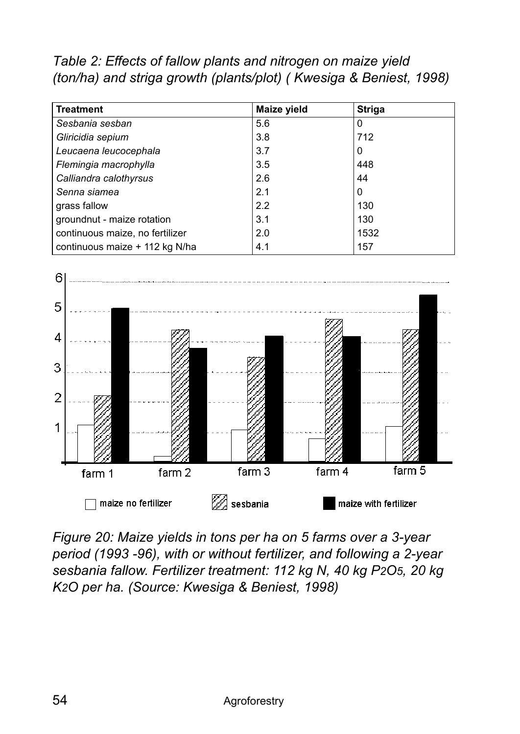*Table 2: Effects of fallow plants and nitrogen on maize yield (ton/ha) and striga growth (plants/plot) ( Kwesiga & Beniest, 1998)*

| Treatment | Maize yield | Striga |
|---|---|---|
| *Sesbania sesban* | 5.6 | 0 |
| *Gliricidia sepium* | 3.8 | 712 |
| *Leucaena leucocephala* | 3.7 | 0 |
| *Flemingia macrophylla* | 3.5 | 448 |
| *Calliandra calothyrsus* | 2.6 | 44 |
| *Senna siamea* | 2.1 | 0 |
| grass fallow | 2.2 | 130 |
| groundnut - maize rotation | 3.1 | 130 |
| continuous maize, no fertilizer | 2.0 | 1532 |
| continuous maize + 112 kg N/ha | 4.1 | 157 |

*Figure 20: Maize yields in tons per ha on 5 farms over a 3-year period (1993 -96), with or without fertilizer, and following a 2-year sesbania fallow. Fertilizer treatment: 112 kg N, 40 kg $P_2O_5$, 20 kg $K_2O$ per ha. (Source: Kwesiga & Beniest, 1998)*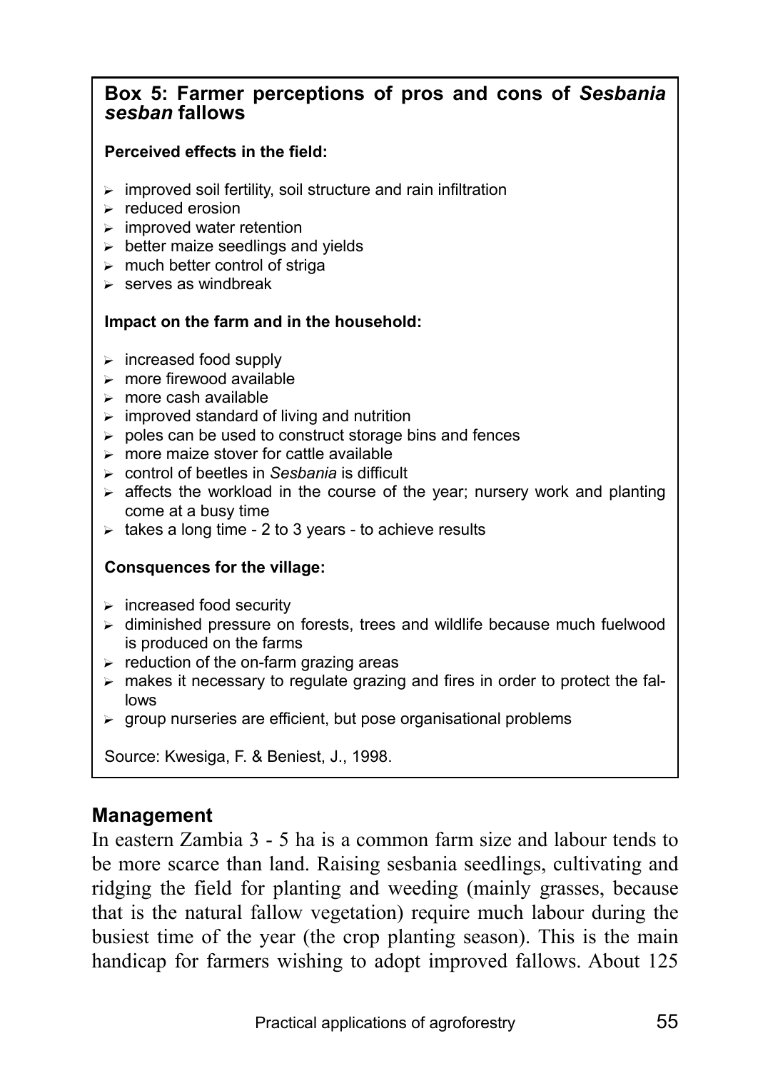**Box 5: Farmer perceptions of pros and cons of *Sesbania sesban* fallows**

**Perceived effects in the field:**

- improved soil fertility, soil structure and rain infiltration
- reduced erosion
- improved water retention
- better maize seedlings and yields
- much better control of striga
- serves as windbreak

**Impact on the farm and in the household:**

- increased food supply
- more firewood available
- more cash available
- improved standard of living and nutrition
- poles can be used to construct storage bins and fences
- more maize stover for cattle available
- control of beetles in *Sesbania* is difficult
- affects the workload in the course of the year; nursery work and planting come at a busy time
- takes a long time - 2 to 3 years - to achieve results

**Consquences for the village:**

- increased food security
- diminished pressure on forests, trees and wildlife because much fuelwood is produced on the farms
- reduction of the on-farm grazing areas
- makes it necessary to regulate grazing and fires in order to protect the fallows
- group nurseries are efficient, but pose organisational problems

Source: Kwesiga, F. & Beniest, J., 1998.

## Management

In eastern Zambia 3 - 5 ha is a common farm size and labour tends to be more scarce than land. Raising sesbania seedlings, cultivating and ridging the field for planting and weeding (mainly grasses, because that is the natural fallow vegetation) require much labour during the busiest time of the year (the crop planting season). This is the main handicap for farmers wishing to adopt improved fallows. About 125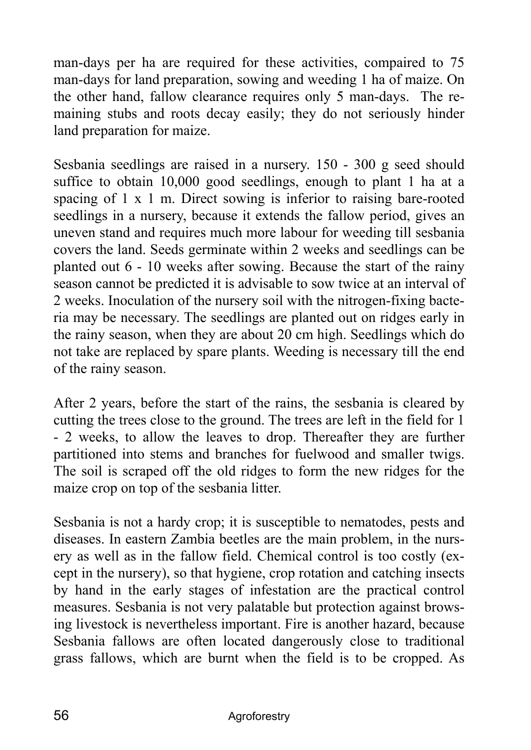man-days per ha are required for these activities, compaired to 75 man-days for land preparation, sowing and weeding 1 ha of maize. On the other hand, fallow clearance requires only 5 man-days. The remaining stubs and roots decay easily; they do not seriously hinder land preparation for maize.

Sesbania seedlings are raised in a nursery. 150 - 300 g seed should suffice to obtain 10,000 good seedlings, enough to plant 1 ha at a spacing of 1 x 1 m. Direct sowing is inferior to raising bare-rooted seedlings in a nursery, because it extends the fallow period, gives an uneven stand and requires much more labour for weeding till sesbania covers the land. Seeds germinate within 2 weeks and seedlings can be planted out 6 - 10 weeks after sowing. Because the start of the rainy season cannot be predicted it is advisable to sow twice at an interval of 2 weeks. Inoculation of the nursery soil with the nitrogen-fixing bacteria may be necessary. The seedlings are planted out on ridges early in the rainy season, when they are about 20 cm high. Seedlings which do not take are replaced by spare plants. Weeding is necessary till the end of the rainy season.

After 2 years, before the start of the rains, the sesbania is cleared by cutting the trees close to the ground. The trees are left in the field for 1 - 2 weeks, to allow the leaves to drop. Thereafter they are further partitioned into stems and branches for fuelwood and smaller twigs. The soil is scraped off the old ridges to form the new ridges for the maize crop on top of the sesbania litter.

Sesbania is not a hardy crop; it is susceptible to nematodes, pests and diseases. In eastern Zambia beetles are the main problem, in the nursery as well as in the fallow field. Chemical control is too costly (except in the nursery), so that hygiene, crop rotation and catching insects by hand in the early stages of infestation are the practical control measures. Sesbania is not very palatable but protection against browsing livestock is nevertheless important. Fire is another hazard, because Sesbania fallows are often located dangerously close to traditional grass fallows, which are burnt when the field is to be cropped. As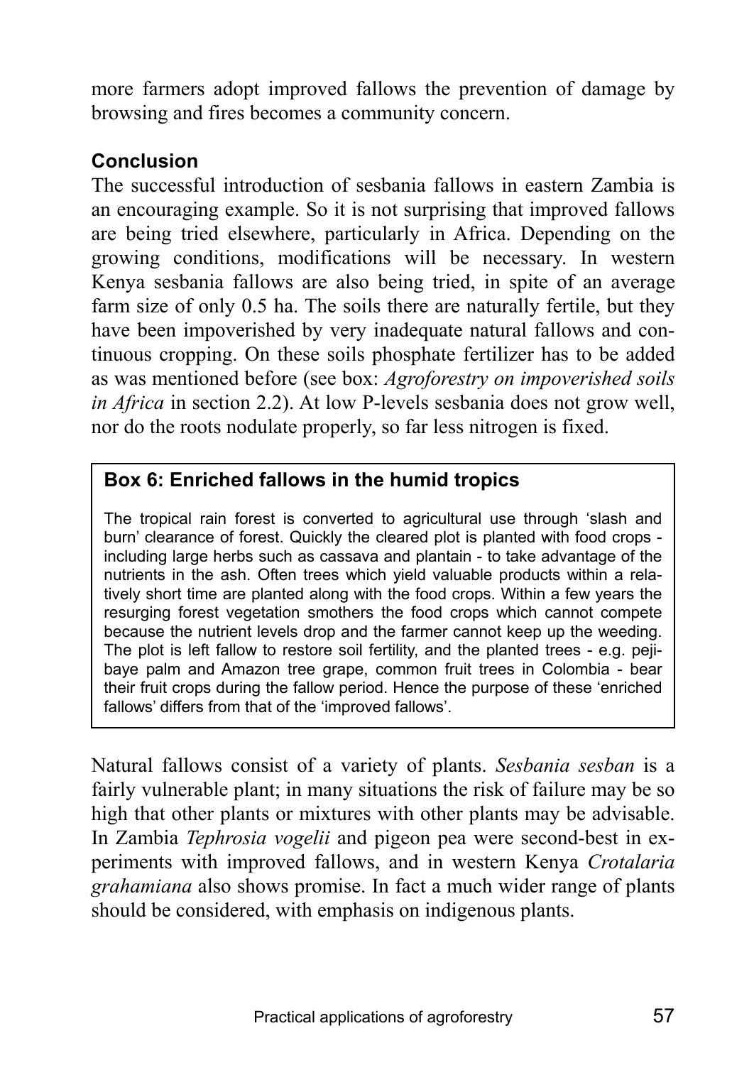more farmers adopt improved fallows the prevention of damage by browsing and fires becomes a community concern.

### Conclusion

The successful introduction of sesbania fallows in eastern Zambia is an encouraging example. So it is not surprising that improved fallows are being tried elsewhere, particularly in Africa. Depending on the growing conditions, modifications will be necessary. In western Kenya sesbania fallows are also being tried, in spite of an average farm size of only 0.5 ha. The soils there are naturally fertile, but they have been impoverished by very inadequate natural fallows and continuous cropping. On these soils phosphate fertilizer has to be added as was mentioned before (see box: *Agroforestry on impoverished soils in Africa* in section 2.2). At low P-levels sesbania does not grow well, nor do the roots nodulate properly, so far less nitrogen is fixed.

> **Box 6: Enriched fallows in the humid tropics**
>
> The tropical rain forest is converted to agricultural use through 'slash and burn' clearance of forest. Quickly the cleared plot is planted with food crops - including large herbs such as cassava and plantain - to take advantage of the nutrients in the ash. Often trees which yield valuable products within a relatively short time are planted along with the food crops. Within a few years the resurging forest vegetation smothers the food crops which cannot compete because the nutrient levels drop and the farmer cannot keep up the weeding. The plot is left fallow to restore soil fertility, and the planted trees - e.g. pejibaye palm and Amazon tree grape, common fruit trees in Colombia - bear their fruit crops during the fallow period. Hence the purpose of these 'enriched fallows' differs from that of the 'improved fallows'.

Natural fallows consist of a variety of plants. *Sesbania sesban* is a fairly vulnerable plant; in many situations the risk of failure may be so high that other plants or mixtures with other plants may be advisable. In Zambia *Tephrosia vogelii* and pigeon pea were second-best in experiments with improved fallows, and in western Kenya *Crotalaria grahamiana* also shows promise. In fact a much wider range of plants should be considered, with emphasis on indigenous plants.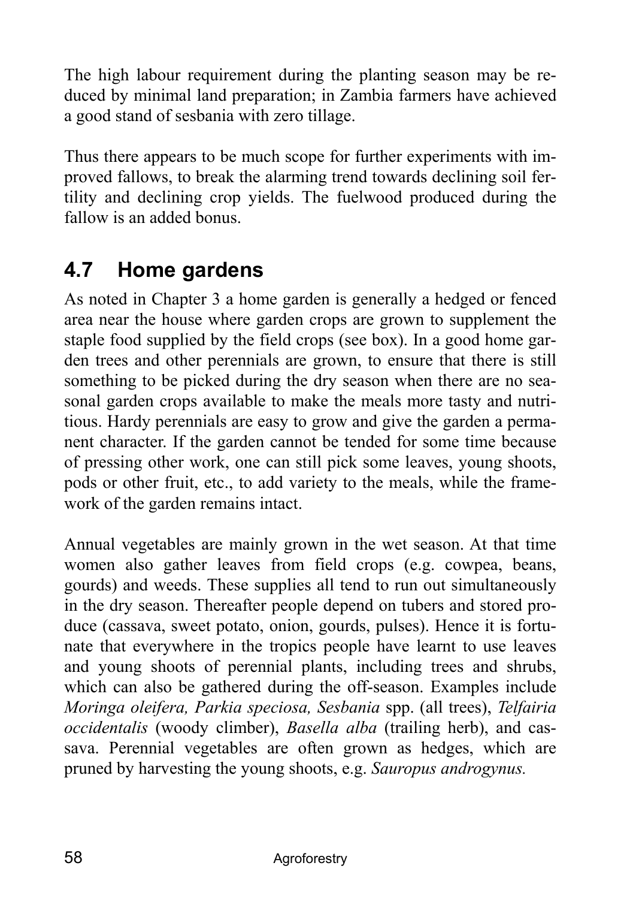The high labour requirement during the planting season may be reduced by minimal land preparation; in Zambia farmers have achieved a good stand of sesbania with zero tillage.

Thus there appears to be much scope for further experiments with improved fallows, to break the alarming trend towards declining soil fertility and declining crop yields. The fuelwood produced during the fallow is an added bonus.

## 4.7 Home gardens

As noted in Chapter 3 a home garden is generally a hedged or fenced area near the house where garden crops are grown to supplement the staple food supplied by the field crops (see box). In a good home garden trees and other perennials are grown, to ensure that there is still something to be picked during the dry season when there are no seasonal garden crops available to make the meals more tasty and nutritious. Hardy perennials are easy to grow and give the garden a permanent character. If the garden cannot be tended for some time because of pressing other work, one can still pick some leaves, young shoots, pods or other fruit, etc., to add variety to the meals, while the framework of the garden remains intact.

Annual vegetables are mainly grown in the wet season. At that time women also gather leaves from field crops (e.g. cowpea, beans, gourds) and weeds. These supplies all tend to run out simultaneously in the dry season. Thereafter people depend on tubers and stored produce (cassava, sweet potato, onion, gourds, pulses). Hence it is fortunate that everywhere in the tropics people have learnt to use leaves and young shoots of perennial plants, including trees and shrubs, which can also be gathered during the off-season. Examples include *Moringa oleifera, Parkia speciosa, Sesbania* spp. (all trees), *Telfairia occidentalis* (woody climber), *Basella alba* (trailing herb), and cassava. Perennial vegetables are often grown as hedges, which are pruned by harvesting the young shoots, e.g. *Sauropus androgynus.*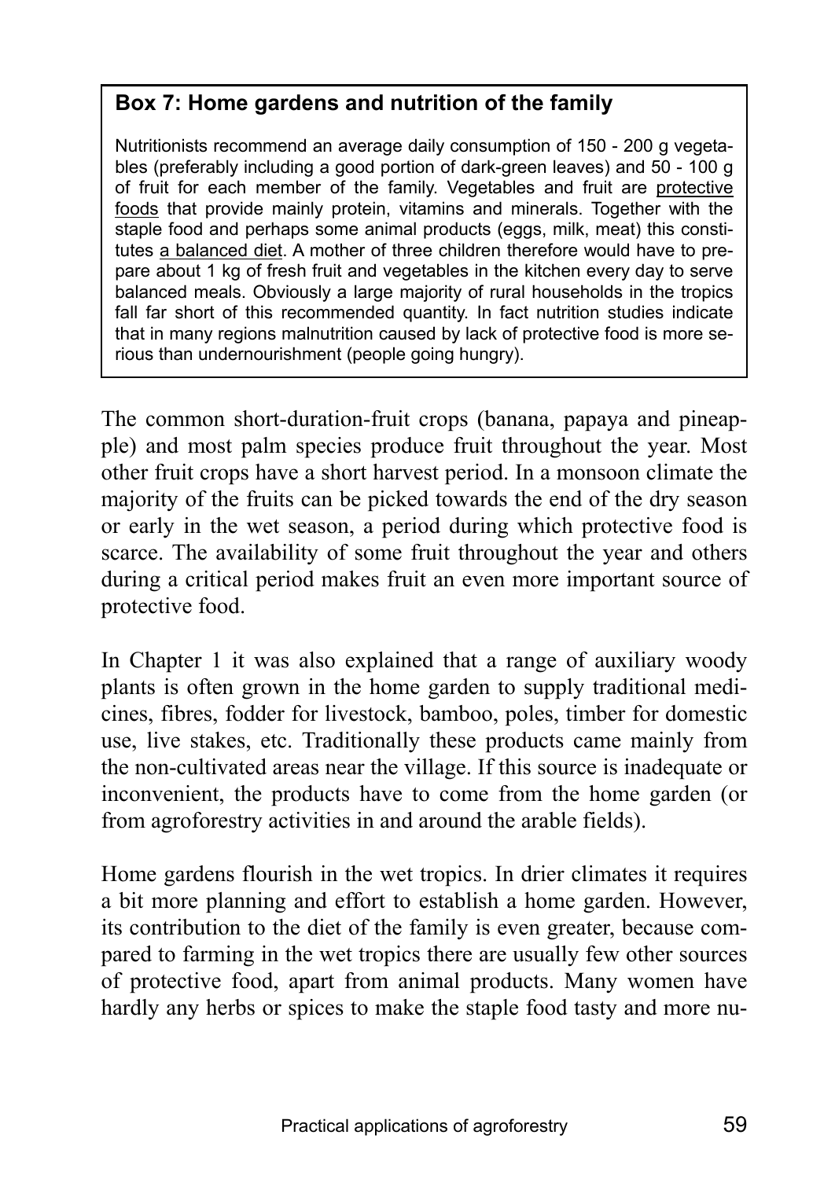**Box 7: Home gardens and nutrition of the family**

Nutritionists recommend an average daily consumption of 150 - 200 g vegetables (preferably including a good portion of dark-green leaves) and 50 - 100 g of fruit for each member of the family. Vegetables and fruit are protective foods that provide mainly protein, vitamins and minerals. Together with the staple food and perhaps some animal products (eggs, milk, meat) this constitutes a balanced diet. A mother of three children therefore would have to prepare about 1 kg of fresh fruit and vegetables in the kitchen every day to serve balanced meals. Obviously a large majority of rural households in the tropics fall far short of this recommended quantity. In fact nutrition studies indicate that in many regions malnutrition caused by lack of protective food is more serious than undernourishment (people going hungry).

The common short-duration-fruit crops (banana, papaya and pineapple) and most palm species produce fruit throughout the year. Most other fruit crops have a short harvest period. In a monsoon climate the majority of the fruits can be picked towards the end of the dry season or early in the wet season, a period during which protective food is scarce. The availability of some fruit throughout the year and others during a critical period makes fruit an even more important source of protective food.

In Chapter 1 it was also explained that a range of auxiliary woody plants is often grown in the home garden to supply traditional medicines, fibres, fodder for livestock, bamboo, poles, timber for domestic use, live stakes, etc. Traditionally these products came mainly from the non-cultivated areas near the village. If this source is inadequate or inconvenient, the products have to come from the home garden (or from agroforestry activities in and around the arable fields).

Home gardens flourish in the wet tropics. In drier climates it requires a bit more planning and effort to establish a home garden. However, its contribution to the diet of the family is even greater, because compared to farming in the wet tropics there are usually few other sources of protective food, apart from animal products. Many women have hardly any herbs or spices to make the staple food tasty and more nu-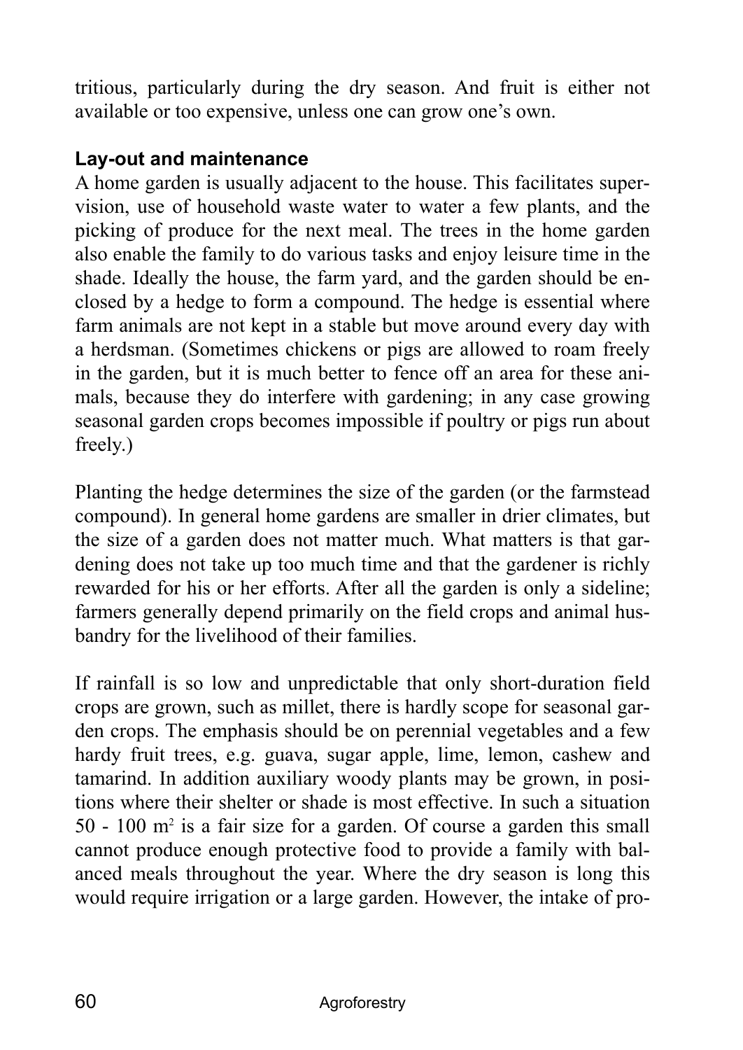tritious, particularly during the dry season. And fruit is either not available or too expensive, unless one can grow one's own.

### Lay-out and maintenance

A home garden is usually adjacent to the house. This facilitates supervision, use of household waste water to water a few plants, and the picking of produce for the next meal. The trees in the home garden also enable the family to do various tasks and enjoy leisure time in the shade. Ideally the house, the farm yard, and the garden should be enclosed by a hedge to form a compound. The hedge is essential where farm animals are not kept in a stable but move around every day with a herdsman. (Sometimes chickens or pigs are allowed to roam freely in the garden, but it is much better to fence off an area for these animals, because they do interfere with gardening; in any case growing seasonal garden crops becomes impossible if poultry or pigs run about freely.)

Planting the hedge determines the size of the garden (or the farmstead compound). In general home gardens are smaller in drier climates, but the size of a garden does not matter much. What matters is that gardening does not take up too much time and that the gardener is richly rewarded for his or her efforts. After all the garden is only a sideline; farmers generally depend primarily on the field crops and animal husbandry for the livelihood of their families.

If rainfall is so low and unpredictable that only short-duration field crops are grown, such as millet, there is hardly scope for seasonal garden crops. The emphasis should be on perennial vegetables and a few hardy fruit trees, e.g. guava, sugar apple, lime, lemon, cashew and tamarind. In addition auxiliary woody plants may be grown, in positions where their shelter or shade is most effective. In such a situation 50 - 100 $m^2$ is a fair size for a garden. Of course a garden this small cannot produce enough protective food to provide a family with balanced meals throughout the year. Where the dry season is long this would require irrigation or a large garden. However, the intake of pro-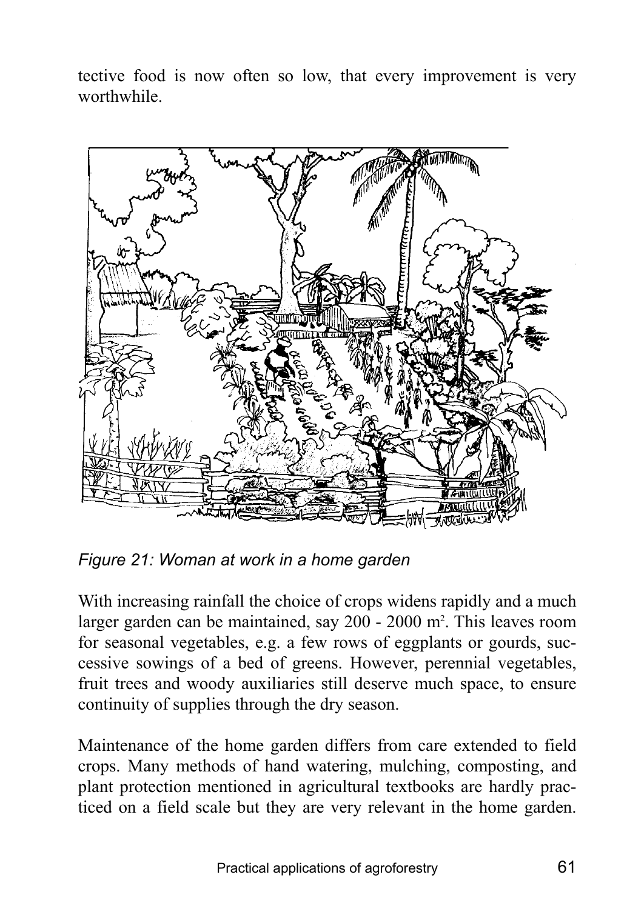tective food is now often so low, that every improvement is very worthwhile.

*Figure 21: Woman at work in a home garden*

With increasing rainfall the choice of crops widens rapidly and a much larger garden can be maintained, say 200 - 2000 $m^2$. This leaves room for seasonal vegetables, e.g. a few rows of eggplants or gourds, successive sowings of a bed of greens. However, perennial vegetables, fruit trees and woody auxiliaries still deserve much space, to ensure continuity of supplies through the dry season.

Maintenance of the home garden differs from care extended to field crops. Many methods of hand watering, mulching, composting, and plant protection mentioned in agricultural textbooks are hardly practiced on a field scale but they are very relevant in the home garden.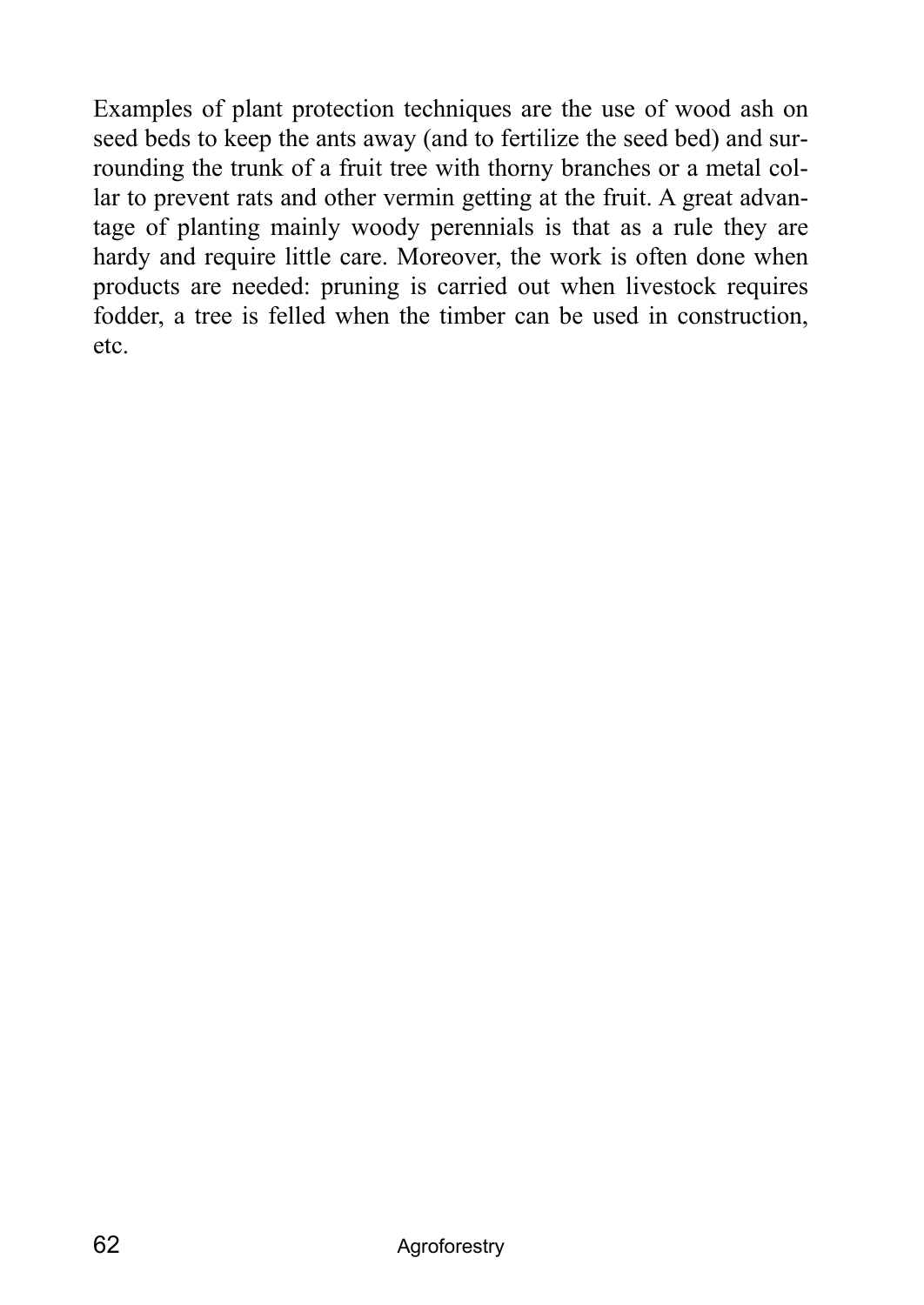Examples of plant protection techniques are the use of wood ash on seed beds to keep the ants away (and to fertilize the seed bed) and surrounding the trunk of a fruit tree with thorny branches or a metal collar to prevent rats and other vermin getting at the fruit. A great advantage of planting mainly woody perennials is that as a rule they are hardy and require little care. Moreover, the work is often done when products are needed: pruning is carried out when livestock requires fodder, a tree is felled when the timber can be used in construction, etc.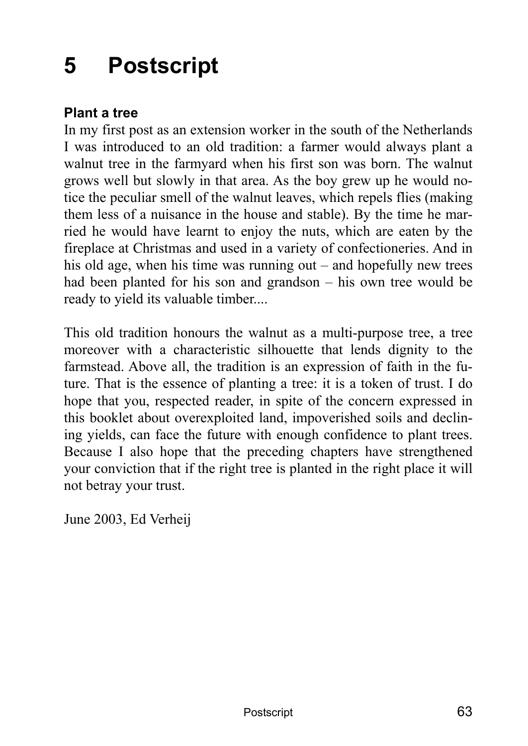# 5 Postscript

**Plant a tree**

In my first post as an extension worker in the south of the Netherlands I was introduced to an old tradition: a farmer would always plant a walnut tree in the farmyard when his first son was born. The walnut grows well but slowly in that area. As the boy grew up he would notice the peculiar smell of the walnut leaves, which repels flies (making them less of a nuisance in the house and stable). By the time he married he would have learnt to enjoy the nuts, which are eaten by the fireplace at Christmas and used in a variety of confectioneries. And in his old age, when his time was running out – and hopefully new trees had been planted for his son and grandson – his own tree would be ready to yield its valuable timber....

This old tradition honours the walnut as a multi-purpose tree, a tree moreover with a characteristic silhouette that lends dignity to the farmstead. Above all, the tradition is an expression of faith in the future. That is the essence of planting a tree: it is a token of trust. I do hope that you, respected reader, in spite of the concern expressed in this booklet about overexploited land, impoverished soils and declining yields, can face the future with enough confidence to plant trees. Because I also hope that the preceding chapters have strengthened your conviction that if the right tree is planted in the right place it will not betray your trust.

June 2003, Ed Verheij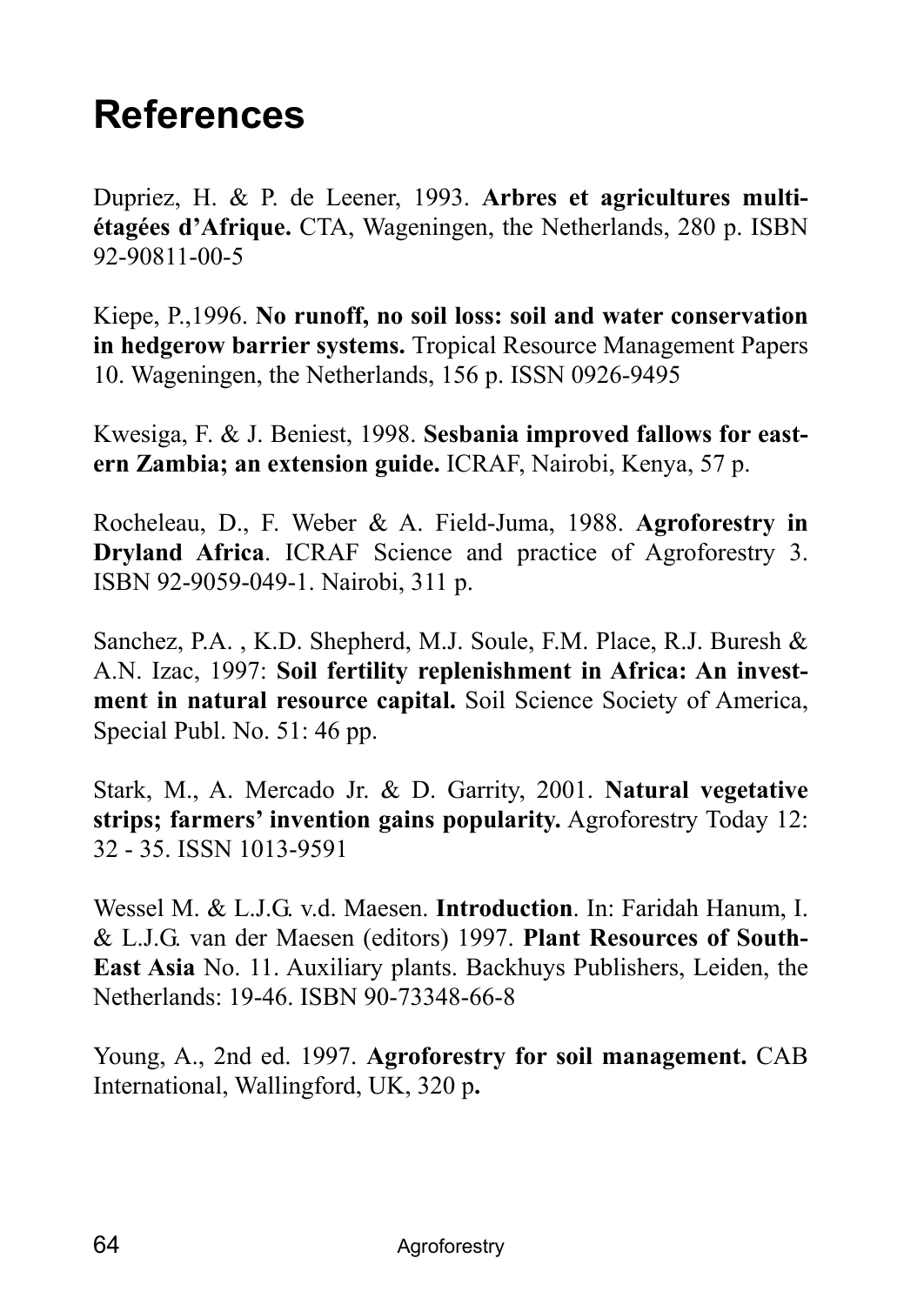# References

Dupriez, H. & P. de Leener, 1993. **Arbres et agricultures multi-étagées d'Afrique.** CTA, Wageningen, the Netherlands, 280 p. ISBN 92-90811-00-5

Kiepe, P.,1996. **No runoff, no soil loss: soil and water conservation in hedgerow barrier systems.** Tropical Resource Management Papers 10. Wageningen, the Netherlands, 156 p. ISSN 0926-9495

Kwesiga, F. & J. Beniest, 1998. **Sesbania improved fallows for eastern Zambia; an extension guide.** ICRAF, Nairobi, Kenya, 57 p.

Rocheleau, D., F. Weber & A. Field-Juma, 1988. **Agroforestry in Dryland Africa**. ICRAF Science and practice of Agroforestry 3. ISBN 92-9059-049-1. Nairobi, 311 p.

Sanchez, P.A. , K.D. Shepherd, M.J. Soule, F.M. Place, R.J. Buresh & A.N. Izac, 1997: **Soil fertility replenishment in Africa: An investment in natural resource capital.** Soil Science Society of America, Special Publ. No. 51: 46 pp.

Stark, M., A. Mercado Jr. & D. Garrity, 2001. **Natural vegetative strips; farmers' invention gains popularity.** Agroforestry Today 12: 32 - 35. ISSN 1013-9591

Wessel M. & L.J.G. v.d. Maesen. **Introduction**. In: Faridah Hanum, I. & L.J.G. van der Maesen (editors) 1997. **Plant Resources of South-East Asia** No. 11. Auxiliary plants. Backhuys Publishers, Leiden, the Netherlands: 19-46. ISBN 90-73348-66-8

Young, A., 2nd ed. 1997. **Agroforestry for soil management.** CAB International, Wallingford, UK, 320 p**.**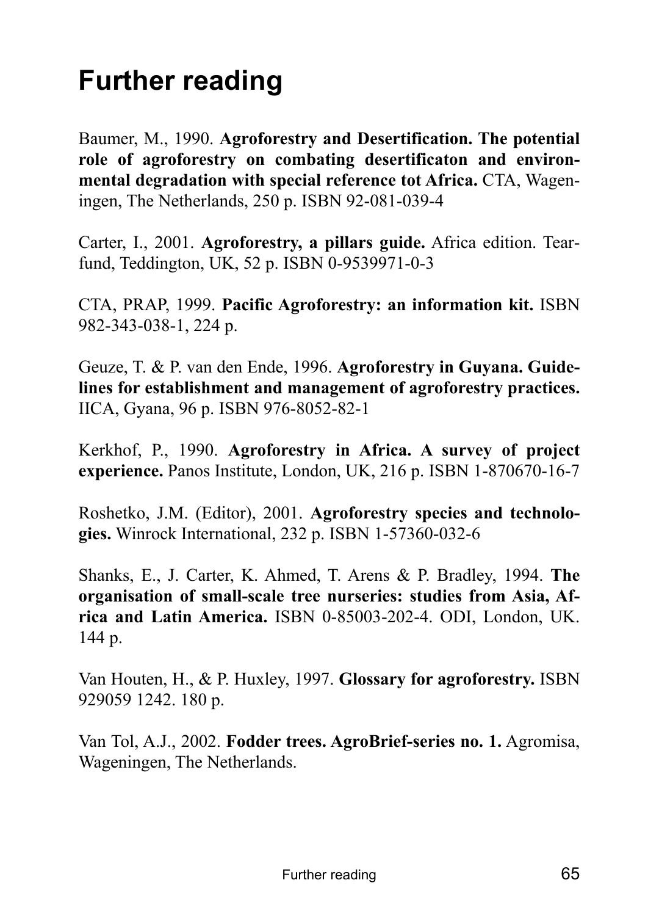# Further reading

Baumer, M., 1990. **Agroforestry and Desertification. The potential role of agroforestry on combating desertificaton and environmental degradation with special reference tot Africa.** CTA, Wageningen, The Netherlands, 250 p. ISBN 92-081-039-4

Carter, I., 2001. **Agroforestry, a pillars guide.** Africa edition. Tearfund, Teddington, UK, 52 p. ISBN 0-9539971-0-3

CTA, PRAP, 1999. **Pacific Agroforestry: an information kit.** ISBN 982-343-038-1, 224 p.

Geuze, T. & P. van den Ende, 1996. **Agroforestry in Guyana. Guidelines for establishment and management of agroforestry practices.** IICA, Gyana, 96 p. ISBN 976-8052-82-1

Kerkhof, P., 1990. **Agroforestry in Africa. A survey of project experience.** Panos Institute, London, UK, 216 p. ISBN 1-870670-16-7

Roshetko, J.M. (Editor), 2001. **Agroforestry species and technologies.** Winrock International, 232 p. ISBN 1-57360-032-6

Shanks, E., J. Carter, K. Ahmed, T. Arens & P. Bradley, 1994. **The organisation of small-scale tree nurseries: studies from Asia, Africa and Latin America.** ISBN 0-85003-202-4. ODI, London, UK. 144 p.

Van Houten, H., & P. Huxley, 1997. **Glossary for agroforestry.** ISBN 929059 1242. 180 p.

Van Tol, A.J., 2002. **Fodder trees. AgroBrief-series no. 1.** Agromisa, Wageningen, The Netherlands.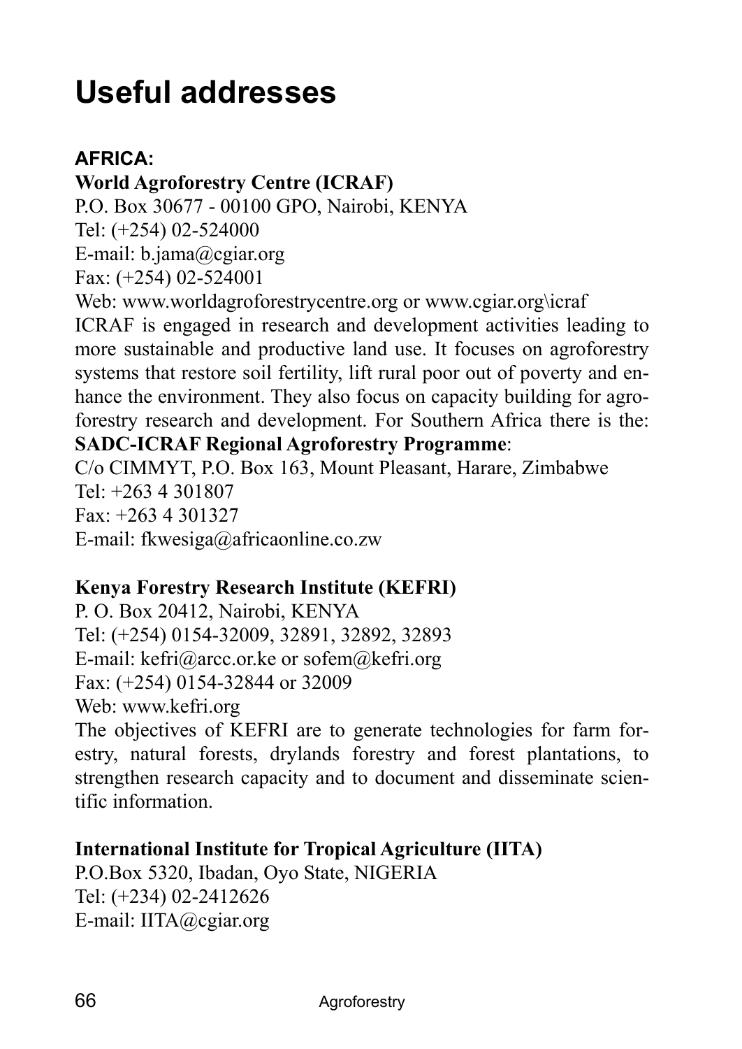# Useful addresses

**AFRICA:**

**World Agroforestry Centre (ICRAF)**
P.O. Box 30677 - 00100 GPO, Nairobi, KENYA
Tel: (+254) 02-524000
E-mail: b.jama@cgiar.org
Fax: (+254) 02-524001
Web: www.worldagroforestrycentre.org or www.cgiar.org\icraf
ICRAF is engaged in research and development activities leading to more sustainable and productive land use. It focuses on agroforestry systems that restore soil fertility, lift rural poor out of poverty and enhance the environment. They also focus on capacity building for agroforestry research and development. For Southern Africa there is the:
**SADC-ICRAF Regional Agroforestry Programme**:
C/o CIMMYT, P.O. Box 163, Mount Pleasant, Harare, Zimbabwe
Tel: +263 4 301807
Fax: +263 4 301327
E-mail: fkwesiga@africaonline.co.zw

**Kenya Forestry Research Institute (KEFRI)**
P. O. Box 20412, Nairobi, KENYA
Tel: (+254) 0154-32009, 32891, 32892, 32893
E-mail: kefri@arcc.or.ke or sofem@kefri.org
Fax: (+254) 0154-32844 or 32009
Web: www.kefri.org
The objectives of KEFRI are to generate technologies for farm forestry, natural forests, drylands forestry and forest plantations, to strengthen research capacity and to document and disseminate scientific information.

**International Institute for Tropical Agriculture (IITA)**
P.O.Box 5320, Ibadan, Oyo State, NIGERIA
Tel: (+234) 02-2412626
E-mail: IITA@cgiar.org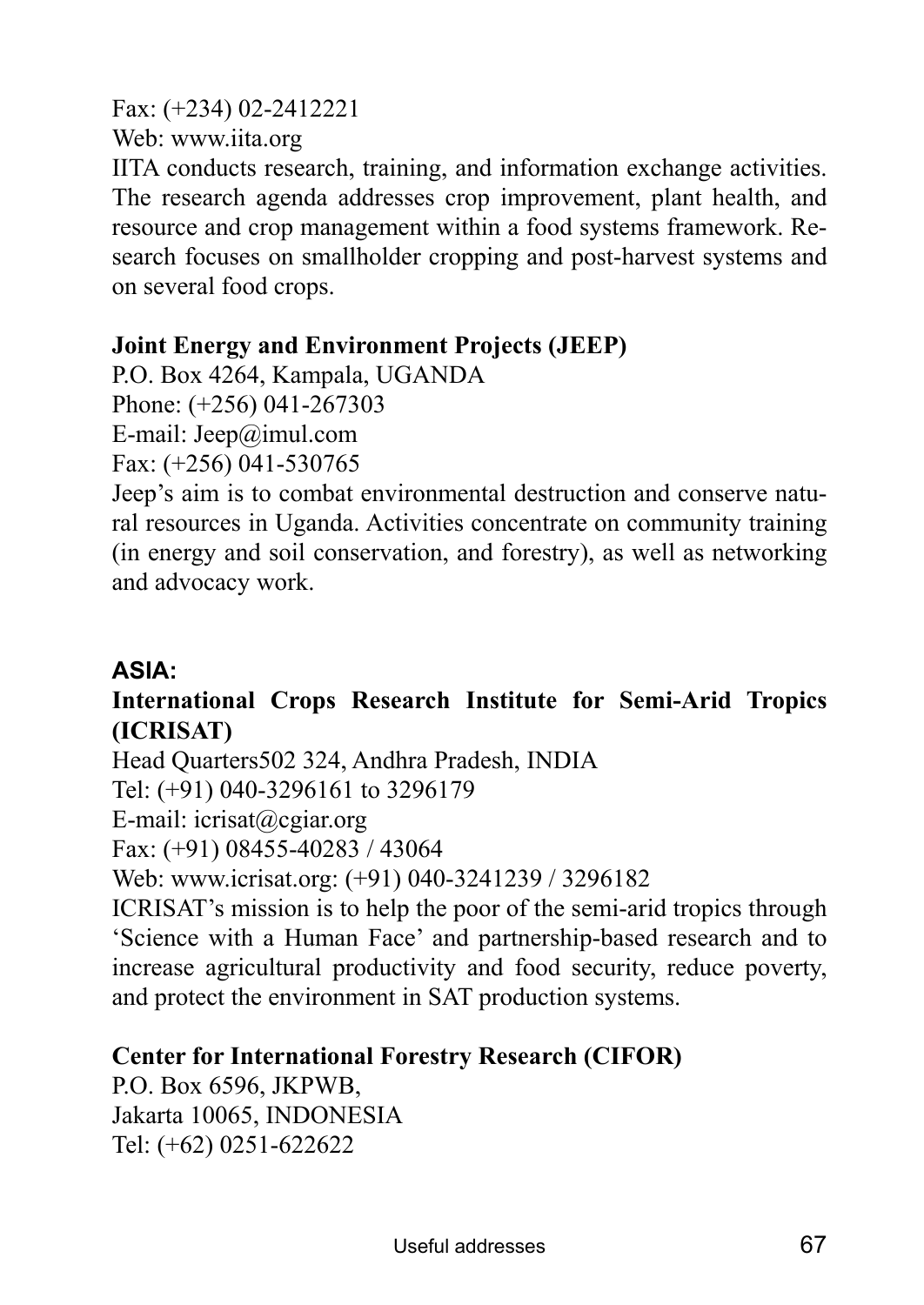Fax: (+234) 02-2412221

Web: www.iita.org

IITA conducts research, training, and information exchange activities. The research agenda addresses crop improvement, plant health, and resource and crop management within a food systems framework. Research focuses on smallholder cropping and post-harvest systems and on several food crops.

**Joint Energy and Environment Projects (JEEP)**

P.O. Box 4264, Kampala, UGANDA

Phone: (+256) 041-267303

E-mail: Jeep@imul.com

Fax: (+256) 041-530765

Jeep's aim is to combat environmental destruction and conserve natural resources in Uganda. Activities concentrate on community training (in energy and soil conservation, and forestry), as well as networking and advocacy work.

## ASIA:

**International Crops Research Institute for Semi-Arid Tropics (ICRISAT)**

Head Quarters502 324, Andhra Pradesh, INDIA

Tel: (+91) 040-3296161 to 3296179

E-mail: icrisat@cgiar.org

Fax: (+91) 08455-40283 / 43064

Web: www.icrisat.org: (+91) 040-3241239 / 3296182

ICRISAT's mission is to help the poor of the semi-arid tropics through 'Science with a Human Face' and partnership-based research and to increase agricultural productivity and food security, reduce poverty, and protect the environment in SAT production systems.

**Center for International Forestry Research (CIFOR)**

P.O. Box 6596, JKPWB,

Jakarta 10065, INDONESIA

Tel: (+62) 0251-622622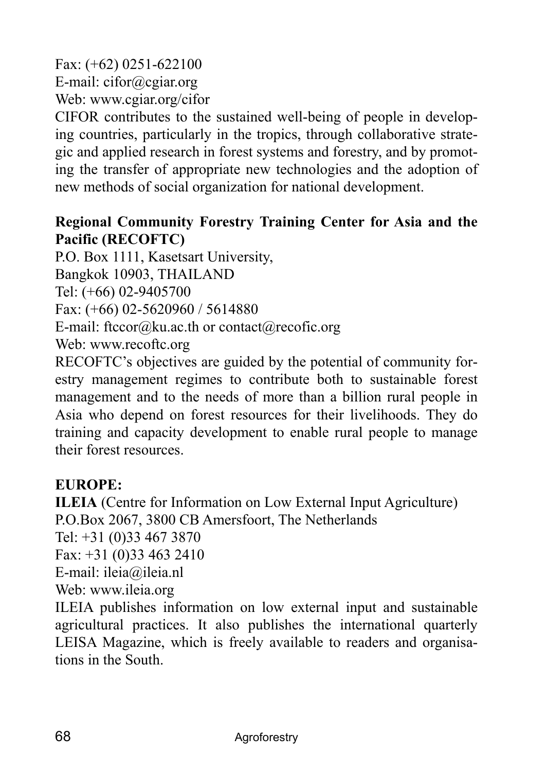Fax: (+62) 0251-622100

E-mail: cifor@cgiar.org

Web: www.cgiar.org/cifor

CIFOR contributes to the sustained well-being of people in developing countries, particularly in the tropics, through collaborative strategic and applied research in forest systems and forestry, and by promoting the transfer of appropriate new technologies and the adoption of new methods of social organization for national development.

**Regional Community Forestry Training Center for Asia and the Pacific (RECOFTC)**

P.O. Box 1111, Kasetsart University,

Bangkok 10903, THAILAND

Tel: (+66) 02-9405700

Fax: (+66) 02-5620960 / 5614880

E-mail: ftccor@ku.ac.th or contact@recofic.org

Web: www.recoftc.org

RECOFTC's objectives are guided by the potential of community forestry management regimes to contribute both to sustainable forest management and to the needs of more than a billion rural people in Asia who depend on forest resources for their livelihoods. They do training and capacity development to enable rural people to manage their forest resources.

**EUROPE:**

**ILEIA** (Centre for Information on Low External Input Agriculture)

P.O.Box 2067, 3800 CB Amersfoort, The Netherlands

Tel: +31 (0)33 467 3870

Fax: +31 (0)33 463 2410

E-mail: ileia@ileia.nl

Web: www.ileia.org

ILEIA publishes information on low external input and sustainable agricultural practices. It also publishes the international quarterly LEISA Magazine, which is freely available to readers and organisations in the South.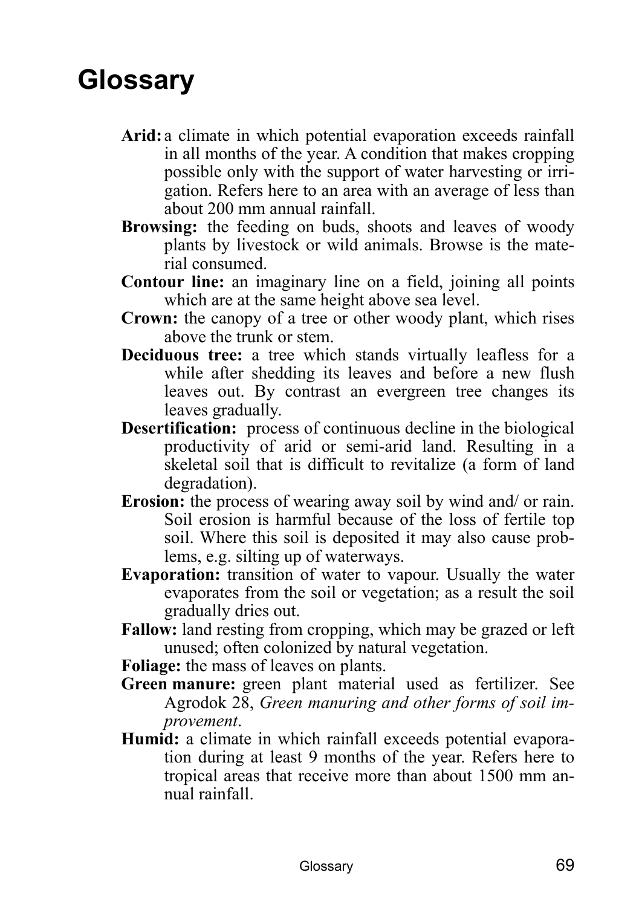# Glossary

**Arid:** a climate in which potential evaporation exceeds rainfall in all months of the year. A condition that makes cropping possible only with the support of water harvesting or irrigation. Refers here to an area with an average of less than about 200 mm annual rainfall.

**Browsing:** the feeding on buds, shoots and leaves of woody plants by livestock or wild animals. Browse is the material consumed.

**Contour line:** an imaginary line on a field, joining all points which are at the same height above sea level.

**Crown:** the canopy of a tree or other woody plant, which rises above the trunk or stem.

**Deciduous tree:** a tree which stands virtually leafless for a while after shedding its leaves and before a new flush leaves out. By contrast an evergreen tree changes its leaves gradually.

**Desertification:** process of continuous decline in the biological productivity of arid or semi-arid land. Resulting in a skeletal soil that is difficult to revitalize (a form of land degradation).

**Erosion:** the process of wearing away soil by wind and/ or rain. Soil erosion is harmful because of the loss of fertile top soil. Where this soil is deposited it may also cause problems, e.g. silting up of waterways.

**Evaporation:** transition of water to vapour. Usually the water evaporates from the soil or vegetation; as a result the soil gradually dries out.

**Fallow:** land resting from cropping, which may be grazed or left unused; often colonized by natural vegetation.

**Foliage:** the mass of leaves on plants.

**Green manure:** green plant material used as fertilizer. See Agrodok 28, *Green manuring and other forms of soil improvement*.

**Humid:** a climate in which rainfall exceeds potential evaporation during at least 9 months of the year. Refers here to tropical areas that receive more than about 1500 mm annual rainfall.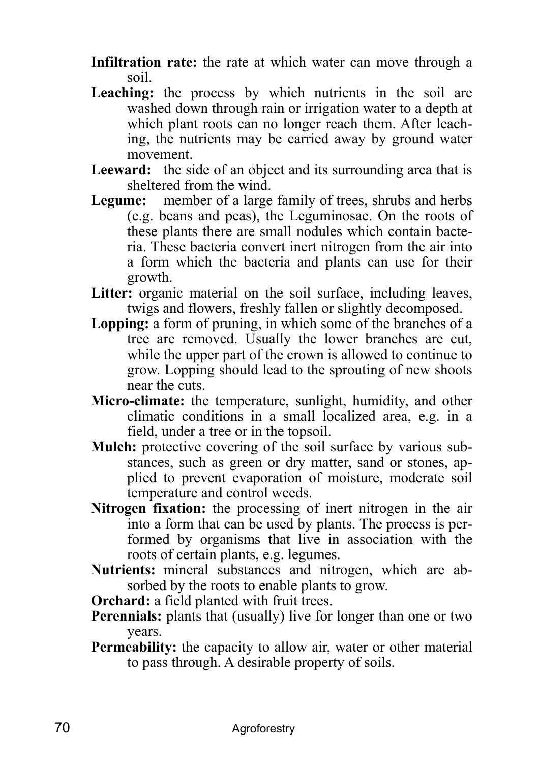**Infiltration rate:** the rate at which water can move through a soil.

**Leaching:** the process by which nutrients in the soil are washed down through rain or irrigation water to a depth at which plant roots can no longer reach them. After leaching, the nutrients may be carried away by ground water movement.

**Leeward:** the side of an object and its surrounding area that is sheltered from the wind.

**Legume:** member of a large family of trees, shrubs and herbs (e.g. beans and peas), the Leguminosae. On the roots of these plants there are small nodules which contain bacteria. These bacteria convert inert nitrogen from the air into a form which the bacteria and plants can use for their growth.

**Litter:** organic material on the soil surface, including leaves, twigs and flowers, freshly fallen or slightly decomposed.

**Lopping:** a form of pruning, in which some of the branches of a tree are removed. Usually the lower branches are cut, while the upper part of the crown is allowed to continue to grow. Lopping should lead to the sprouting of new shoots near the cuts.

**Micro-climate:** the temperature, sunlight, humidity, and other climatic conditions in a small localized area, e.g. in a field, under a tree or in the topsoil.

**Mulch:** protective covering of the soil surface by various substances, such as green or dry matter, sand or stones, applied to prevent evaporation of moisture, moderate soil temperature and control weeds.

**Nitrogen fixation:** the processing of inert nitrogen in the air into a form that can be used by plants. The process is performed by organisms that live in association with the roots of certain plants, e.g. legumes.

**Nutrients:** mineral substances and nitrogen, which are absorbed by the roots to enable plants to grow.

**Orchard:** a field planted with fruit trees.

**Perennials:** plants that (usually) live for longer than one or two years.

**Permeability:** the capacity to allow air, water or other material to pass through. A desirable property of soils.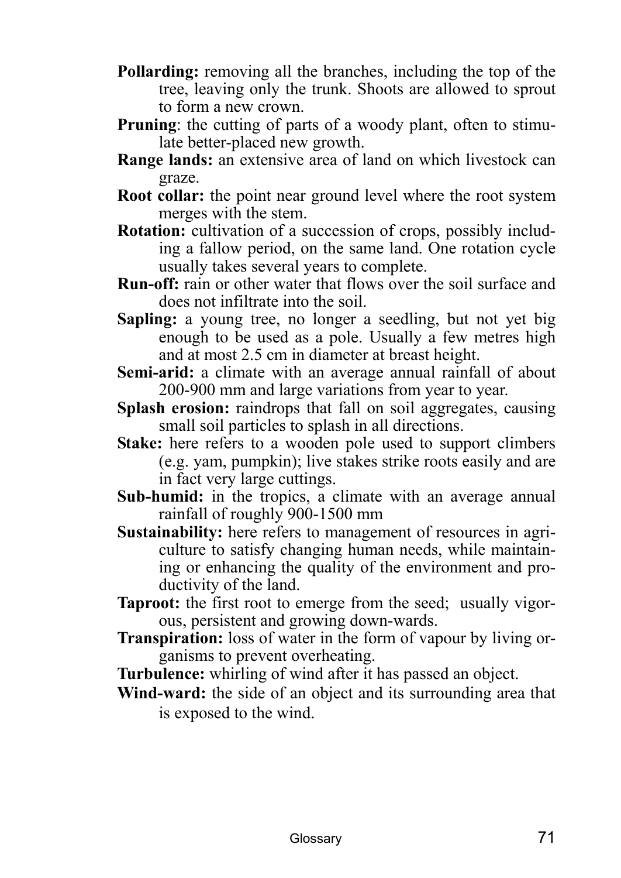**Pollarding:** removing all the branches, including the top of the tree, leaving only the trunk. Shoots are allowed to sprout to form a new crown.

**Pruning**: the cutting of parts of a woody plant, often to stimulate better-placed new growth.

**Range lands:** an extensive area of land on which livestock can graze.

**Root collar:** the point near ground level where the root system merges with the stem.

**Rotation:** cultivation of a succession of crops, possibly including a fallow period, on the same land. One rotation cycle usually takes several years to complete.

**Run-off:** rain or other water that flows over the soil surface and does not infiltrate into the soil.

**Sapling:** a young tree, no longer a seedling, but not yet big enough to be used as a pole. Usually a few metres high and at most 2.5 cm in diameter at breast height.

**Semi-arid:** a climate with an average annual rainfall of about 200-900 mm and large variations from year to year.

**Splash erosion:** raindrops that fall on soil aggregates, causing small soil particles to splash in all directions.

**Stake:** here refers to a wooden pole used to support climbers (e.g. yam, pumpkin); live stakes strike roots easily and are in fact very large cuttings.

**Sub-humid:** in the tropics, a climate with an average annual rainfall of roughly 900-1500 mm

**Sustainability:** here refers to management of resources in agriculture to satisfy changing human needs, while maintaining or enhancing the quality of the environment and productivity of the land.

**Taproot:** the first root to emerge from the seed; usually vigorous, persistent and growing down-wards.

**Transpiration:** loss of water in the form of vapour by living organisms to prevent overheating.

**Turbulence:** whirling of wind after it has passed an object.

**Wind-ward:** the side of an object and its surrounding area that is exposed to the wind.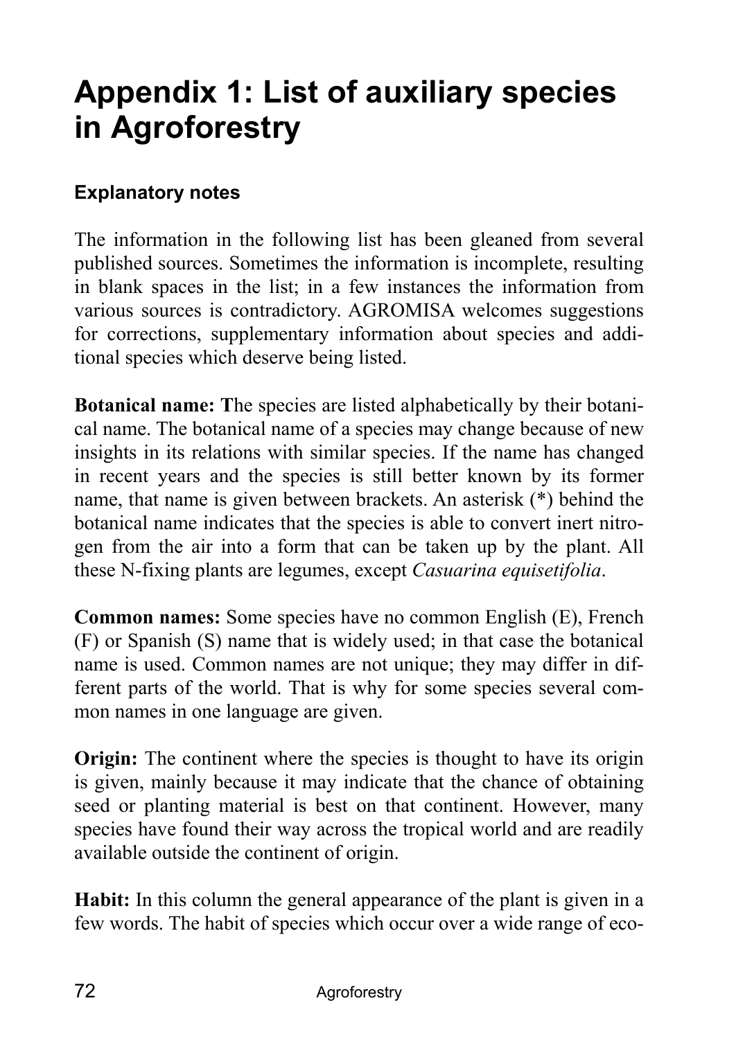# Appendix 1: List of auxiliary species in Agroforestry

### Explanatory notes

The information in the following list has been gleaned from several published sources. Sometimes the information is incomplete, resulting in blank spaces in the list; in a few instances the information from various sources is contradictory. AGROMISA welcomes suggestions for corrections, supplementary information about species and additional species which deserve being listed.

**Botanical name: T**he species are listed alphabetically by their botanical name. The botanical name of a species may change because of new insights in its relations with similar species. If the name has changed in recent years and the species is still better known by its former name, that name is given between brackets. An asterisk (*) behind the botanical name indicates that the species is able to convert inert nitrogen from the air into a form that can be taken up by the plant. All these N-fixing plants are legumes, except *Casuarina equisetifolia*.

**Common names:** Some species have no common English (E), French (F) or Spanish (S) name that is widely used; in that case the botanical name is used. Common names are not unique; they may differ in different parts of the world. That is why for some species several common names in one language are given.

**Origin:** The continent where the species is thought to have its origin is given, mainly because it may indicate that the chance of obtaining seed or planting material is best on that continent. However, many species have found their way across the tropical world and are readily available outside the continent of origin.

**Habit:** In this column the general appearance of the plant is given in a few words. The habit of species which occur over a wide range of eco-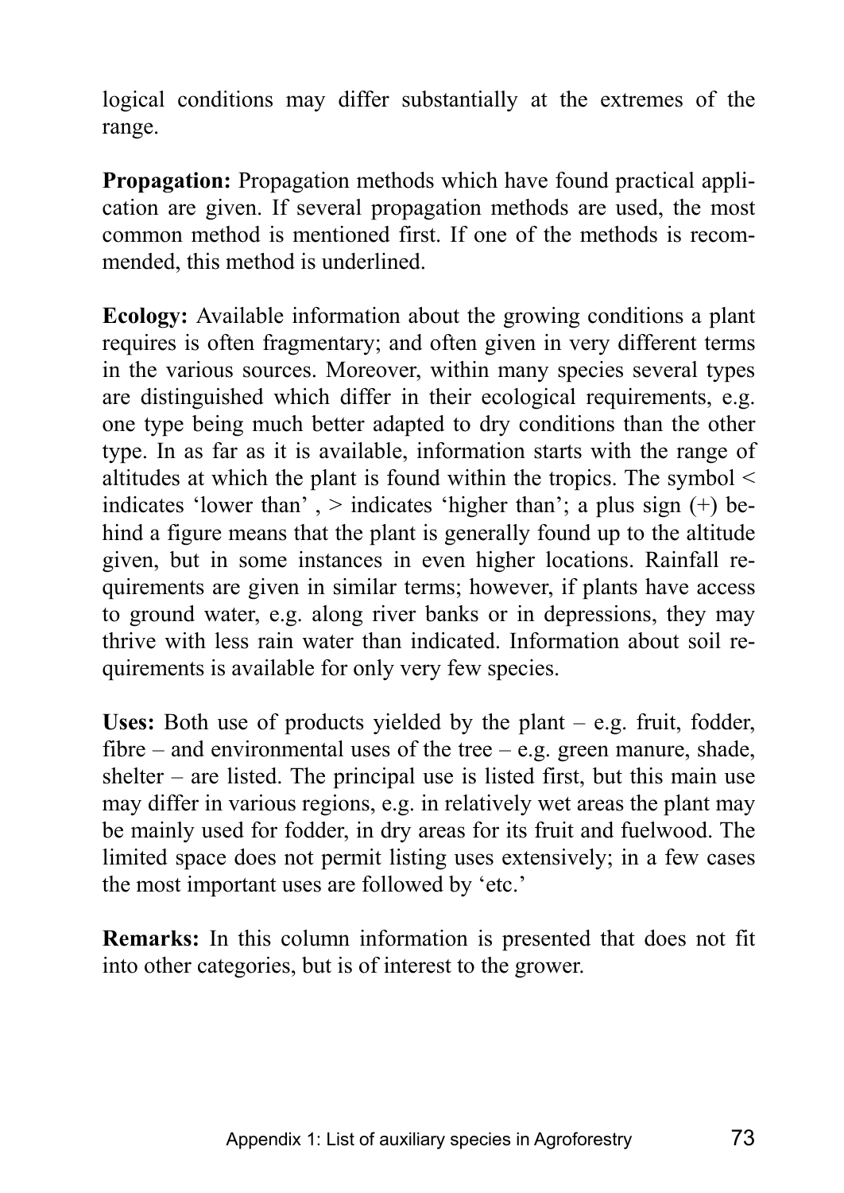logical conditions may differ substantially at the extremes of the range.

**Propagation:** Propagation methods which have found practical application are given. If several propagation methods are used, the most common method is mentioned first. If one of the methods is recommended, this method is underlined.

**Ecology:** Available information about the growing conditions a plant requires is often fragmentary; and often given in very different terms in the various sources. Moreover, within many species several types are distinguished which differ in their ecological requirements, e.g. one type being much better adapted to dry conditions than the other type. In as far as it is available, information starts with the range of altitudes at which the plant is found within the tropics. The symbol < indicates 'lower than' , > indicates 'higher than'; a plus sign (+) behind a figure means that the plant is generally found up to the altitude given, but in some instances in even higher locations. Rainfall requirements are given in similar terms; however, if plants have access to ground water, e.g. along river banks or in depressions, they may thrive with less rain water than indicated. Information about soil requirements is available for only very few species.

**Uses:** Both use of products yielded by the plant – e.g. fruit, fodder, fibre – and environmental uses of the tree – e.g. green manure, shade, shelter – are listed. The principal use is listed first, but this main use may differ in various regions, e.g. in relatively wet areas the plant may be mainly used for fodder, in dry areas for its fruit and fuelwood. The limited space does not permit listing uses extensively; in a few cases the most important uses are followed by 'etc.'

**Remarks:** In this column information is presented that does not fit into other categories, but is of interest to the grower.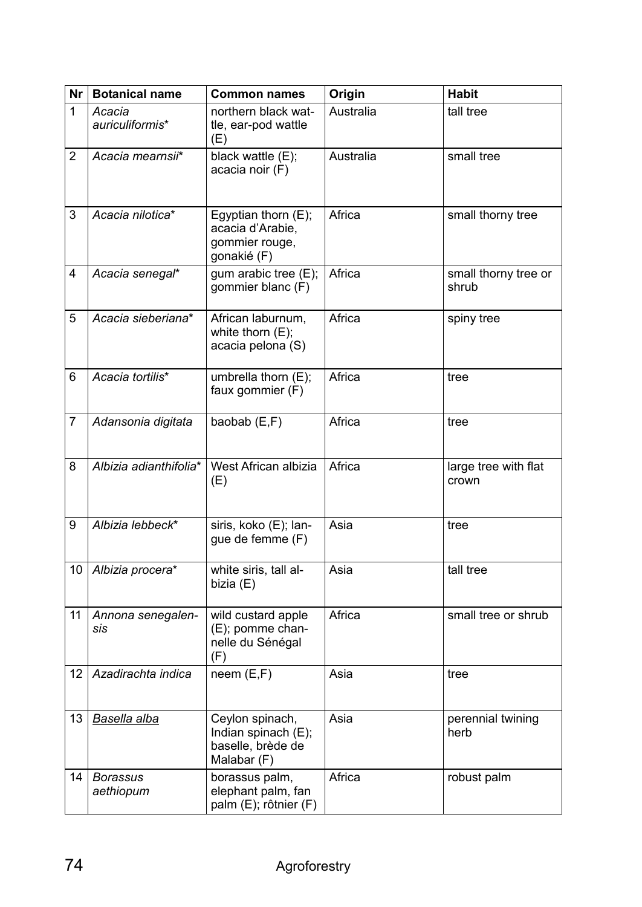| Nr | Botanical name | Common names | Origin | Habit |
|---|---|---|---|---|
| 1 | *Acacia auriculiformis** | northern black wattle, ear-pod wattle (E) | Australia | tall tree |
| 2 | *Acacia mearnsii** | black wattle (E); acacia noir (F) | Australia | small tree |
| 3 | *Acacia nilotica** | Egyptian thorn (E); acacia d'Arabie, gommier rouge, gonakié (F) | Africa | small thorny tree |
| 4 | *Acacia senegal** | gum arabic tree (E); gommier blanc (F) | Africa | small thorny tree or shrub |
| 5 | *Acacia sieberiana** | African laburnum, white thorn (E); acacia pelona (S) | Africa | spiny tree |
| 6 | *Acacia tortilis** | umbrella thorn (E); faux gommier (F) | Africa | tree |
| 7 | *Adansonia digitata* | baobab (E,F) | Africa | tree |
| 8 | *Albizia adianthifolia** | West African albizia (E) | Africa | large tree with flat crown |
| 9 | *Albizia lebbeck** | siris, koko (E); langue de femme (F) | Asia | tree |
| 10 | *Albizia procera** | white siris, tall albizia (E) | Asia | tall tree |
| 11 | *Annona senegalensis* | wild custard apple (E); pomme channelle du Sénégal (F) | Africa | small tree or shrub |
| 12 | *Azadirachta indica* | neem (E,F) | Asia | tree |
| 13 | <u>*Basella alba*</u> | Ceylon spinach, Indian spinach (E); baselle, brède de Malabar (F) | Asia | perennial twining herb |
| 14 | *Borassus aethiopum* | borassus palm, elephant palm, fan palm (E); rôtnier (F) | Africa | robust palm |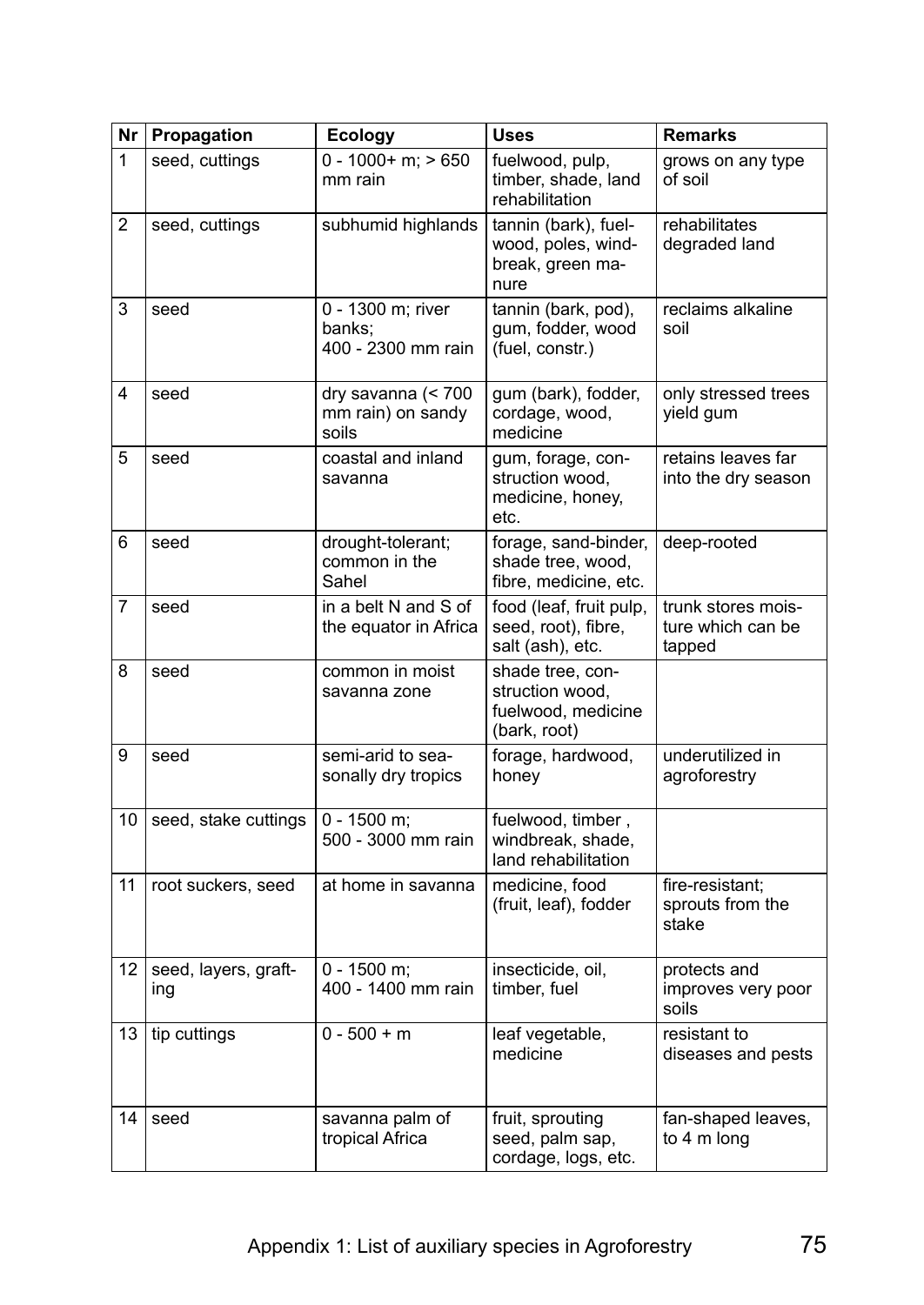| Nr | Propagation | Ecology | Uses | Remarks |
|---|---|---|---|---|
| 1 | seed, cuttings | 0 - 1000+ m; > 650 mm rain | fuelwood, pulp, timber, shade, land rehabilitation | grows on any type of soil |
| 2 | seed, cuttings | subhumid highlands | tannin (bark), fuelwood, poles, windbreak, green manure | rehabilitates degraded land |
| 3 | seed | 0 - 1300 m; river banks; 400 - 2300 mm rain | tannin (bark, pod), gum, fodder, wood (fuel, constr.) | reclaims alkaline soil |
| 4 | seed | dry savanna (< 700 mm rain) on sandy soils | gum (bark), fodder, cordage, wood, medicine | only stressed trees yield gum |
| 5 | seed | coastal and inland savanna | gum, forage, construction wood, medicine, honey, etc. | retains leaves far into the dry season |
| 6 | seed | drought-tolerant; common in the Sahel | forage, sand-binder, shade tree, wood, fibre, medicine, etc. | deep-rooted |
| 7 | seed | in a belt N and S of the equator in Africa | food (leaf, fruit pulp, seed, root), fibre, salt (ash), etc. | trunk stores moisture which can be tapped |
| 8 | seed | common in moist savanna zone | shade tree, construction wood, fuelwood, medicine (bark, root) | |
| 9 | seed | semi-arid to seasonally dry tropics | forage, hardwood, honey | underutilized in agroforestry |
| 10 | seed, stake cuttings | 0 - 1500 m; 500 - 3000 mm rain | fuelwood, timber , windbreak, shade, land rehabilitation | |
| 11 | root suckers, seed | at home in savanna | medicine, food (fruit, leaf), fodder | fire-resistant; sprouts from the stake |
| 12 | seed, layers, grafting | 0 - 1500 m; 400 - 1400 mm rain | insecticide, oil, timber, fuel | protects and improves very poor soils |
| 13 | tip cuttings | 0 - 500 + m | leaf vegetable, medicine | resistant to diseases and pests |
| 14 | seed | savanna palm of tropical Africa | fruit, sprouting seed, palm sap, cordage, logs, etc. | fan-shaped leaves, to 4 m long |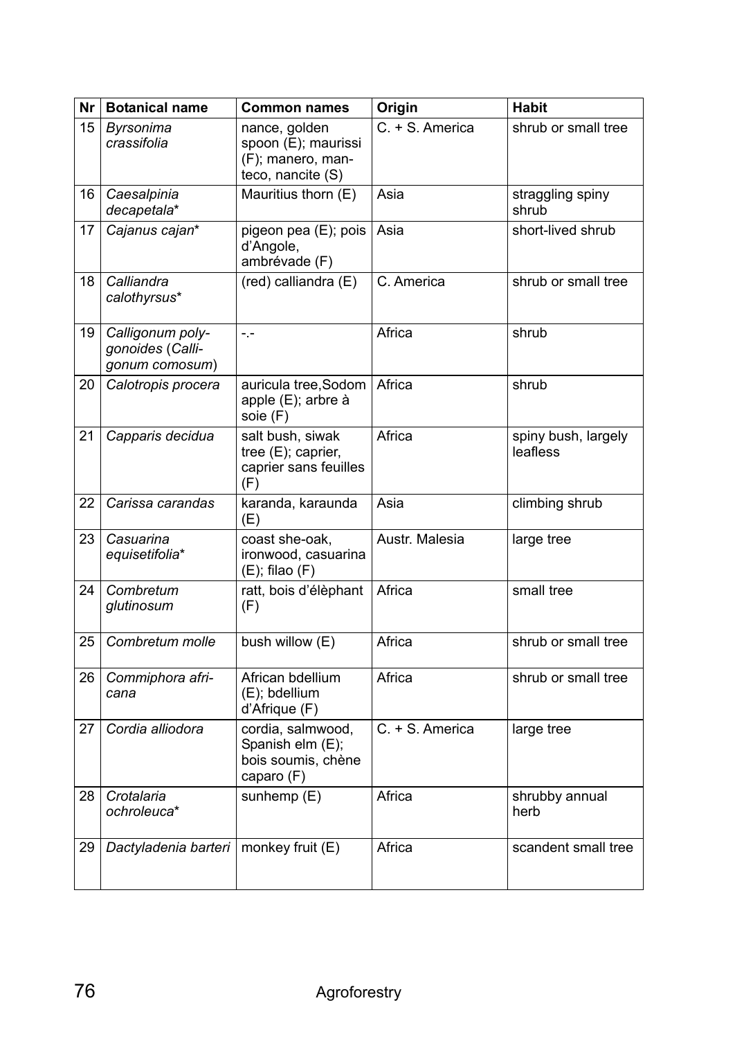| Nr | Botanical name | Common names | Origin | Habit |
|---|---|---|---|---|
| 15 | *Byrsonima crassifolia* | nance, golden spoon (E); maurissi (F); manero, manteco, nancite (S) | C. + S. America | shrub or small tree |
| 16 | *Caesalpinia decapetala** | Mauritius thorn (E) | Asia | straggling spiny shrub |
| 17 | *Cajanus cajan** | pigeon pea (E); pois d'Angole, ambrévade (F) | Asia | short-lived shrub |
| 18 | *Calliandra calothyrsus** | (red) calliandra (E) | C. America | shrub or small tree |
| 19 | *Calligonum polygonoides* (*Calligonum comosum*) | -.- | Africa | shrub |
| 20 | *Calotropis procera* | auricula tree,Sodom apple (E); arbre à soie (F) | Africa | shrub |
| 21 | *Capparis decidua* | salt bush, siwak tree (E); caprier, caprier sans feuilles (F) | Africa | spiny bush, largely leafless |
| 22 | *Carissa carandas* | karanda, karaunda (E) | Asia | climbing shrub |
| 23 | *Casuarina equisetifolia** | coast she-oak, ironwood, casuarina (E); filao (F) | Austr. Malesia | large tree |
| 24 | *Combretum glutinosum* | ratt, bois d'élèphant (F) | Africa | small tree |
| 25 | *Combretum molle* | bush willow (E) | Africa | shrub or small tree |
| 26 | *Commiphora africana* | African bdellium (E); bdellium d'Afrique (F) | Africa | shrub or small tree |
| 27 | *Cordia alliodora* | cordia, salmwood, Spanish elm (E); bois soumis, chène caparo (F) | C. + S. America | large tree |
| 28 | *Crotalaria ochroleuca** | sunhemp (E) | Africa | shrubby annual herb |
| 29 | *Dactyladenia barteri* | monkey fruit (E) | Africa | scandent small tree |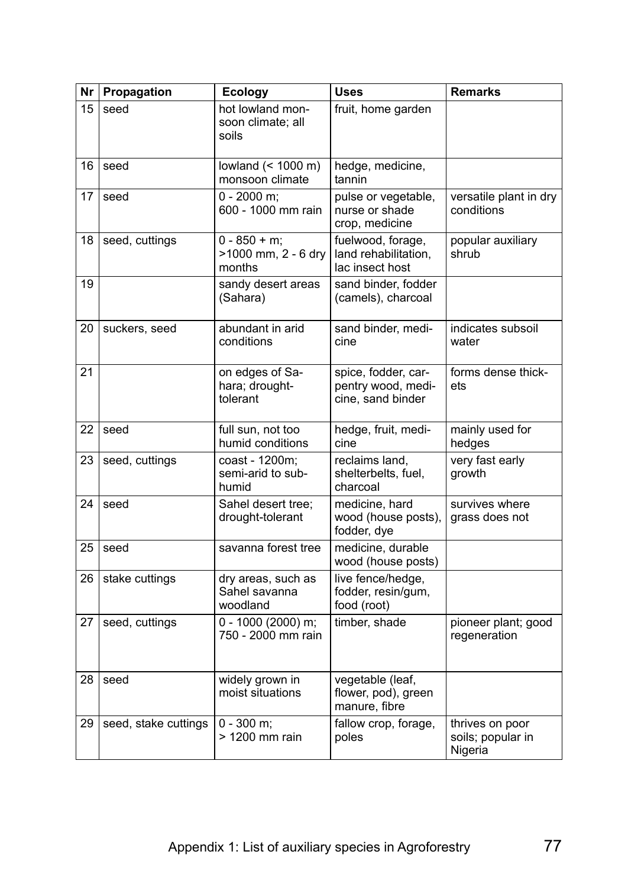| Nr | Propagation | Ecology | Uses | Remarks |
|---|---|---|---|---|
| 15 | seed | hot lowland monsoon climate; all soils | fruit, home garden | |
| 16 | seed | lowland (< 1000 m) monsoon climate | hedge, medicine, tannin | |
| 17 | seed | 0 - 2000 m; 600 - 1000 mm rain | pulse or vegetable, nurse or shade crop, medicine | versatile plant in dry conditions |
| 18 | seed, cuttings | 0 - 850 + m; >1000 mm, 2 - 6 dry months | fuelwood, forage, land rehabilitation, lac insect host | popular auxiliary shrub |
| 19 | | sandy desert areas (Sahara) | sand binder, fodder (camels), charcoal | |
| 20 | suckers, seed | abundant in arid conditions | sand binder, medicine | indicates subsoil water |
| 21 | | on edges of Sahara; drought-tolerant | spice, fodder, carpentry wood, medicine, sand binder | forms dense thickets |
| 22 | seed | full sun, not too humid conditions | hedge, fruit, medicine | mainly used for hedges |
| 23 | seed, cuttings | coast - 1200m; semi-arid to sub-humid | reclaims land, shelterbelts, fuel, charcoal | very fast early growth |
| 24 | seed | Sahel desert tree; drought-tolerant | medicine, hard wood (house posts), fodder, dye | survives where grass does not |
| 25 | seed | savanna forest tree | medicine, durable wood (house posts) | |
| 26 | stake cuttings | dry areas, such as Sahel savanna woodland | live fence/hedge, fodder, resin/gum, food (root) | |
| 27 | seed, cuttings | 0 - 1000 (2000) m; 750 - 2000 mm rain | timber, shade | pioneer plant; good regeneration |
| 28 | seed | widely grown in moist situations | vegetable (leaf, flower, pod), green manure, fibre | |
| 29 | seed, stake cuttings | 0 - 300 m; > 1200 mm rain | fallow crop, forage, poles | thrives on poor soils; popular in Nigeria |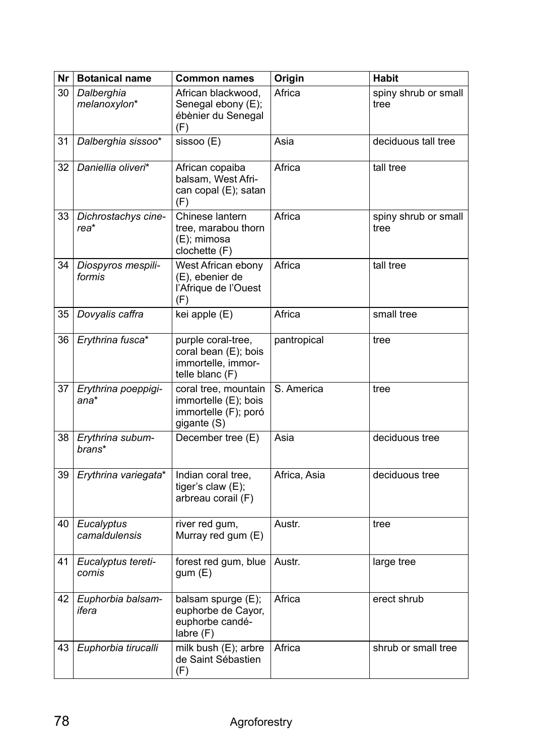| Nr | Botanical name | Common names | Origin | Habit |
|---|---|---|---|---|
| 30 | *Dalberghia melanoxylon** | African blackwood, Senegal ebony (E); ébènier du Senegal (F) | Africa | spiny shrub or small tree |
| 31 | *Dalberghia sissoo** | sissoo (E) | Asia | deciduous tall tree |
| 32 | *Daniellia oliveri** | African copaiba balsam, West African copal (E); satan (F) | Africa | tall tree |
| 33 | *Dichrostachys cinerea** | Chinese lantern tree, marabou thorn (E); mimosa clochette (F) | Africa | spiny shrub or small tree |
| 34 | *Diospyros mespiliformis* | West African ebony (E), ebenier de l'Afrique de l'Ouest (F) | Africa | tall tree |
| 35 | *Dovyalis caffra* | kei apple (E) | Africa | small tree |
| 36 | *Erythrina fusca** | purple coral-tree, coral bean (E); bois immortelle, immortelle blanc (F) | pantropical | tree |
| 37 | *Erythrina poeppigiana** | coral tree, mountain immortelle (E); bois immortelle (F); poró gigante (S) | S. America | tree |
| 38 | *Erythrina subumbrans** | December tree (E) | Asia | deciduous tree |
| 39 | *Erythrina variegata** | Indian coral tree, tiger's claw (E); arbreau corail (F) | Africa, Asia | deciduous tree |
| 40 | *Eucalyptus camaldulensis* | river red gum, Murray red gum (E) | Austr. | tree |
| 41 | *Eucalyptus tereticornis* | forest red gum, blue gum (E) | Austr. | large tree |
| 42 | *Euphorbia balsamifera* | balsam spurge (E); euphorbe de Cayor, euphorbe candélabre (F) | Africa | erect shrub |
| 43 | *Euphorbia tirucalli* | milk bush (E); arbre de Saint Sébastien (F) | Africa | shrub or small tree |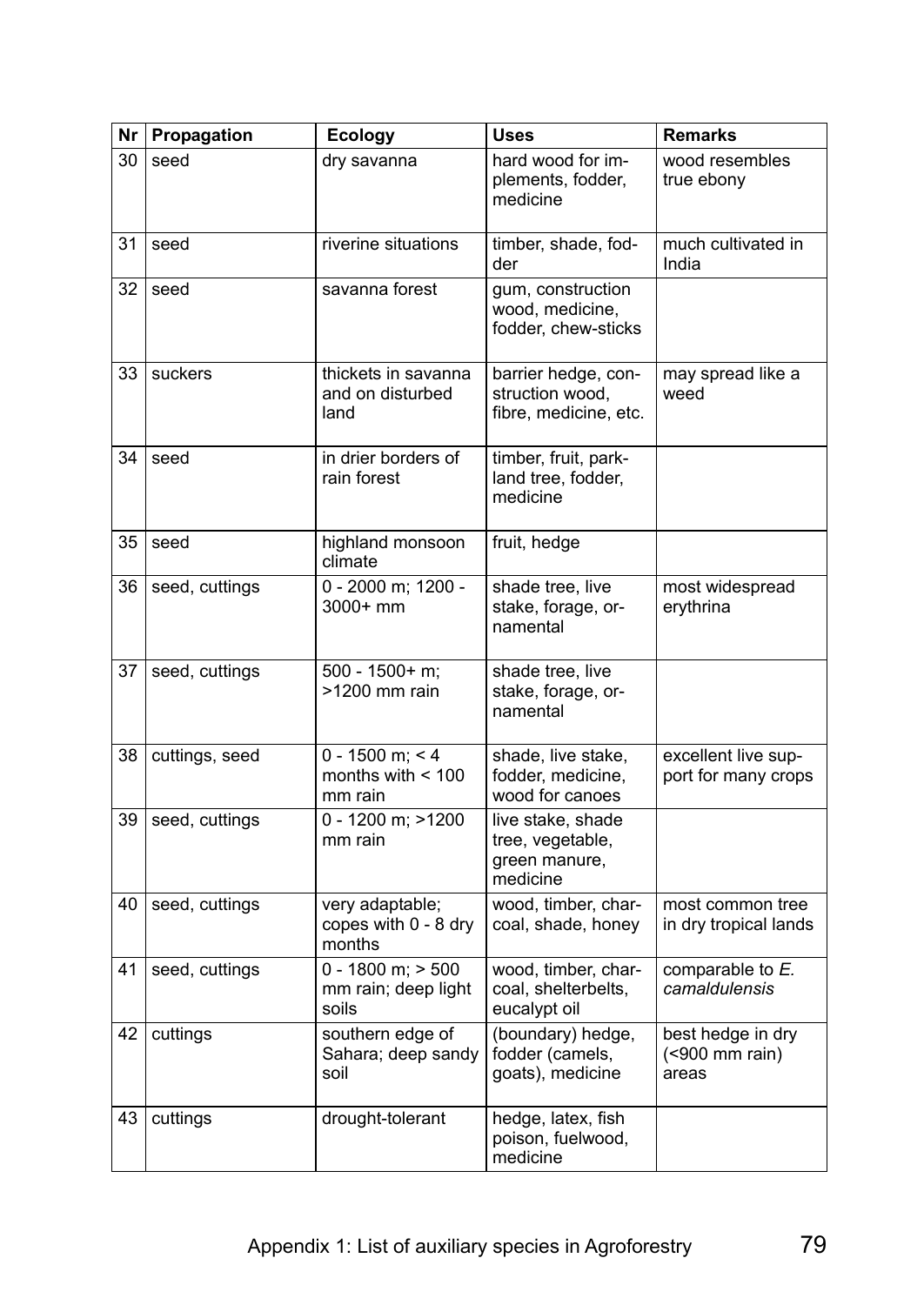| Nr | Propagation | Ecology | Uses | Remarks |
|---|---|---|---|---|
| 30 | seed | dry savanna | hard wood for implements, fodder, medicine | wood resembles true ebony |
| 31 | seed | riverine situations | timber, shade, fodder | much cultivated in India |
| 32 | seed | savanna forest | gum, construction wood, medicine, fodder, chew-sticks | |
| 33 | suckers | thickets in savanna and on disturbed land | barrier hedge, construction wood, fibre, medicine, etc. | may spread like a weed |
| 34 | seed | in drier borders of rain forest | timber, fruit, parkland tree, fodder, medicine | |
| 35 | seed | highland monsoon climate | fruit, hedge | |
| 36 | seed, cuttings | 0 - 2000 m; 1200 - 3000+ mm | shade tree, live stake, forage, ornamental | most widespread erythrina |
| 37 | seed, cuttings | 500 - 1500+ m; >1200 mm rain | shade tree, live stake, forage, ornamental | |
| 38 | cuttings, seed | 0 - 1500 m; < 4 months with < 100 mm rain | shade, live stake, fodder, medicine, wood for canoes | excellent live support for many crops |
| 39 | seed, cuttings | 0 - 1200 m; >1200 mm rain | live stake, shade tree, vegetable, green manure, medicine | |
| 40 | seed, cuttings | very adaptable; copes with 0 - 8 dry months | wood, timber, charcoal, shade, honey | most common tree in dry tropical lands |
| 41 | seed, cuttings | 0 - 1800 m; > 500 mm rain; deep light soils | wood, timber, charcoal, shelterbelts, eucalypt oil | comparable to *E. camaldulensis* |
| 42 | cuttings | southern edge of Sahara; deep sandy soil | (boundary) hedge, fodder (camels, goats), medicine | best hedge in dry (<900 mm rain) areas |
| 43 | cuttings | drought-tolerant | hedge, latex, fish poison, fuelwood, medicine | |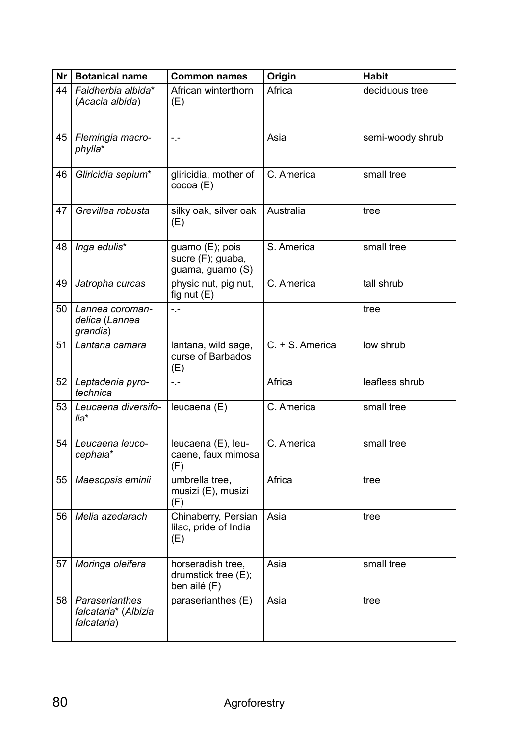| Nr | Botanical name | Common names | Origin | Habit |
|---|---|---|---|---|
| 44 | *Faidherbia albida** (*Acacia albida*) | African winterthorn (E) | Africa | deciduous tree |
| 45 | *Flemingia macrophylla** | -.- | Asia | semi-woody shrub |
| 46 | *Gliricidia sepium** | gliricidia, mother of cocoa (E) | C. America | small tree |
| 47 | *Grevillea robusta* | silky oak, silver oak (E) | Australia | tree |
| 48 | *Inga edulis** | guamo (E); pois sucre (F); guaba, guama, guamo (S) | S. America | small tree |
| 49 | *Jatropha curcas* | physic nut, pig nut, fig nut (E) | C. America | tall shrub |
| 50 | *Lannea coromandelica* (*Lannea grandis*) | -.- | | tree |
| 51 | *Lantana camara* | lantana, wild sage, curse of Barbados (E) | C. + S. America | low shrub |
| 52 | *Leptadenia pyrotechnica* | -.- | Africa | leafless shrub |
| 53 | *Leucaena diversifolia** | leucaena (E) | C. America | small tree |
| 54 | *Leucaena leucocephala** | leucaena (E), leucaene, faux mimosa (F) | C. America | small tree |
| 55 | *Maesopsis eminii* | umbrella tree, musizi (E), musizi (F) | Africa | tree |
| 56 | *Melia azedarach* | Chinaberry, Persian lilac, pride of India (E) | Asia | tree |
| 57 | *Moringa oleifera* | horseradish tree, drumstick tree (E); ben ailé (F) | Asia | small tree |
| 58 | *Paraserianthes falcataria** (*Albizia falcataria*) | paraserianthes (E) | Asia | tree |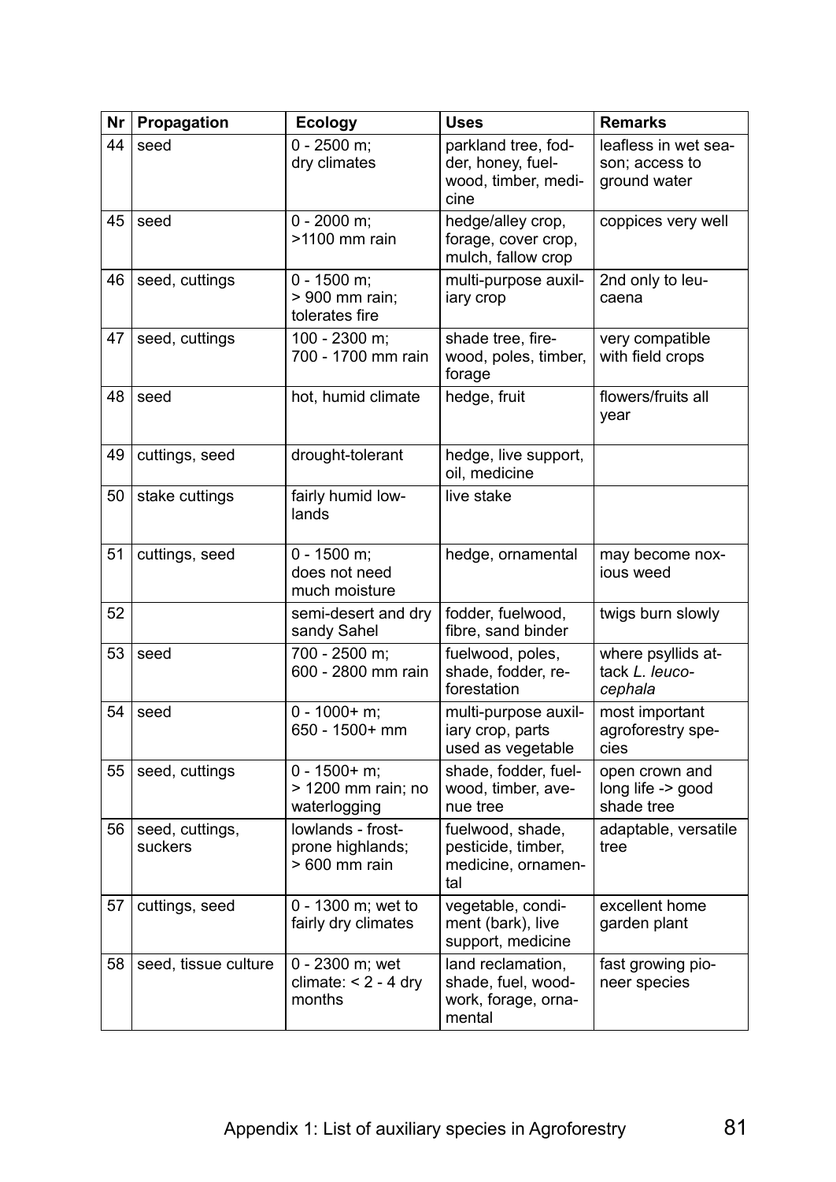| Nr | Propagation | Ecology | Uses | Remarks |
|---|---|---|---|---|
| 44 | seed | 0 - 2500 m; dry climates | parkland tree, fodder, honey, fuelwood, timber, medicine | leafless in wet season; access to ground water |
| 45 | seed | 0 - 2000 m; >1100 mm rain | hedge/alley crop, forage, cover crop, mulch, fallow crop | coppices very well |
| 46 | seed, cuttings | 0 - 1500 m; > 900 mm rain; tolerates fire | multi-purpose auxiliary crop | 2nd only to leucaena |
| 47 | seed, cuttings | 100 - 2300 m; 700 - 1700 mm rain | shade tree, firewood, poles, timber, forage | very compatible with field crops |
| 48 | seed | hot, humid climate | hedge, fruit | flowers/fruits all year |
| 49 | cuttings, seed | drought-tolerant | hedge, live support, oil, medicine | |
| 50 | stake cuttings | fairly humid lowlands | live stake | |
| 51 | cuttings, seed | 0 - 1500 m; does not need much moisture | hedge, ornamental | may become noxious weed |
| 52 | | semi-desert and dry sandy Sahel | fodder, fuelwood, fibre, sand binder | twigs burn slowly |
| 53 | seed | 700 - 2500 m; 600 - 2800 mm rain | fuelwood, poles, shade, fodder, reforestation | where psyllids attack *L. leucocephala* |
| 54 | seed | 0 - 1000+ m; 650 - 1500+ mm | multi-purpose auxiliary crop, parts used as vegetable | most important agroforestry species |
| 55 | seed, cuttings | 0 - 1500+ m; > 1200 mm rain; no waterlogging | shade, fodder, fuelwood, timber, avenue tree | open crown and long life -> good shade tree |
| 56 | seed, cuttings, suckers | lowlands - frost-prone highlands; > 600 mm rain | fuelwood, shade, pesticide, timber, medicine, ornamental | adaptable, versatile tree |
| 57 | cuttings, seed | 0 - 1300 m; wet to fairly dry climates | vegetable, condiment (bark), live support, medicine | excellent home garden plant |
| 58 | seed, tissue culture | 0 - 2300 m; wet climate: < 2 - 4 dry months | land reclamation, shade, fuel, woodwork, forage, ornamental | fast growing pioneer species |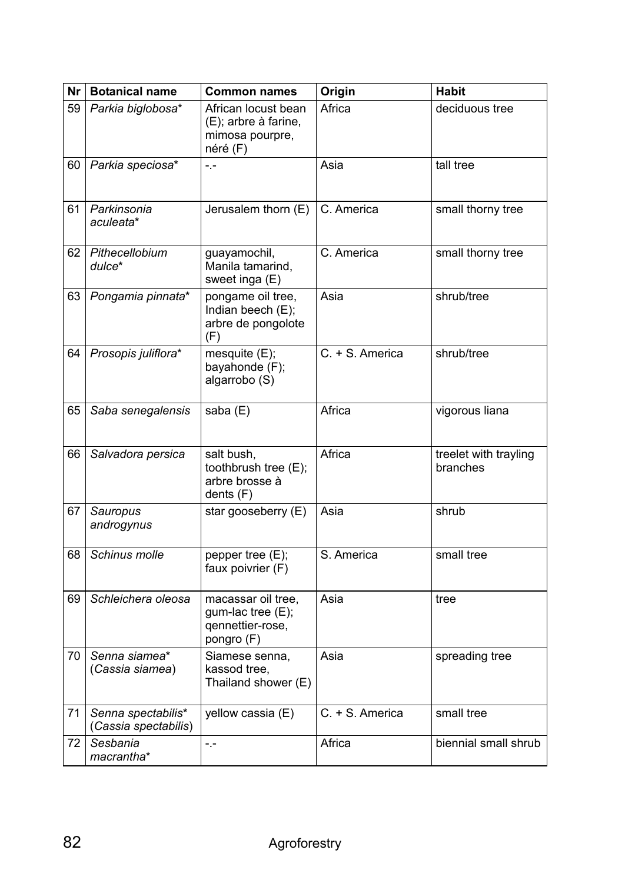| Nr | Botanical name | Common names | Origin | Habit |
|---|---|---|---|---|
| 59 | *Parkia biglobosa** | African locust bean (E); arbre à farine, mimosa pourpre, néré (F) | Africa | deciduous tree |
| 60 | *Parkia speciosa** | -.- | Asia | tall tree |
| 61 | *Parkinsonia aculeata** | Jerusalem thorn (E) | C. America | small thorny tree |
| 62 | *Pithecellobium dulce** | guayamochil, Manila tamarind, sweet inga (E) | C. America | small thorny tree |
| 63 | *Pongamia pinnata** | pongame oil tree, Indian beech (E); arbre de pongolote (F) | Asia | shrub/tree |
| 64 | *Prosopis juliflora** | mesquite (E); bayahonde (F); algarrobo (S) | C. + S. America | shrub/tree |
| 65 | *Saba senegalensis* | saba (E) | Africa | vigorous liana |
| 66 | *Salvadora persica* | salt bush, toothbrush tree (E); arbre brosse à dents (F) | Africa | treelet with trayling branches |
| 67 | *Sauropus androgynus* | star gooseberry (E) | Asia | shrub |
| 68 | *Schinus molle* | pepper tree (E); faux poivrier (F) | S. America | small tree |
| 69 | *Schleichera oleosa* | macassar oil tree, gum-lac tree (E); qennettier-rose, pongro (F) | Asia | tree |
| 70 | *Senna siamea** (*Cassia siamea*) | Siamese senna, kassod tree, Thailand shower (E) | Asia | spreading tree |
| 71 | *Senna spectabilis** (*Cassia spectabilis*) | yellow cassia (E) | C. + S. America | small tree |
| 72 | *Sesbania macrantha** | -.- | Africa | biennial small shrub |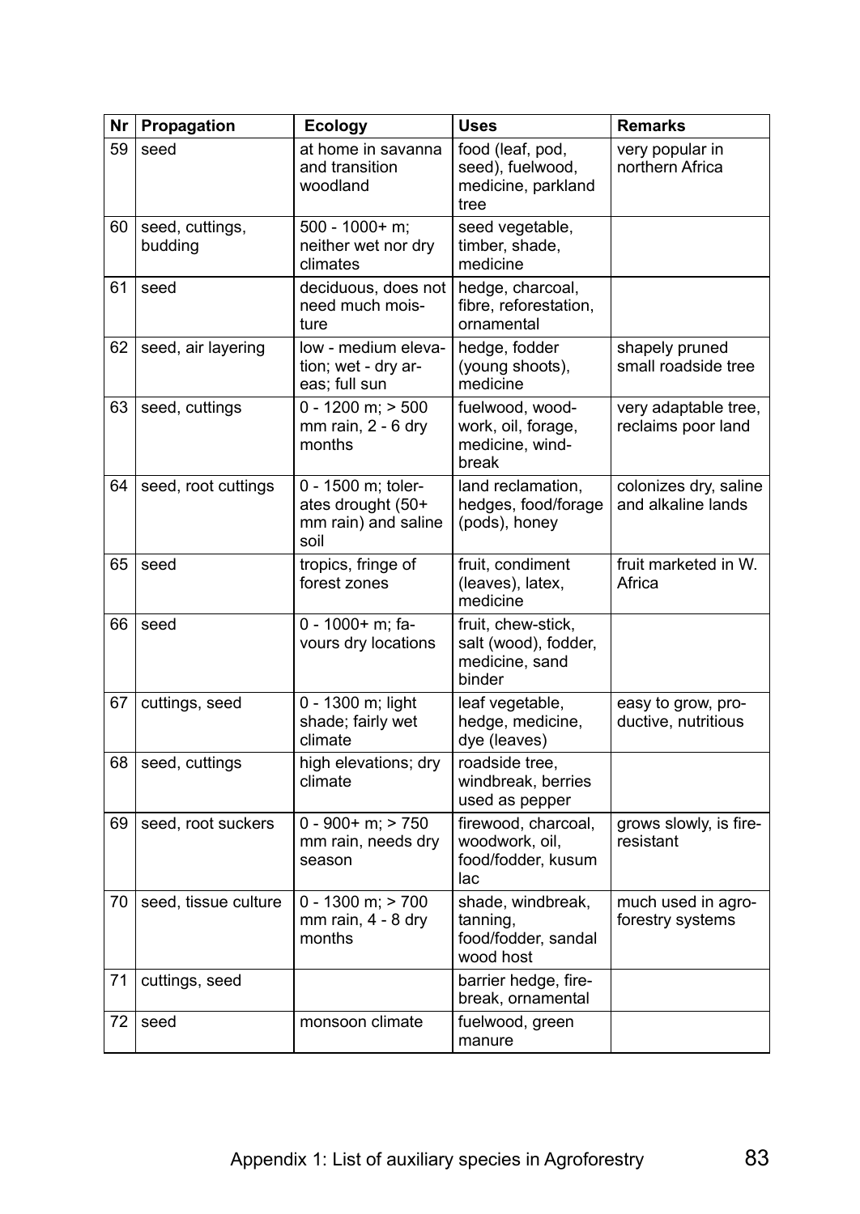| Nr | Propagation | Ecology | Uses | Remarks |
|---|---|---|---|---|
| 59 | seed | at home in savanna and transition woodland | food (leaf, pod, seed), fuelwood, medicine, parkland tree | very popular in northern Africa |
| 60 | seed, cuttings, budding | 500 - 1000+ m; neither wet nor dry climates | seed vegetable, timber, shade, medicine | |
| 61 | seed | deciduous, does not need much moisture | hedge, charcoal, fibre, reforestation, ornamental | |
| 62 | seed, air layering | low - medium elevation; wet - dry areas; full sun | hedge, fodder (young shoots), medicine | shapely pruned small roadside tree |
| 63 | seed, cuttings | 0 - 1200 m; > 500 mm rain, 2 - 6 dry months | fuelwood, woodwork, oil, forage, medicine, windbreak | very adaptable tree, reclaims poor land |
| 64 | seed, root cuttings | 0 - 1500 m; tolerates drought (50+ mm rain) and saline soil | land reclamation, hedges, food/forage (pods), honey | colonizes dry, saline and alkaline lands |
| 65 | seed | tropics, fringe of forest zones | fruit, condiment (leaves), latex, medicine | fruit marketed in W. Africa |
| 66 | seed | 0 - 1000+ m; favours dry locations | fruit, chew-stick, salt (wood), fodder, medicine, sand binder | |
| 67 | cuttings, seed | 0 - 1300 m; light shade; fairly wet climate | leaf vegetable, hedge, medicine, dye (leaves) | easy to grow, productive, nutritious |
| 68 | seed, cuttings | high elevations; dry climate | roadside tree, windbreak, berries used as pepper | |
| 69 | seed, root suckers | 0 - 900+ m; > 750 mm rain, needs dry season | firewood, charcoal, woodwork, oil, food/fodder, kusum lac | grows slowly, is fire-resistant |
| 70 | seed, tissue culture | 0 - 1300 m; > 700 mm rain, 4 - 8 dry months | shade, windbreak, tanning, food/fodder, sandal wood host | much used in agroforestry systems |
| 71 | cuttings, seed | | barrier hedge, firebreak, ornamental | |
| 72 | seed | monsoon climate | fuelwood, green manure | |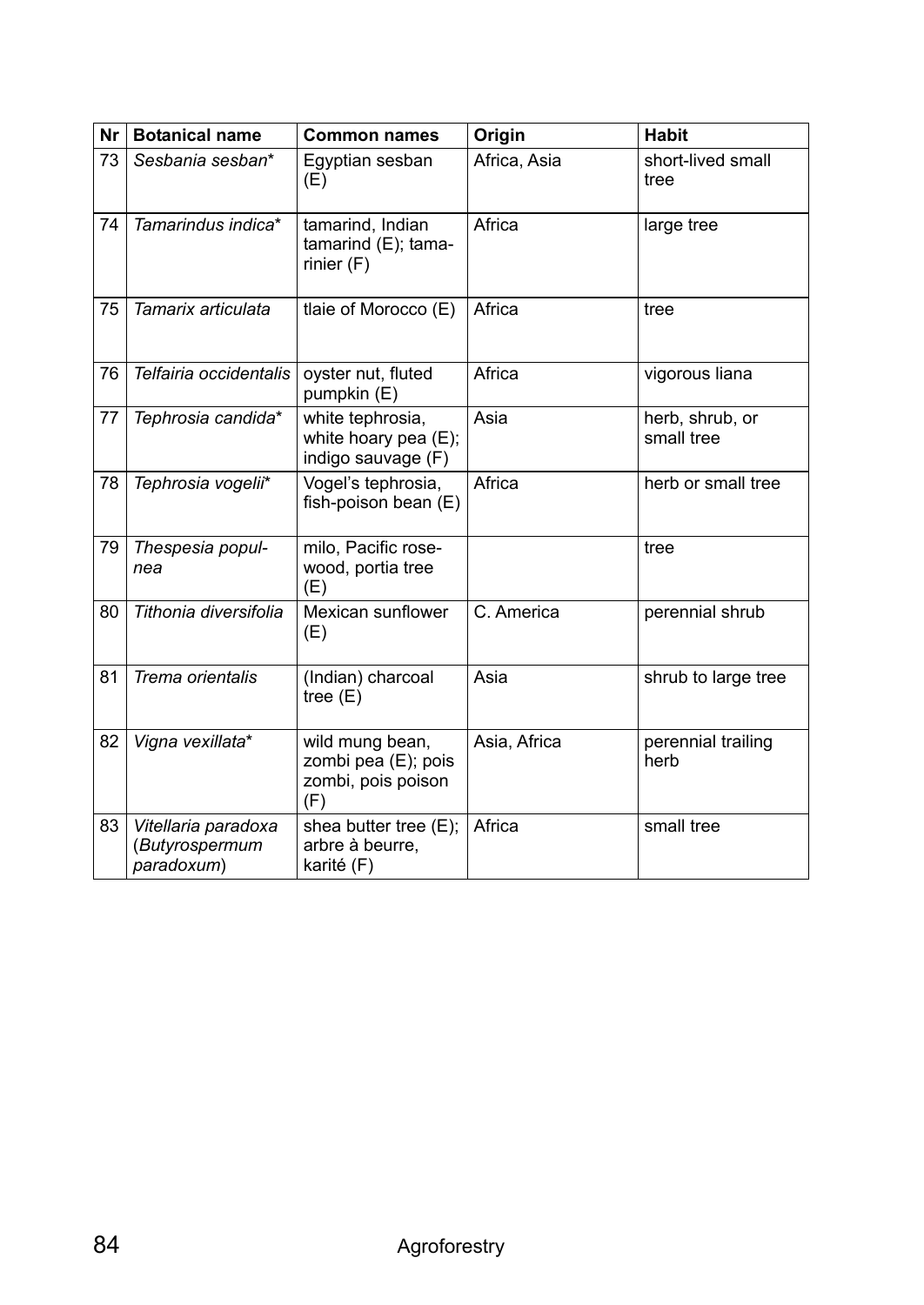| Nr | Botanical name | Common names | Origin | Habit |
|---|---|---|---|---|
| 73 | *Sesbania sesban** | Egyptian sesban (E) | Africa, Asia | short-lived small tree |
| 74 | *Tamarindus indica** | tamarind, Indian tamarind (E); tamarinier (F) | Africa | large tree |
| 75 | *Tamarix articulata* | tlaie of Morocco (E) | Africa | tree |
| 76 | *Telfairia occidentalis* | oyster nut, fluted pumpkin (E) | Africa | vigorous liana |
| 77 | *Tephrosia candida** | white tephrosia, white hoary pea (E); indigo sauvage (F) | Asia | herb, shrub, or small tree |
| 78 | *Tephrosia vogelii** | Vogel's tephrosia, fish-poison bean (E) | Africa | herb or small tree |
| 79 | *Thespesia populnea* | milo, Pacific rosewood, portia tree (E) | | tree |
| 80 | *Tithonia diversifolia* | Mexican sunflower (E) | C. America | perennial shrub |
| 81 | *Trema orientalis* | (Indian) charcoal tree (E) | Asia | shrub to large tree |
| 82 | *Vigna vexillata** | wild mung bean, zombi pea (E); pois zombi, pois poison (F) | Asia, Africa | perennial trailing herb |
| 83 | *Vitellaria paradoxa* (*Butyrospermum paradoxum*) | shea butter tree (E); arbre à beurre, karité (F) | Africa | small tree |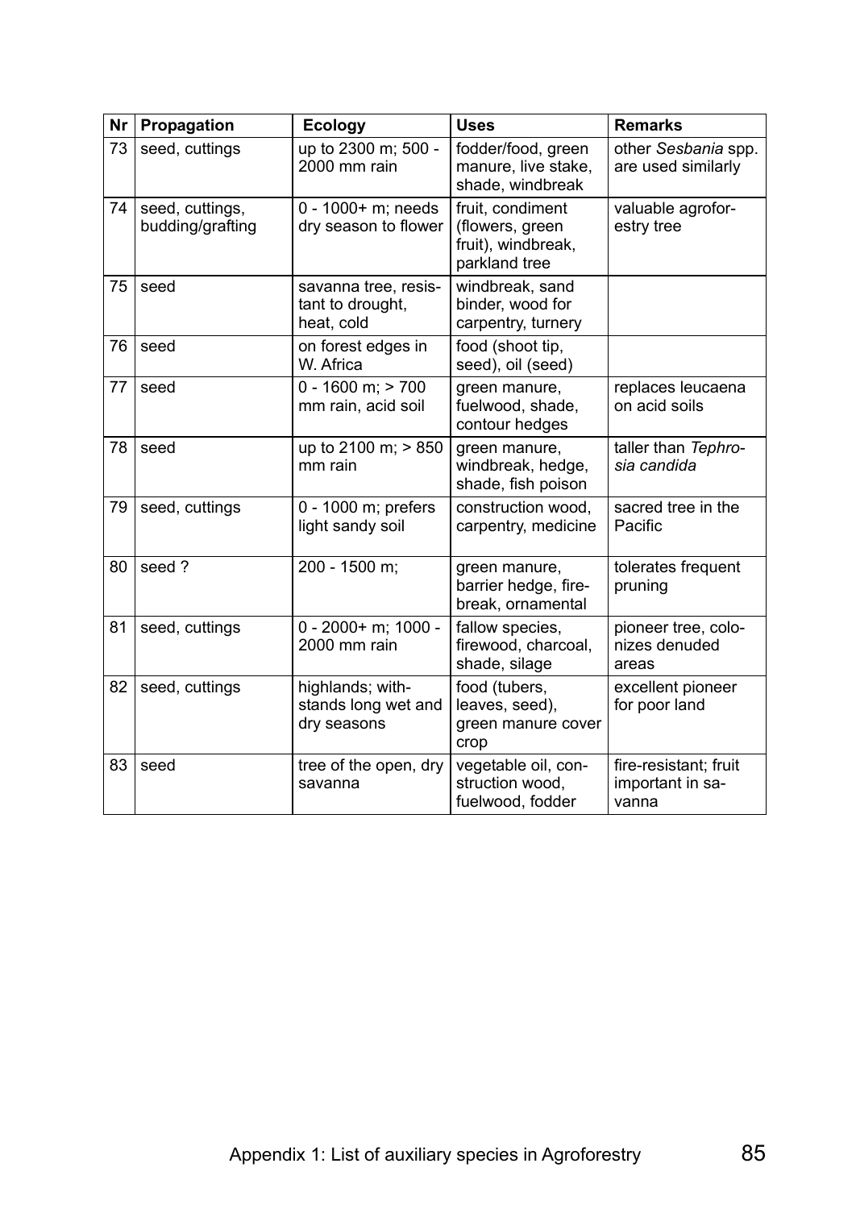| Nr | Propagation | Ecology | Uses | Remarks |
|---|---|---|---|---|
| 73 | seed, cuttings | up to 2300 m; 500 - 2000 mm rain | fodder/food, green manure, live stake, shade, windbreak | other *Sesbania* spp. are used similarly |
| 74 | seed, cuttings, budding/grafting | 0 - 1000+ m; needs dry season to flower | fruit, condiment (flowers, green fruit), windbreak, parkland tree | valuable agroforestry tree |
| 75 | seed | savanna tree, resistant to drought, heat, cold | windbreak, sand binder, wood for carpentry, turnery | |
| 76 | seed | on forest edges in W. Africa | food (shoot tip, seed), oil (seed) | |
| 77 | seed | 0 - 1600 m; > 700 mm rain, acid soil | green manure, fuelwood, shade, contour hedges | replaces leucaena on acid soils |
| 78 | seed | up to 2100 m; > 850 mm rain | green manure, windbreak, hedge, shade, fish poison | taller than *Tephrosia candida* |
| 79 | seed, cuttings | 0 - 1000 m; prefers light sandy soil | construction wood, carpentry, medicine | sacred tree in the Pacific |
| 80 | seed ? | 200 - 1500 m; | green manure, barrier hedge, firebreak, ornamental | tolerates frequent pruning |
| 81 | seed, cuttings | 0 - 2000+ m; 1000 - 2000 mm rain | fallow species, firewood, charcoal, shade, silage | pioneer tree, colonizes denuded areas |
| 82 | seed, cuttings | highlands; withstands long wet and dry seasons | food (tubers, leaves, seed), green manure cover crop | excellent pioneer for poor land |
| 83 | seed | tree of the open, dry savanna | vegetable oil, construction wood, fuelwood, fodder | fire-resistant; fruit important in savanna |